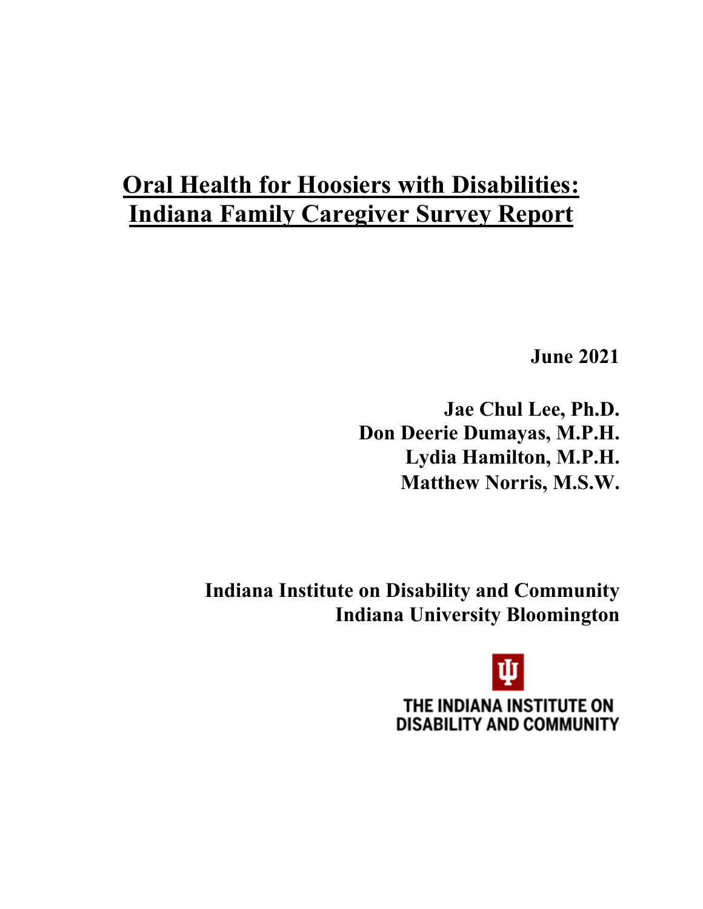# Oral Health for Hoosiers with Disabilities: Indiana Family Caregiver Survey Report

**June 2021**

**Jae Chul Lee, Ph.D.**
**Don Deerie Dumayas, M.P.H.**
**Lydia Hamilton, M.P.H.**
**Matthew Norris, M.S.W.**

**Indiana Institute on Disability and Community**
**Indiana University Bloomington**

THE INDIANA INSTITUTE ON DISABILITY AND COMMUNITY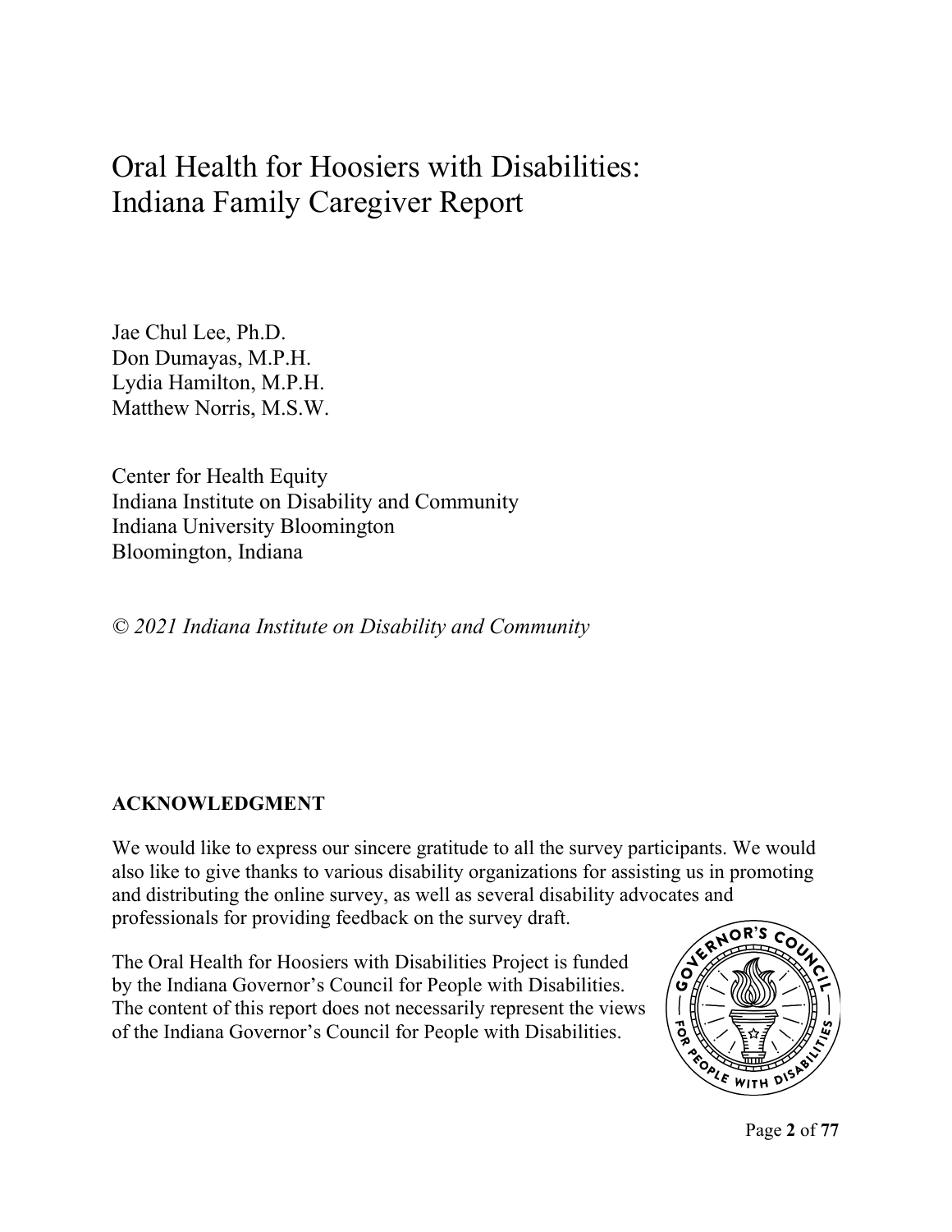# Oral Health for Hoosiers with Disabilities: Indiana Family Caregiver Report

Jae Chul Lee, Ph.D.
Don Dumayas, M.P.H.
Lydia Hamilton, M.P.H.
Matthew Norris, M.S.W.

Center for Health Equity
Indiana Institute on Disability and Community
Indiana University Bloomington
Bloomington, Indiana

*© 2021 Indiana Institute on Disability and Community*

**ACKNOWLEDGMENT**

We would like to express our sincere gratitude to all the survey participants. We would also like to give thanks to various disability organizations for assisting us in promoting and distributing the online survey, as well as several disability advocates and professionals for providing feedback on the survey draft.

The Oral Health for Hoosiers with Disabilities Project is funded by the Indiana Governor's Council for People with Disabilities. The content of this report does not necessarily represent the views of the Indiana Governor's Council for People with Disabilities.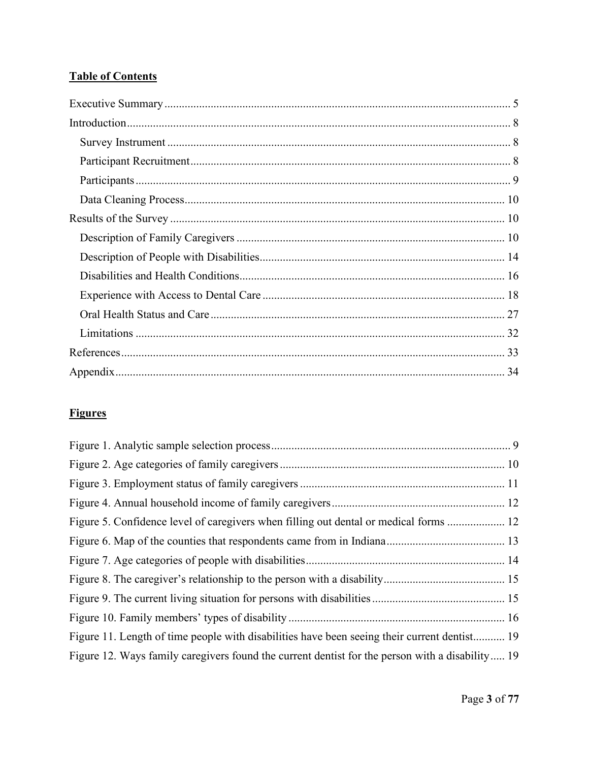## Table of Contents

Executive Summary ........................................................................................................................ 5

Introduction .................................................................................................................................... 8

- Survey Instrument ....................................................................................................................... 8
- Participant Recruitment .............................................................................................................. 8
- Participants .................................................................................................................................. 9
- Data Cleaning Process .............................................................................................................. 10

Results of the Survey ................................................................................................................... 10

- Description of Family Caregivers ............................................................................................ 10
- Description of People with Disabilities .................................................................................... 14
- Disabilities and Health Conditions ........................................................................................... 16
- Experience with Access to Dental Care ................................................................................... 18
- Oral Health Status and Care ..................................................................................................... 27
- Limitations ............................................................................................................................... 32

References .................................................................................................................................... 33

Appendix ...................................................................................................................................... 34

## Figures

Figure 1. Analytic sample selection process .................................................................................. 9

Figure 2. Age categories of family caregivers ............................................................................. 10

Figure 3. Employment status of family caregivers ...................................................................... 11

Figure 4. Annual household income of family caregivers ........................................................... 12

Figure 5. Confidence level of caregivers when filling out dental or medical forms .................... 12

Figure 6. Map of the counties that respondents came from in Indiana ......................................... 13

Figure 7. Age categories of people with disabilities .................................................................... 14

Figure 8. The caregiver's relationship to the person with a disability .......................................... 15

Figure 9. The current living situation for persons with disabilities ............................................. 15

Figure 10. Family members' types of disability ........................................................................... 16

Figure 11. Length of time people with disabilities have been seeing their current dentist ........... 19

Figure 12. Ways family caregivers found the current dentist for the person with a disability ..... 19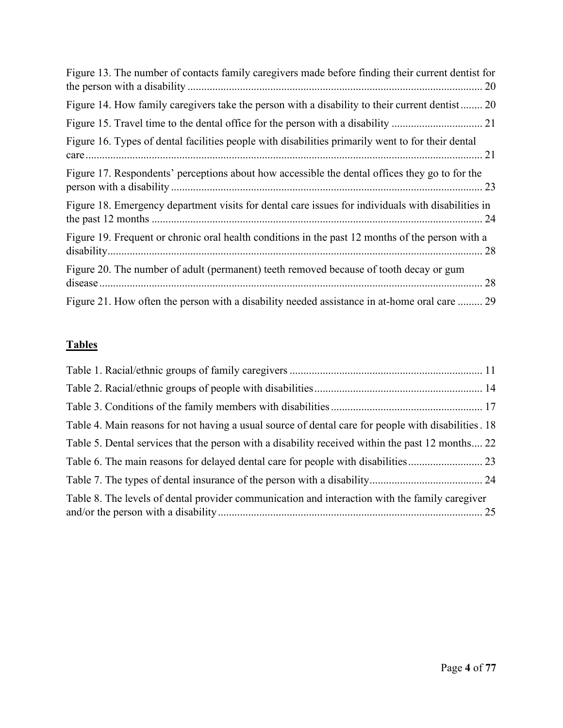Figure 13. The number of contacts family caregivers made before finding their current dentist for the person with a disability ........................................................................................................ 20

Figure 14. How family caregivers take the person with a disability to their current dentist ........ 20

Figure 15. Travel time to the dental office for the person with a disability ................................. 21

Figure 16. Types of dental facilities people with disabilities primarily went to for their dental care ............................................................................................................................................... 21

Figure 17. Respondents' perceptions about how accessible the dental offices they go to for the person with a disability ................................................................................................................ 23

Figure 18. Emergency department visits for dental care issues for individuals with disabilities in the past 12 months ........................................................................................................................ 24

Figure 19. Frequent or chronic oral health conditions in the past 12 months of the person with a disability ....................................................................................................................................... 28

Figure 20. The number of adult (permanent) teeth removed because of tooth decay or gum disease .......................................................................................................................................... 28

Figure 21. How often the person with a disability needed assistance in at-home oral care ......... 29

## Tables

Table 1. Racial/ethnic groups of family caregivers ..................................................................... 11

Table 2. Racial/ethnic groups of people with disabilities ............................................................ 14

Table 3. Conditions of the family members with disabilities ....................................................... 17

Table 4. Main reasons for not having a usual source of dental care for people with disabilities . 18

Table 5. Dental services that the person with a disability received within the past 12 months .... 22

Table 6. The main reasons for delayed dental care for people with disabilities ........................... 23

Table 7. The types of dental insurance of the person with a disability ......................................... 24

Table 8. The levels of dental provider communication and interaction with the family caregiver and/or the person with a disability ................................................................................................ 25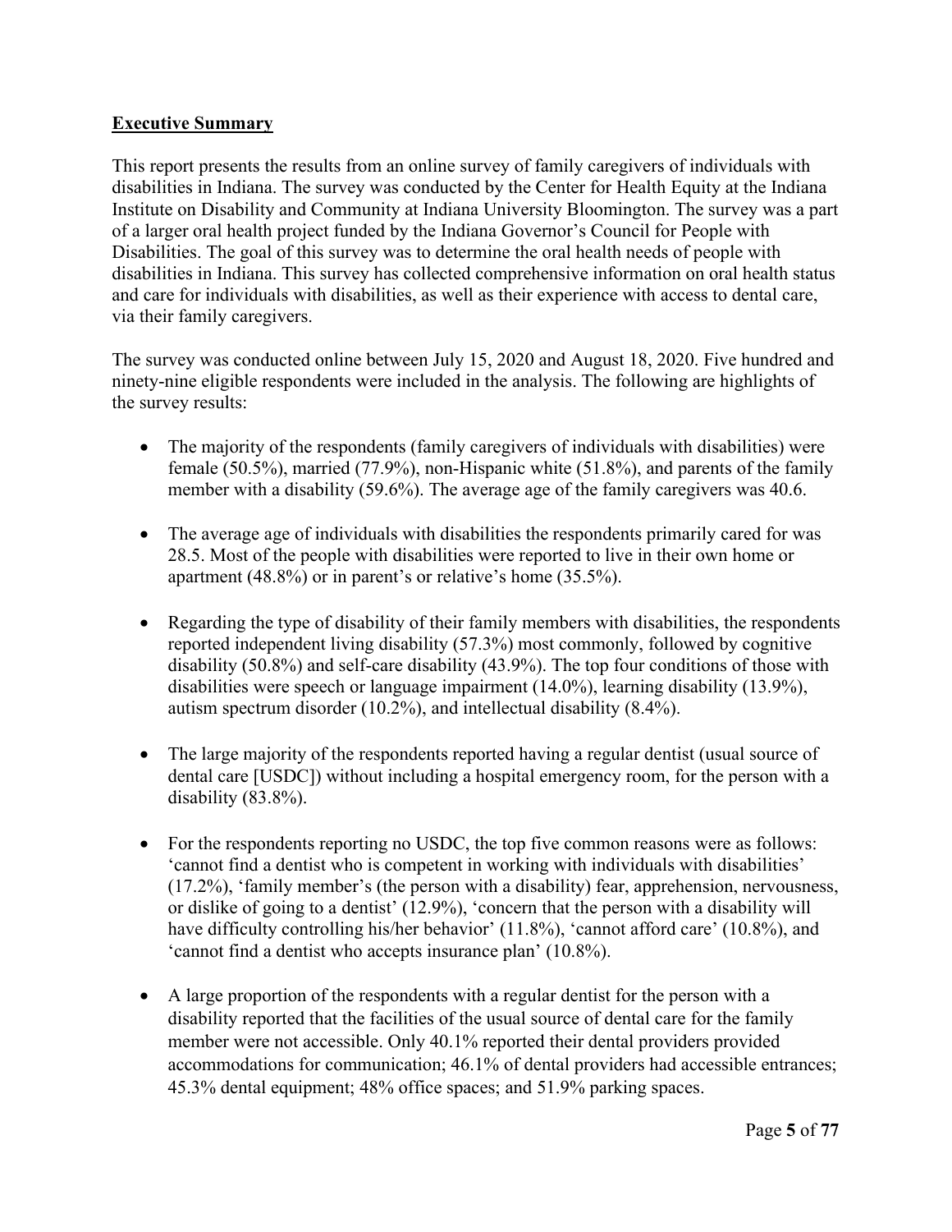**Executive Summary**

This report presents the results from an online survey of family caregivers of individuals with disabilities in Indiana. The survey was conducted by the Center for Health Equity at the Indiana Institute on Disability and Community at Indiana University Bloomington. The survey was a part of a larger oral health project funded by the Indiana Governor's Council for People with Disabilities. The goal of this survey was to determine the oral health needs of people with disabilities in Indiana. This survey has collected comprehensive information on oral health status and care for individuals with disabilities, as well as their experience with access to dental care, via their family caregivers.

The survey was conducted online between July 15, 2020 and August 18, 2020. Five hundred and ninety-nine eligible respondents were included in the analysis. The following are highlights of the survey results:

- The majority of the respondents (family caregivers of individuals with disabilities) were female (50.5%), married (77.9%), non-Hispanic white (51.8%), and parents of the family member with a disability (59.6%). The average age of the family caregivers was 40.6.

- The average age of individuals with disabilities the respondents primarily cared for was 28.5. Most of the people with disabilities were reported to live in their own home or apartment (48.8%) or in parent's or relative's home (35.5%).

- Regarding the type of disability of their family members with disabilities, the respondents reported independent living disability (57.3%) most commonly, followed by cognitive disability (50.8%) and self-care disability (43.9%). The top four conditions of those with disabilities were speech or language impairment (14.0%), learning disability (13.9%), autism spectrum disorder (10.2%), and intellectual disability (8.4%).

- The large majority of the respondents reported having a regular dentist (usual source of dental care [USDC]) without including a hospital emergency room, for the person with a disability (83.8%).

- For the respondents reporting no USDC, the top five common reasons were as follows: 'cannot find a dentist who is competent in working with individuals with disabilities' (17.2%), 'family member's (the person with a disability) fear, apprehension, nervousness, or dislike of going to a dentist' (12.9%), 'concern that the person with a disability will have difficulty controlling his/her behavior' (11.8%), 'cannot afford care' (10.8%), and 'cannot find a dentist who accepts insurance plan' (10.8%).

- A large proportion of the respondents with a regular dentist for the person with a disability reported that the facilities of the usual source of dental care for the family member were not accessible. Only 40.1% reported their dental providers provided accommodations for communication; 46.1% of dental providers had accessible entrances; 45.3% dental equipment; 48% office spaces; and 51.9% parking spaces.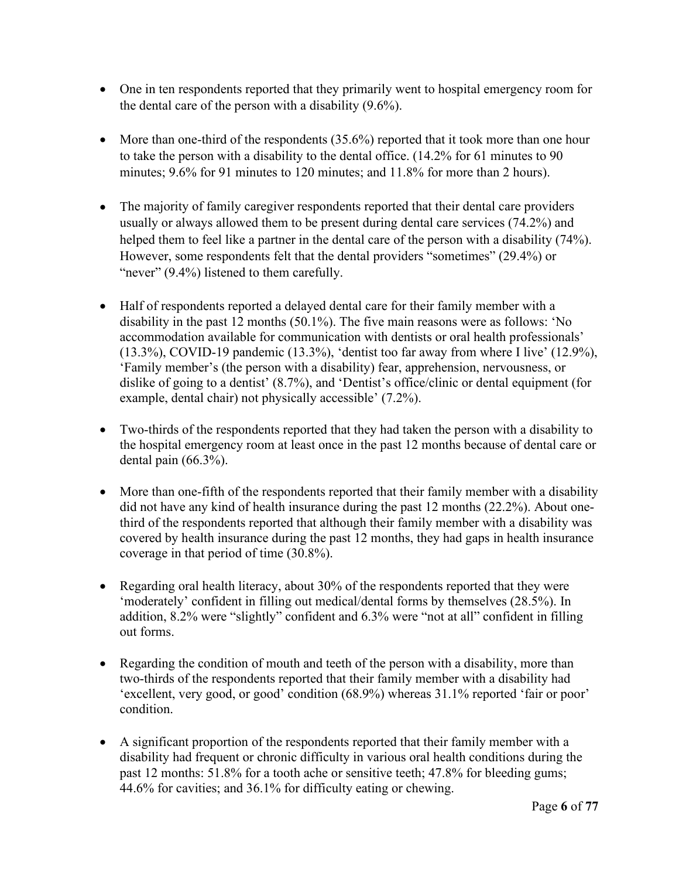- One in ten respondents reported that they primarily went to hospital emergency room for the dental care of the person with a disability (9.6%).

- More than one-third of the respondents (35.6%) reported that it took more than one hour to take the person with a disability to the dental office. (14.2% for 61 minutes to 90 minutes; 9.6% for 91 minutes to 120 minutes; and 11.8% for more than 2 hours).

- The majority of family caregiver respondents reported that their dental care providers usually or always allowed them to be present during dental care services (74.2%) and helped them to feel like a partner in the dental care of the person with a disability (74%). However, some respondents felt that the dental providers "sometimes" (29.4%) or "never" (9.4%) listened to them carefully.

- Half of respondents reported a delayed dental care for their family member with a disability in the past 12 months (50.1%). The five main reasons were as follows: 'No accommodation available for communication with dentists or oral health professionals' (13.3%), COVID-19 pandemic (13.3%), 'dentist too far away from where I live' (12.9%), 'Family member's (the person with a disability) fear, apprehension, nervousness, or dislike of going to a dentist' (8.7%), and 'Dentist's office/clinic or dental equipment (for example, dental chair) not physically accessible' (7.2%).

- Two-thirds of the respondents reported that they had taken the person with a disability to the hospital emergency room at least once in the past 12 months because of dental care or dental pain (66.3%).

- More than one-fifth of the respondents reported that their family member with a disability did not have any kind of health insurance during the past 12 months (22.2%). About one-third of the respondents reported that although their family member with a disability was covered by health insurance during the past 12 months, they had gaps in health insurance coverage in that period of time (30.8%).

- Regarding oral health literacy, about 30% of the respondents reported that they were 'moderately' confident in filling out medical/dental forms by themselves (28.5%). In addition, 8.2% were "slightly" confident and 6.3% were "not at all" confident in filling out forms.

- Regarding the condition of mouth and teeth of the person with a disability, more than two-thirds of the respondents reported that their family member with a disability had 'excellent, very good, or good' condition (68.9%) whereas 31.1% reported 'fair or poor' condition.

- A significant proportion of the respondents reported that their family member with a disability had frequent or chronic difficulty in various oral health conditions during the past 12 months: 51.8% for a tooth ache or sensitive teeth; 47.8% for bleeding gums; 44.6% for cavities; and 36.1% for difficulty eating or chewing.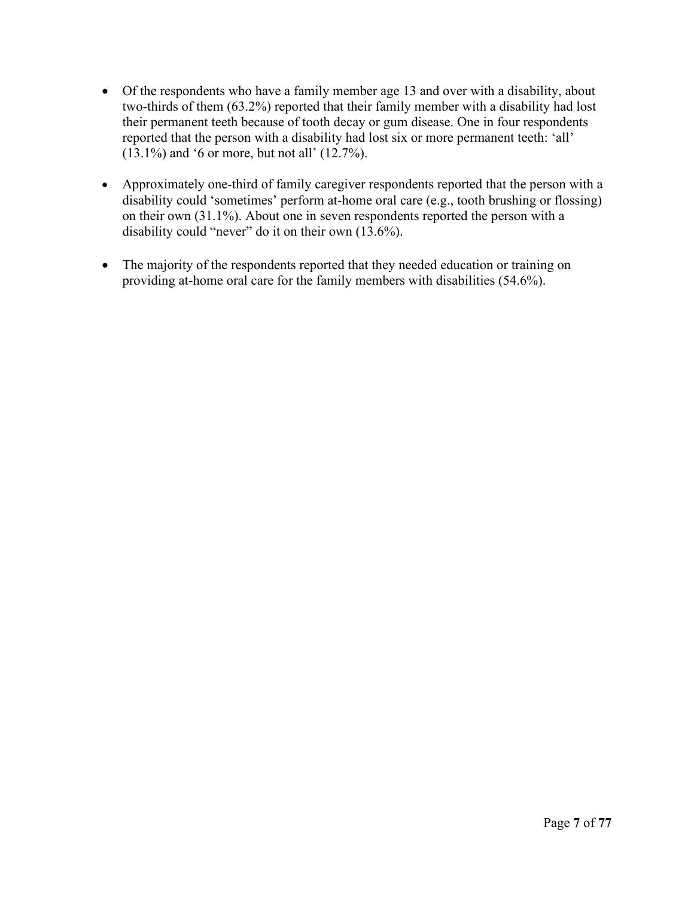- Of the respondents who have a family member age 13 and over with a disability, about two-thirds of them (63.2%) reported that their family member with a disability had lost their permanent teeth because of tooth decay or gum disease. One in four respondents reported that the person with a disability had lost six or more permanent teeth: 'all' (13.1%) and '6 or more, but not all' (12.7%).

- Approximately one-third of family caregiver respondents reported that the person with a disability could 'sometimes' perform at-home oral care (e.g., tooth brushing or flossing) on their own (31.1%). About one in seven respondents reported the person with a disability could "never" do it on their own (13.6%).

- The majority of the respondents reported that they needed education or training on providing at-home oral care for the family members with disabilities (54.6%).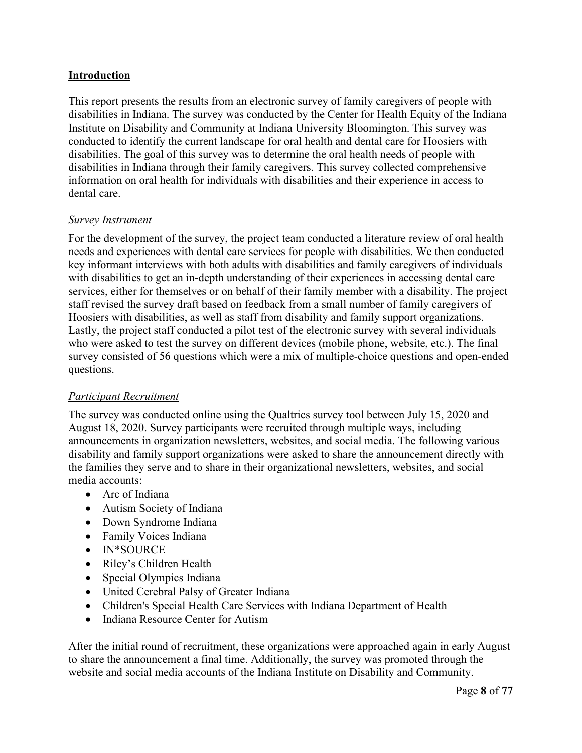## Introduction

This report presents the results from an electronic survey of family caregivers of people with disabilities in Indiana. The survey was conducted by the Center for Health Equity of the Indiana Institute on Disability and Community at Indiana University Bloomington. This survey was conducted to identify the current landscape for oral health and dental care for Hoosiers with disabilities. The goal of this survey was to determine the oral health needs of people with disabilities in Indiana through their family caregivers. This survey collected comprehensive information on oral health for individuals with disabilities and their experience in access to dental care.

### *Survey Instrument*

For the development of the survey, the project team conducted a literature review of oral health needs and experiences with dental care services for people with disabilities. We then conducted key informant interviews with both adults with disabilities and family caregivers of individuals with disabilities to get an in-depth understanding of their experiences in accessing dental care services, either for themselves or on behalf of their family member with a disability. The project staff revised the survey draft based on feedback from a small number of family caregivers of Hoosiers with disabilities, as well as staff from disability and family support organizations. Lastly, the project staff conducted a pilot test of the electronic survey with several individuals who were asked to test the survey on different devices (mobile phone, website, etc.). The final survey consisted of 56 questions which were a mix of multiple-choice questions and open-ended questions.

### *Participant Recruitment*

The survey was conducted online using the Qualtrics survey tool between July 15, 2020 and August 18, 2020. Survey participants were recruited through multiple ways, including announcements in organization newsletters, websites, and social media. The following various disability and family support organizations were asked to share the announcement directly with the families they serve and to share in their organizational newsletters, websites, and social media accounts:

- Arc of Indiana
- Autism Society of Indiana
- Down Syndrome Indiana
- Family Voices Indiana
- IN*SOURCE
- Riley's Children Health
- Special Olympics Indiana
- United Cerebral Palsy of Greater Indiana
- Children's Special Health Care Services with Indiana Department of Health
- Indiana Resource Center for Autism

After the initial round of recruitment, these organizations were approached again in early August to share the announcement a final time. Additionally, the survey was promoted through the website and social media accounts of the Indiana Institute on Disability and Community.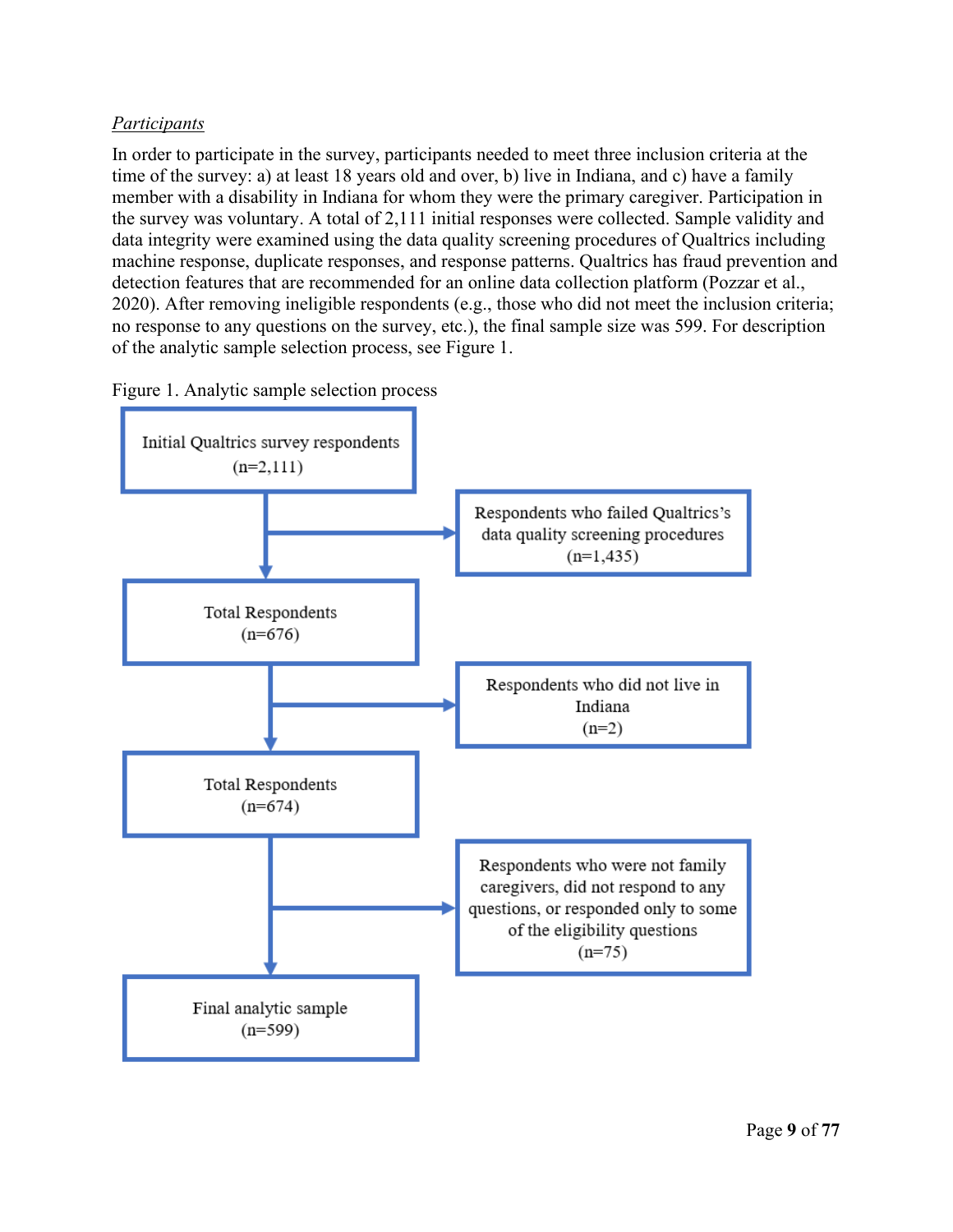*Participants*

In order to participate in the survey, participants needed to meet three inclusion criteria at the time of the survey: a) at least 18 years old and over, b) live in Indiana, and c) have a family member with a disability in Indiana for whom they were the primary caregiver. Participation in the survey was voluntary. A total of 2,111 initial responses were collected. Sample validity and data integrity were examined using the data quality screening procedures of Qualtrics including machine response, duplicate responses, and response patterns. Qualtrics has fraud prevention and detection features that are recommended for an online data collection platform (Pozzar et al., 2020). After removing ineligible respondents (e.g., those who did not meet the inclusion criteria; no response to any questions on the survey, etc.), the final sample size was 599. For description of the analytic sample selection process, see Figure 1.

Figure 1. Analytic sample selection process

- Initial Qualtrics survey respondents (n=2,111)
  - → Respondents who failed Qualtrics's data quality screening procedures (n=1,435)
- Total Respondents (n=676)
  - → Respondents who did not live in Indiana (n=2)
- Total Respondents (n=674)
  - → Respondents who were not family caregivers, did not respond to any questions, or responded only to some of the eligibility questions (n=75)
- Final analytic sample (n=599)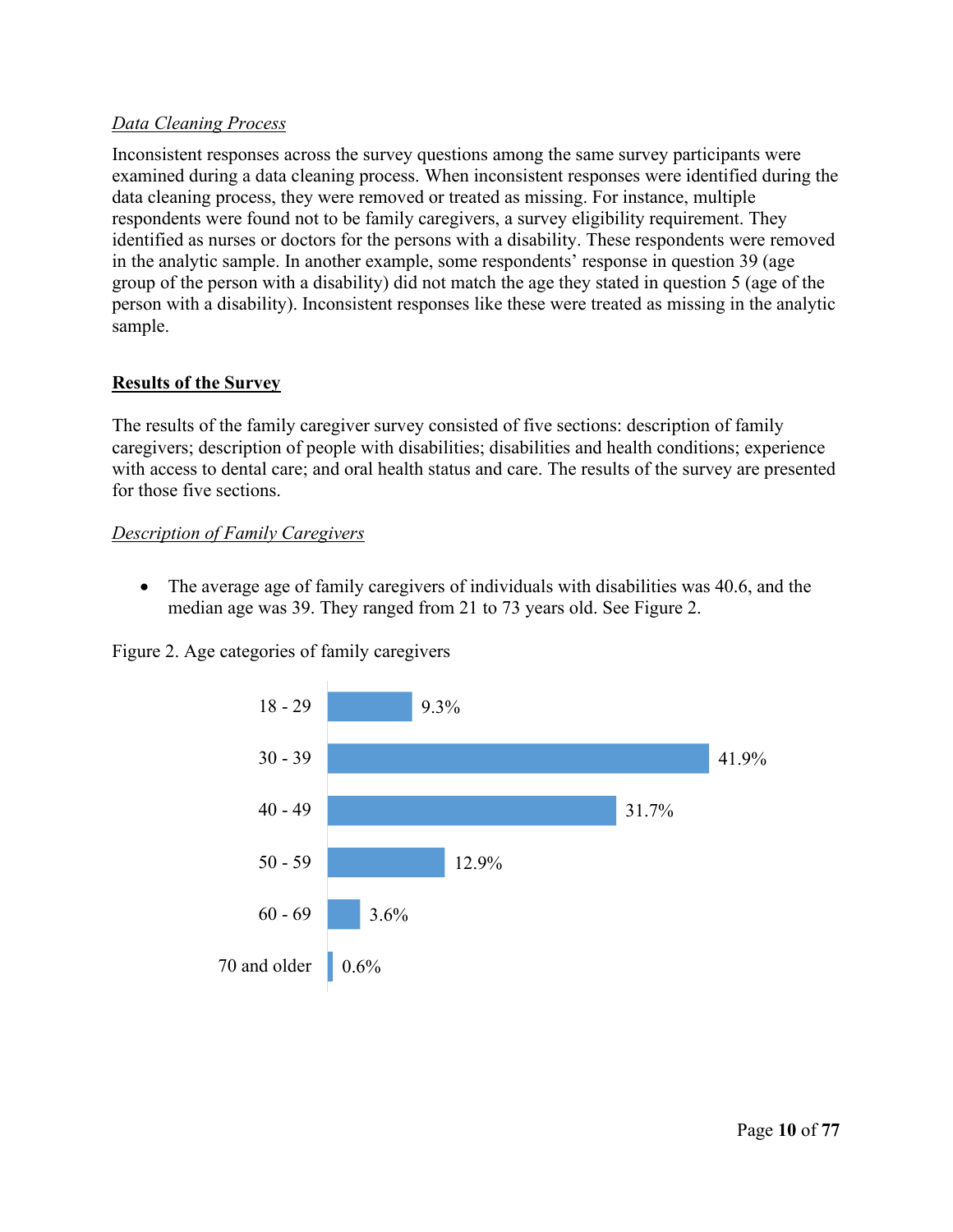*Data Cleaning Process*

Inconsistent responses across the survey questions among the same survey participants were examined during a data cleaning process. When inconsistent responses were identified during the data cleaning process, they were removed or treated as missing. For instance, multiple respondents were found not to be family caregivers, a survey eligibility requirement. They identified as nurses or doctors for the persons with a disability. These respondents were removed in the analytic sample. In another example, some respondents' response in question 39 (age group of the person with a disability) did not match the age they stated in question 5 (age of the person with a disability). Inconsistent responses like these were treated as missing in the analytic sample.

## **Results of the Survey**

The results of the family caregiver survey consisted of five sections: description of family caregivers; description of people with disabilities; disabilities and health conditions; experience with access to dental care; and oral health status and care. The results of the survey are presented for those five sections.

*Description of Family Caregivers*

- The average age of family caregivers of individuals with disabilities was 40.6, and the median age was 39. They ranged from 21 to 73 years old. See Figure 2.

Figure 2. Age categories of family caregivers

| Age category | Percent |
|---|---|
| 18 - 29 | 9.3% |
| 30 - 39 | 41.9% |
| 40 - 49 | 31.7% |
| 50 - 59 | 12.9% |
| 60 - 69 | 3.6% |
| 70 and older | 0.6% |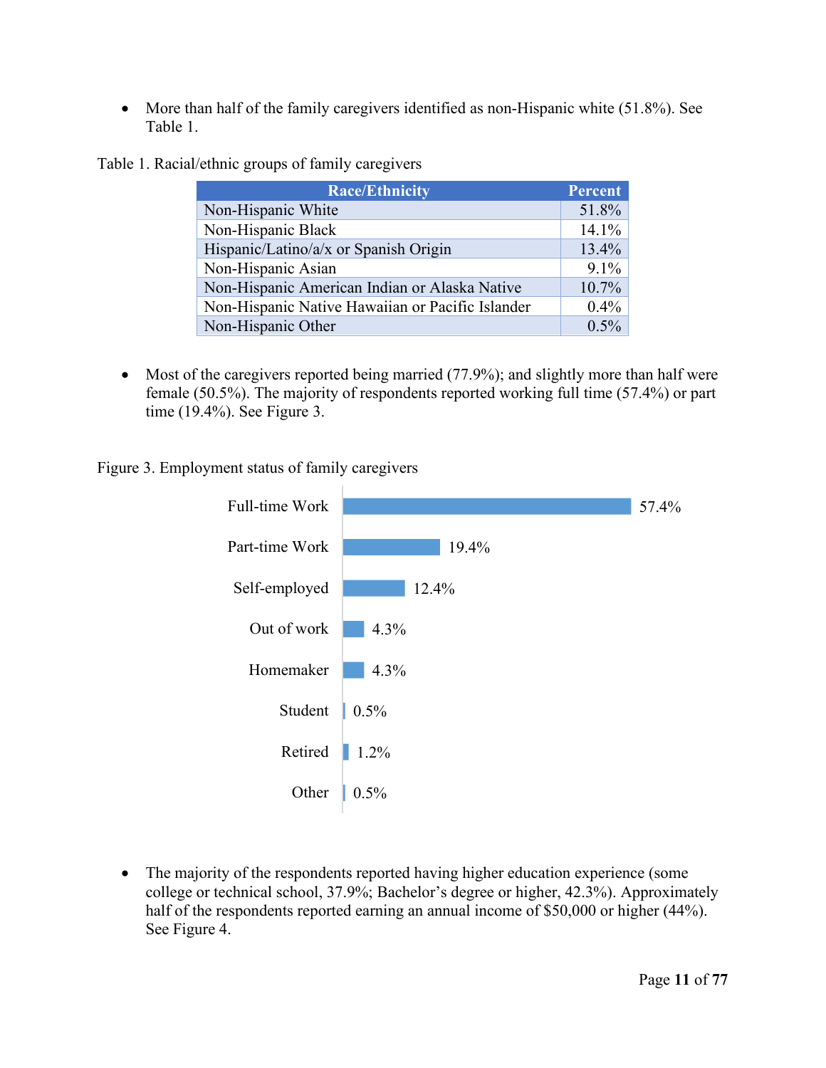- More than half of the family caregivers identified as non-Hispanic white (51.8%). See Table 1.

Table 1. Racial/ethnic groups of family caregivers

| Race/Ethnicity | Percent |
|---|---|
| Non-Hispanic White | 51.8% |
| Non-Hispanic Black | 14.1% |
| Hispanic/Latino/a/x or Spanish Origin | 13.4% |
| Non-Hispanic Asian | 9.1% |
| Non-Hispanic American Indian or Alaska Native | 10.7% |
| Non-Hispanic Native Hawaiian or Pacific Islander | 0.4% |
| Non-Hispanic Other | 0.5% |

- Most of the caregivers reported being married (77.9%); and slightly more than half were female (50.5%). The majority of respondents reported working full time (57.4%) or part time (19.4%). See Figure 3.

Figure 3. Employment status of family caregivers

| Employment Status | Percent |
|---|---|
| Full-time Work | 57.4% |
| Part-time Work | 19.4% |
| Self-employed | 12.4% |
| Out of work | 4.3% |
| Homemaker | 4.3% |
| Student | 0.5% |
| Retired | 1.2% |
| Other | 0.5% |

- The majority of the respondents reported having higher education experience (some college or technical school, 37.9%; Bachelor's degree or higher, 42.3%). Approximately half of the respondents reported earning an annual income of $50,000 or higher (44%). See Figure 4.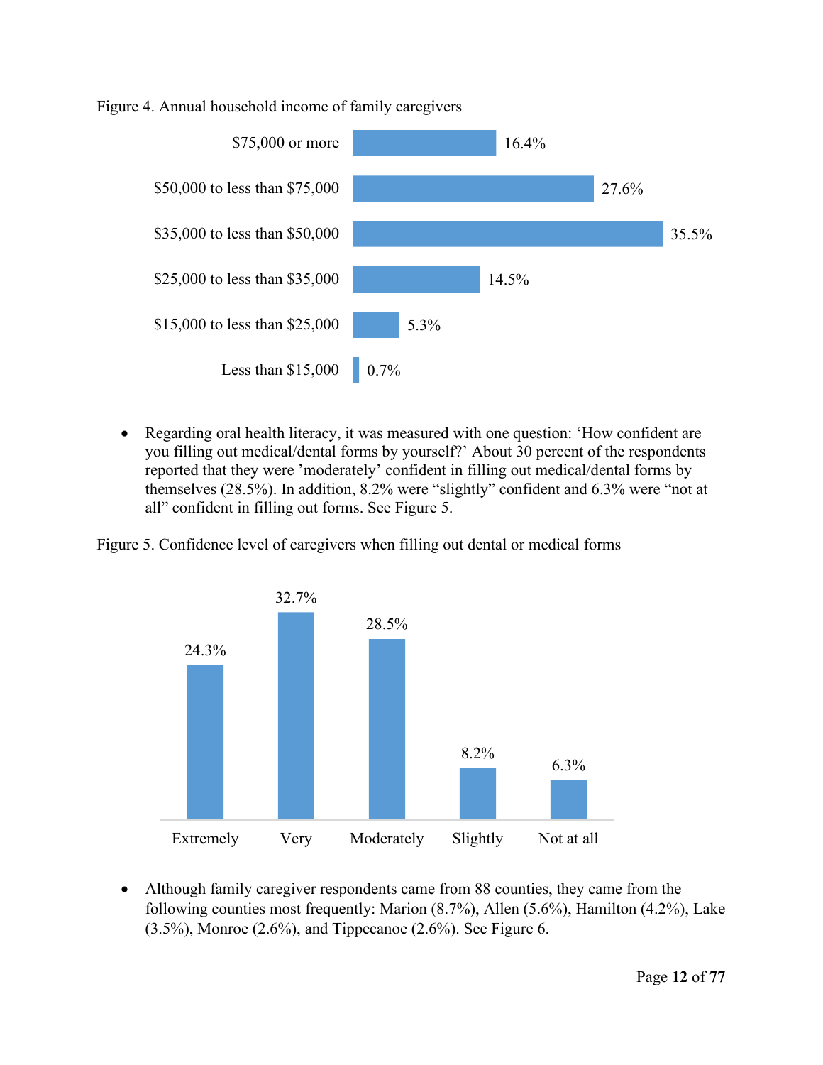Figure 4. Annual household income of family caregivers

| Income | Percent |
|---|---|
| $75,000 or more | 16.4% |
| $50,000 to less than $75,000 | 27.6% |
| $35,000 to less than $50,000 | 35.5% |
| $25,000 to less than $35,000 | 14.5% |
| $15,000 to less than $25,000 | 5.3% |
| Less than $15,000 | 0.7% |

- Regarding oral health literacy, it was measured with one question: 'How confident are you filling out medical/dental forms by yourself?' About 30 percent of the respondents reported that they were 'moderately' confident in filling out medical/dental forms by themselves (28.5%). In addition, 8.2% were "slightly" confident and 6.3% were "not at all" confident in filling out forms. See Figure 5.

Figure 5. Confidence level of caregivers when filling out dental or medical forms

| Extremely | Very | Moderately | Slightly | Not at all |
|---|---|---|---|---|
| 24.3% | 32.7% | 28.5% | 8.2% | 6.3% |

- Although family caregiver respondents came from 88 counties, they came from the following counties most frequently: Marion (8.7%), Allen (5.6%), Hamilton (4.2%), Lake (3.5%), Monroe (2.6%), and Tippecanoe (2.6%). See Figure 6.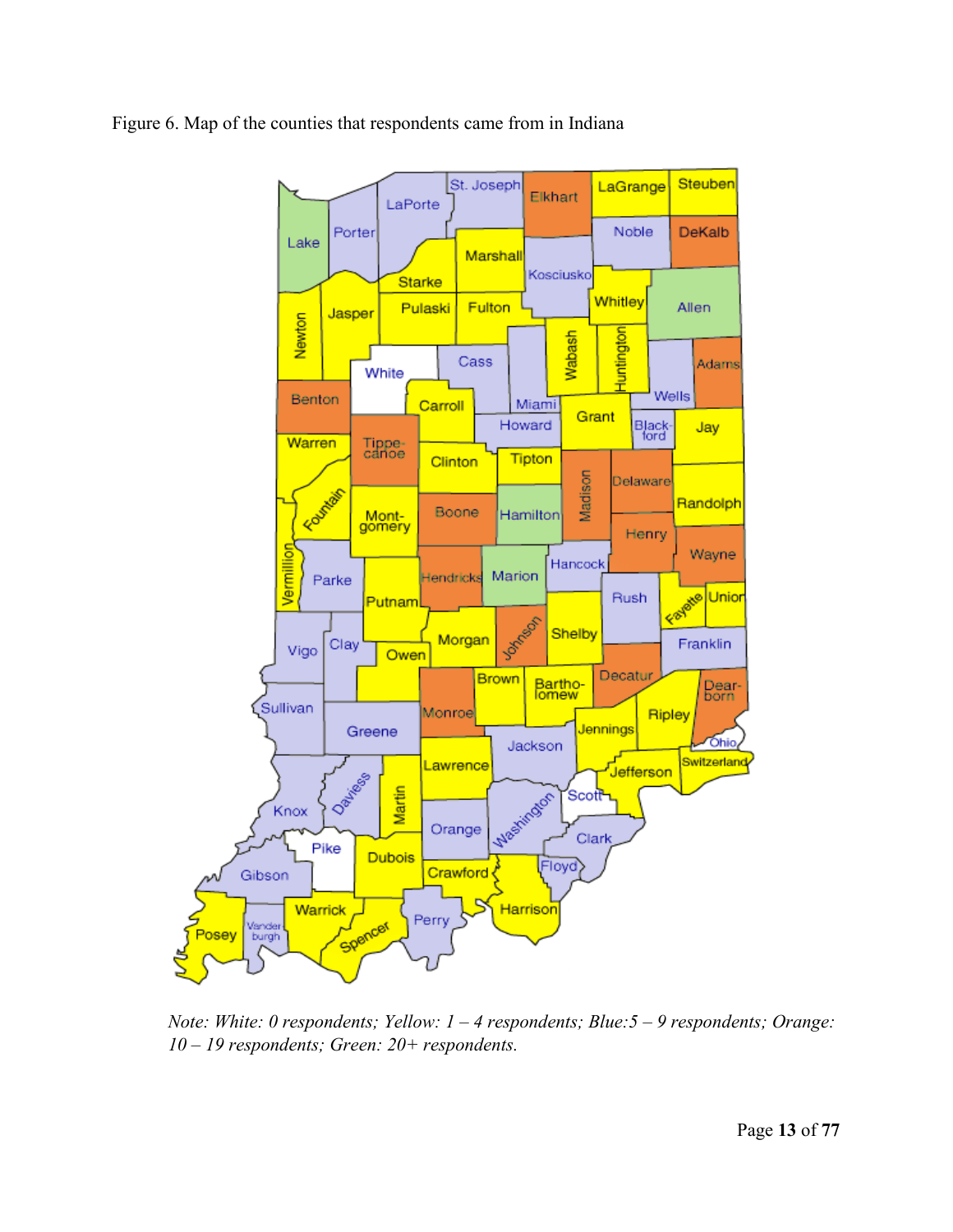Figure 6. Map of the counties that respondents came from in Indiana

*Note: White: 0 respondents; Yellow: 1 – 4 respondents; Blue:5 – 9 respondents; Orange: 10 – 19 respondents; Green: 20+ respondents.*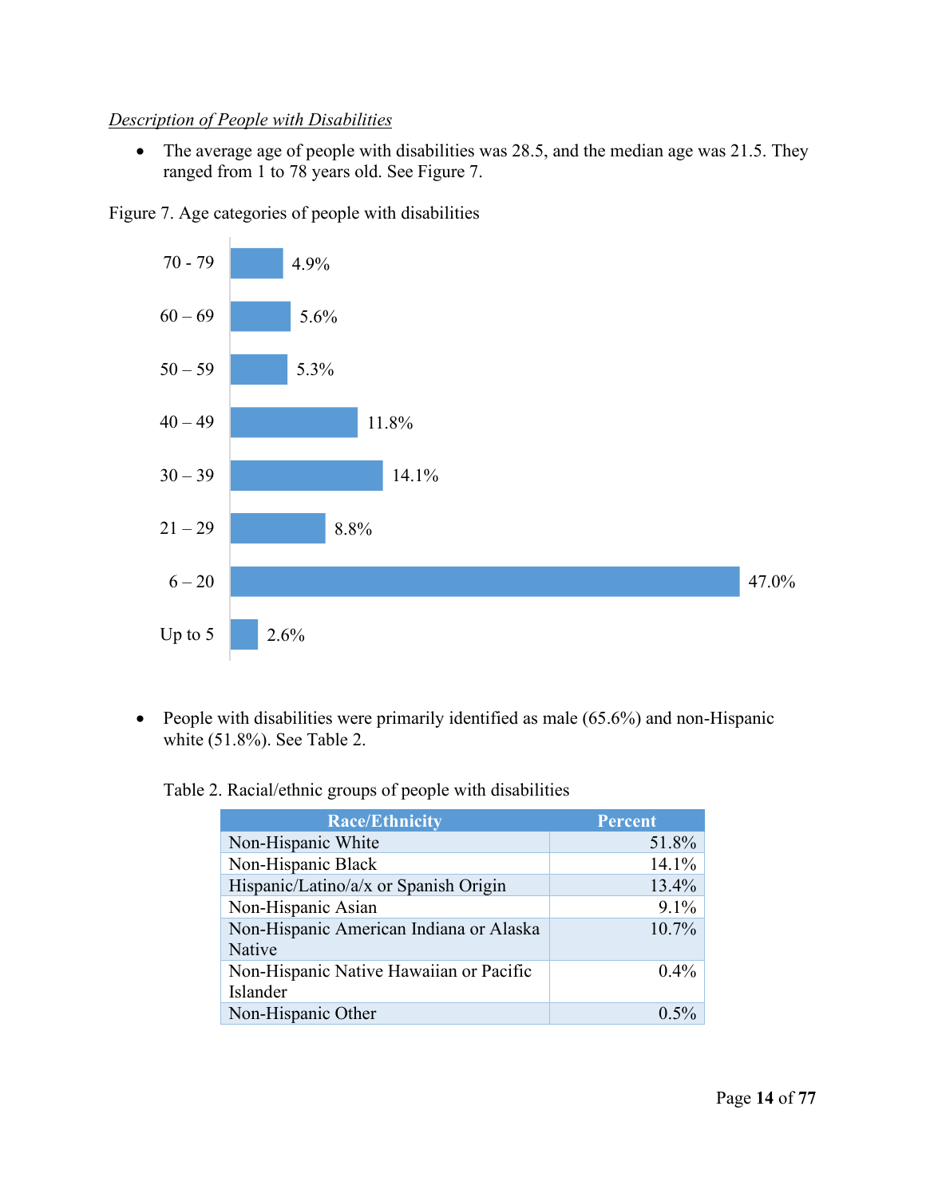*Description of People with Disabilities*

- The average age of people with disabilities was 28.5, and the median age was 21.5. They ranged from 1 to 78 years old. See Figure 7.

Figure 7. Age categories of people with disabilities

| Age | Percent |
|---|---|
| 70 - 79 | 4.9% |
| 60 – 69 | 5.6% |
| 50 – 59 | 5.3% |
| 40 – 49 | 11.8% |
| 30 – 39 | 14.1% |
| 21 – 29 | 8.8% |
| 6 – 20 | 47.0% |
| Up to 5 | 2.6% |

- People with disabilities were primarily identified as male (65.6%) and non-Hispanic white (51.8%). See Table 2.

Table 2. Racial/ethnic groups of people with disabilities

| Race/Ethnicity | Percent |
|---|---|
| Non-Hispanic White | 51.8% |
| Non-Hispanic Black | 14.1% |
| Hispanic/Latino/a/x or Spanish Origin | 13.4% |
| Non-Hispanic Asian | 9.1% |
| Non-Hispanic American Indiana or Alaska Native | 10.7% |
| Non-Hispanic Native Hawaiian or Pacific Islander | 0.4% |
| Non-Hispanic Other | 0.5% |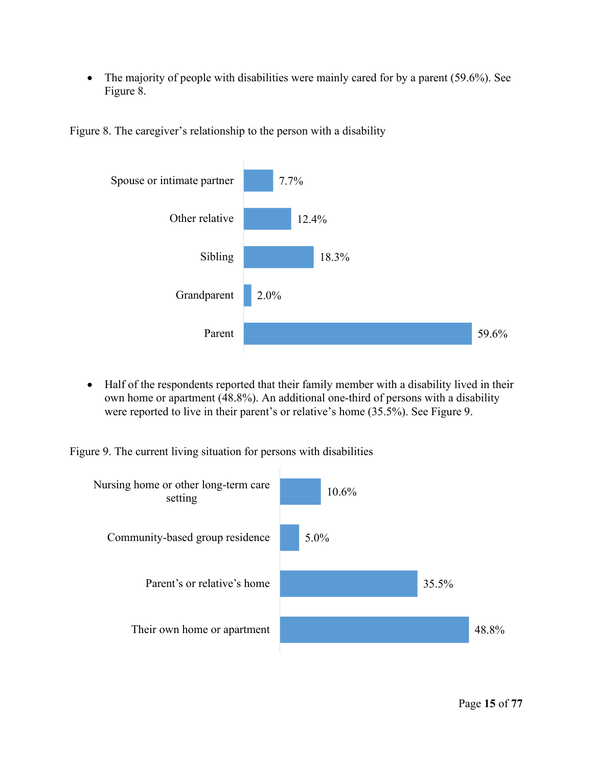- The majority of people with disabilities were mainly cared for by a parent (59.6%). See Figure 8.

Figure 8. The caregiver's relationship to the person with a disability

| Relationship | Percent |
|---|---|
| Spouse or intimate partner | 7.7% |
| Other relative | 12.4% |
| Sibling | 18.3% |
| Grandparent | 2.0% |
| Parent | 59.6% |

- Half of the respondents reported that their family member with a disability lived in their own home or apartment (48.8%). An additional one-third of persons with a disability were reported to live in their parent's or relative's home (35.5%). See Figure 9.

Figure 9. The current living situation for persons with disabilities

| Living situation | Percent |
|---|---|
| Nursing home or other long-term care setting | 10.6% |
| Community-based group residence | 5.0% |
| Parent's or relative's home | 35.5% |
| Their own home or apartment | 48.8% |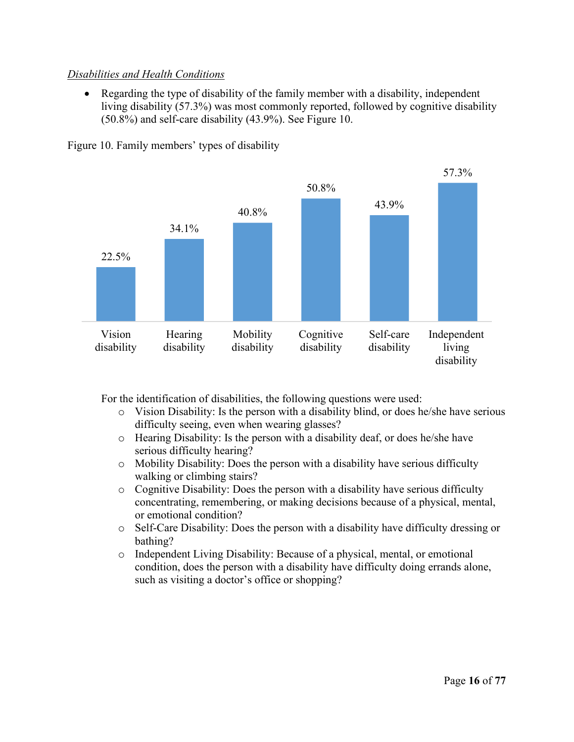*Disabilities and Health Conditions*

- Regarding the type of disability of the family member with a disability, independent living disability (57.3%) was most commonly reported, followed by cognitive disability (50.8%) and self-care disability (43.9%). See Figure 10.

Figure 10. Family members' types of disability

| Type of disability | Percentage |
| --- | --- |
| Vision disability | 22.5% |
| Hearing disability | 34.1% |
| Mobility disability | 40.8% |
| Cognitive disability | 50.8% |
| Self-care disability | 43.9% |
| Independent living disability | 57.3% |

For the identification of disabilities, the following questions were used:

- Vision Disability: Is the person with a disability blind, or does he/she have serious difficulty seeing, even when wearing glasses?
- Hearing Disability: Is the person with a disability deaf, or does he/she have serious difficulty hearing?
- Mobility Disability: Does the person with a disability have serious difficulty walking or climbing stairs?
- Cognitive Disability: Does the person with a disability have serious difficulty concentrating, remembering, or making decisions because of a physical, mental, or emotional condition?
- Self-Care Disability: Does the person with a disability have difficulty dressing or bathing?
- Independent Living Disability: Because of a physical, mental, or emotional condition, does the person with a disability have difficulty doing errands alone, such as visiting a doctor's office or shopping?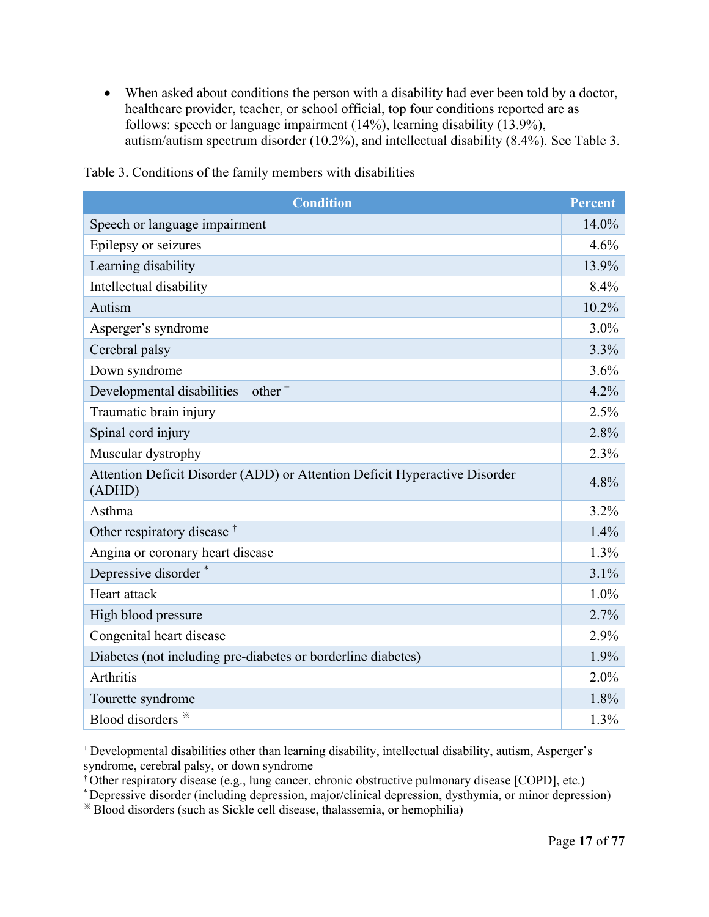- When asked about conditions the person with a disability had ever been told by a doctor, healthcare provider, teacher, or school official, top four conditions reported are as follows: speech or language impairment (14%), learning disability (13.9%), autism/autism spectrum disorder (10.2%), and intellectual disability (8.4%). See Table 3.

Table 3. Conditions of the family members with disabilities

| Condition | Percent |
| --- | --- |
| Speech or language impairment | 14.0% |
| Epilepsy or seizures | 4.6% |
| Learning disability | 13.9% |
| Intellectual disability | 8.4% |
| Autism | 10.2% |
| Asperger's syndrome | 3.0% |
| Cerebral palsy | 3.3% |
| Down syndrome | 3.6% |
| Developmental disabilities – other [+] | 4.2% |
| Traumatic brain injury | 2.5% |
| Spinal cord injury | 2.8% |
| Muscular dystrophy | 2.3% |
| Attention Deficit Disorder (ADD) or Attention Deficit Hyperactive Disorder (ADHD) | 4.8% |
| Asthma | 3.2% |
| Other respiratory disease [†] | 1.4% |
| Angina or coronary heart disease | 1.3% |
| Depressive disorder [*] | 3.1% |
| Heart attack | 1.0% |
| High blood pressure | 2.7% |
| Congenital heart disease | 2.9% |
| Diabetes (not including pre-diabetes or borderline diabetes) | 1.9% |
| Arthritis | 2.0% |
| Tourette syndrome | 1.8% |
| Blood disorders [※] | 1.3% |

[+] Developmental disabilities other than learning disability, intellectual disability, autism, Asperger's syndrome, cerebral palsy, or down syndrome
[†] Other respiratory disease (e.g., lung cancer, chronic obstructive pulmonary disease [COPD], etc.)
[*] Depressive disorder (including depression, major/clinical depression, dysthymia, or minor depression)
[※] Blood disorders (such as Sickle cell disease, thalassemia, or hemophilia)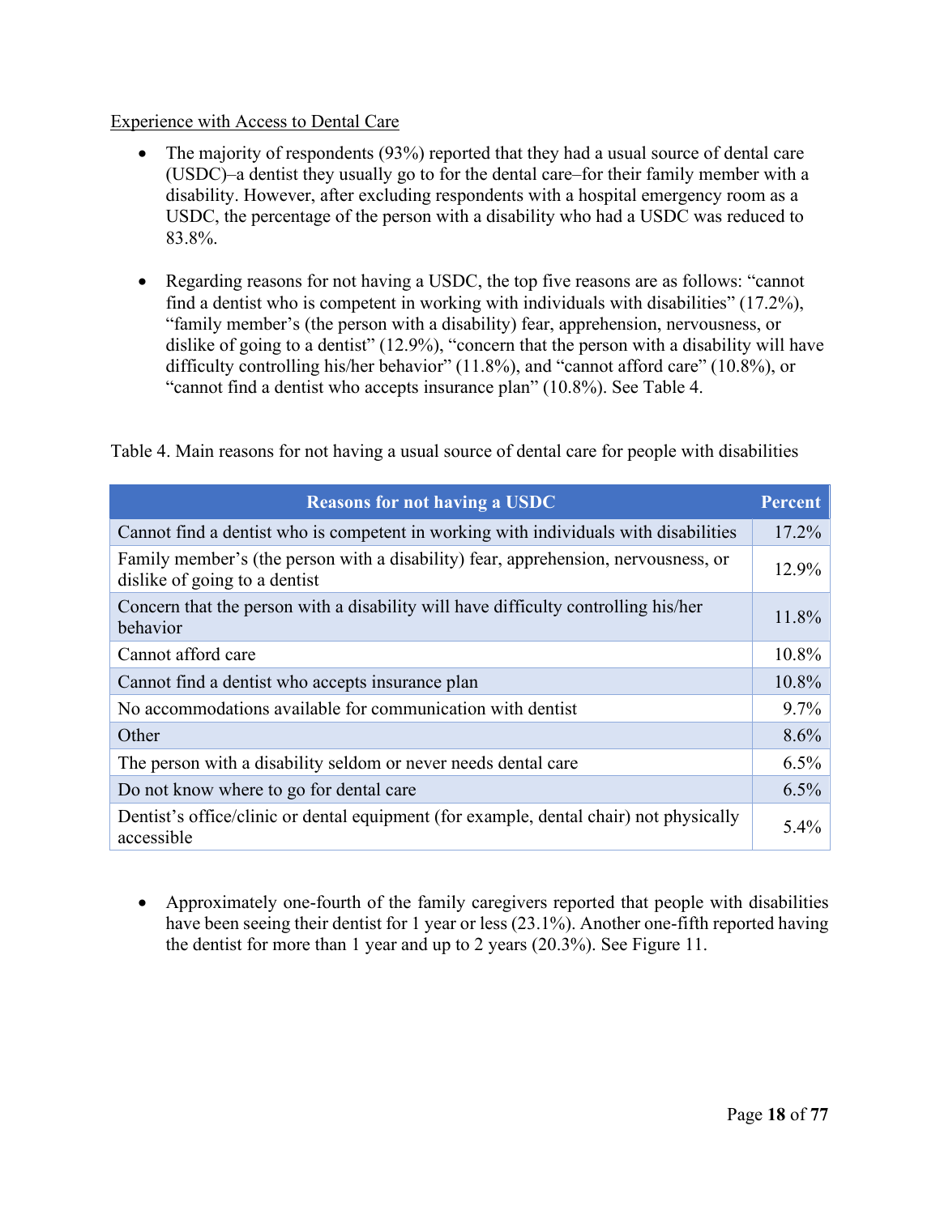Experience with Access to Dental Care

- The majority of respondents (93%) reported that they had a usual source of dental care (USDC)–a dentist they usually go to for the dental care–for their family member with a disability. However, after excluding respondents with a hospital emergency room as a USDC, the percentage of the person with a disability who had a USDC was reduced to 83.8%.

- Regarding reasons for not having a USDC, the top five reasons are as follows: "cannot find a dentist who is competent in working with individuals with disabilities" (17.2%), "family member's (the person with a disability) fear, apprehension, nervousness, or dislike of going to a dentist" (12.9%), "concern that the person with a disability will have difficulty controlling his/her behavior" (11.8%), and "cannot afford care" (10.8%), or "cannot find a dentist who accepts insurance plan" (10.8%). See Table 4.

Table 4. Main reasons for not having a usual source of dental care for people with disabilities

| Reasons for not having a USDC | Percent |
|---|---|
| Cannot find a dentist who is competent in working with individuals with disabilities | 17.2% |
| Family member's (the person with a disability) fear, apprehension, nervousness, or dislike of going to a dentist | 12.9% |
| Concern that the person with a disability will have difficulty controlling his/her behavior | 11.8% |
| Cannot afford care | 10.8% |
| Cannot find a dentist who accepts insurance plan | 10.8% |
| No accommodations available for communication with dentist | 9.7% |
| Other | 8.6% |
| The person with a disability seldom or never needs dental care | 6.5% |
| Do not know where to go for dental care | 6.5% |
| Dentist's office/clinic or dental equipment (for example, dental chair) not physically accessible | 5.4% |

- Approximately one-fourth of the family caregivers reported that people with disabilities have been seeing their dentist for 1 year or less (23.1%). Another one-fifth reported having the dentist for more than 1 year and up to 2 years (20.3%). See Figure 11.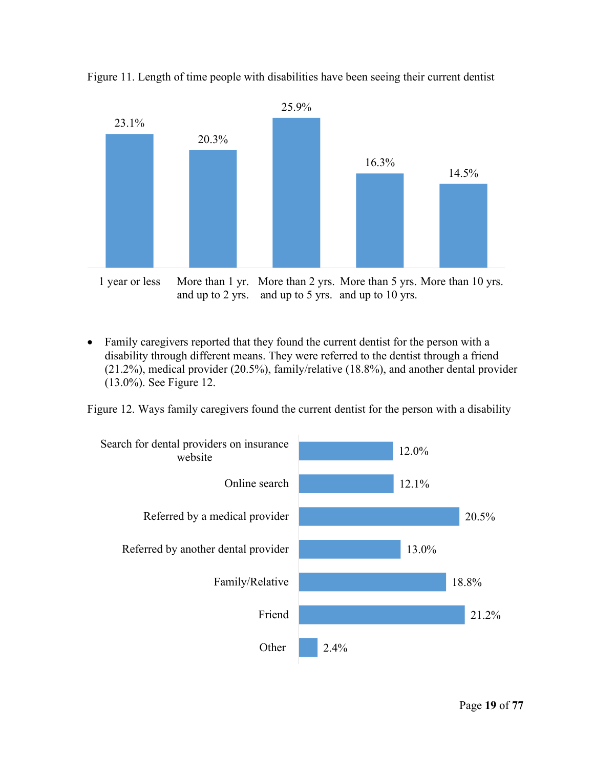Figure 11. Length of time people with disabilities have been seeing their current dentist

| Length of time | Percent |
| --- | --- |
| 1 year or less | 23.1% |
| More than 1 yr. and up to 2 yrs. | 20.3% |
| More than 2 yrs. and up to 5 yrs. | 25.9% |
| More than 5 yrs. and up to 10 yrs. | 16.3% |
| More than 10 yrs. | 14.5% |

- Family caregivers reported that they found the current dentist for the person with a disability through different means. They were referred to the dentist through a friend (21.2%), medical provider (20.5%), family/relative (18.8%), and another dental provider (13.0%). See Figure 12.

Figure 12. Ways family caregivers found the current dentist for the person with a disability

| Way found | Percent |
| --- | --- |
| Search for dental providers on insurance website | 12.0% |
| Online search | 12.1% |
| Referred by a medical provider | 20.5% |
| Referred by another dental provider | 13.0% |
| Family/Relative | 18.8% |
| Friend | 21.2% |
| Other | 2.4% |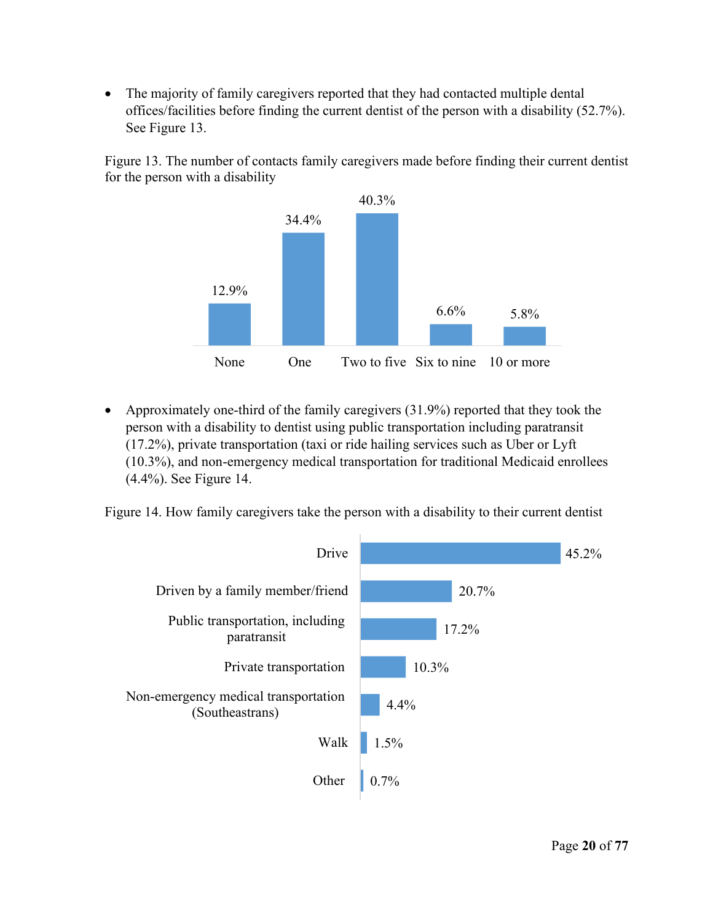- The majority of family caregivers reported that they had contacted multiple dental offices/facilities before finding the current dentist of the person with a disability (52.7%). See Figure 13.

Figure 13. The number of contacts family caregivers made before finding their current dentist for the person with a disability

| None | One | Two to five | Six to nine | 10 or more |
|---|---|---|---|---|
| 12.9% | 34.4% | 40.3% | 6.6% | 5.8% |

- Approximately one-third of the family caregivers (31.9%) reported that they took the person with a disability to dentist using public transportation including paratransit (17.2%), private transportation (taxi or ride hailing services such as Uber or Lyft (10.3%), and non-emergency medical transportation for traditional Medicaid enrollees (4.4%). See Figure 14.

Figure 14. How family caregivers take the person with a disability to their current dentist

| Mode | Percent |
|---|---|
| Drive | 45.2% |
| Driven by a family member/friend | 20.7% |
| Public transportation, including paratransit | 17.2% |
| Private transportation | 10.3% |
| Non-emergency medical transportation (Southeastrans) | 4.4% |
| Walk | 1.5% |
| Other | 0.7% |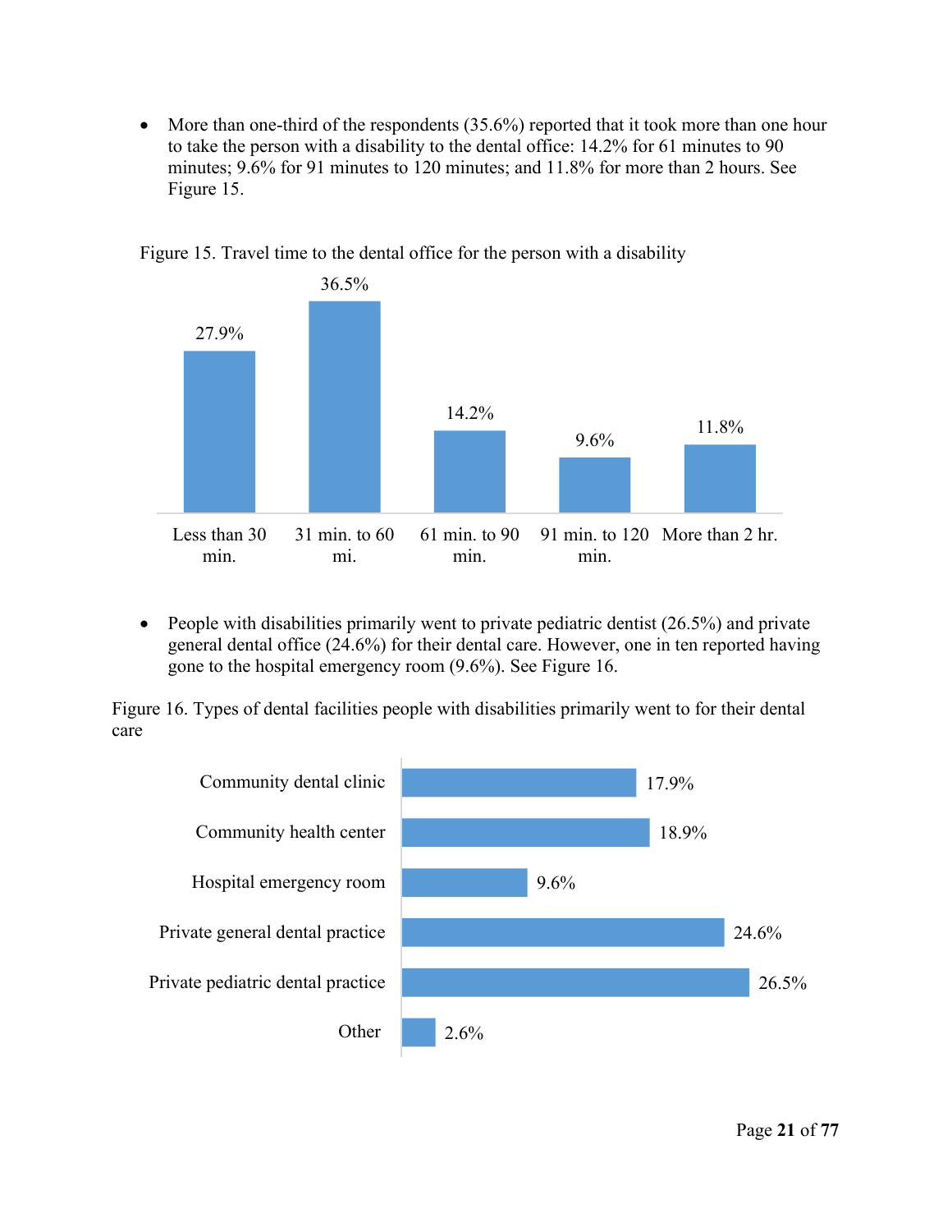- More than one-third of the respondents (35.6%) reported that it took more than one hour to take the person with a disability to the dental office: 14.2% for 61 minutes to 90 minutes; 9.6% for 91 minutes to 120 minutes; and 11.8% for more than 2 hours. See Figure 15.

Figure 15. Travel time to the dental office for the person with a disability

| Travel time | Percent |
|---|---|
| Less than 30 min. | 27.9% |
| 31 min. to 60 mi. | 36.5% |
| 61 min. to 90 min. | 14.2% |
| 91 min. to 120 min. | 9.6% |
| More than 2 hr. | 11.8% |

- People with disabilities primarily went to private pediatric dentist (26.5%) and private general dental office (24.6%) for their dental care. However, one in ten reported having gone to the hospital emergency room (9.6%). See Figure 16.

Figure 16. Types of dental facilities people with disabilities primarily went to for their dental care

| Type of dental facility | Percent |
|---|---|
| Community dental clinic | 17.9% |
| Community health center | 18.9% |
| Hospital emergency room | 9.6% |
| Private general dental practice | 24.6% |
| Private pediatric dental practice | 26.5% |
| Other | 2.6% |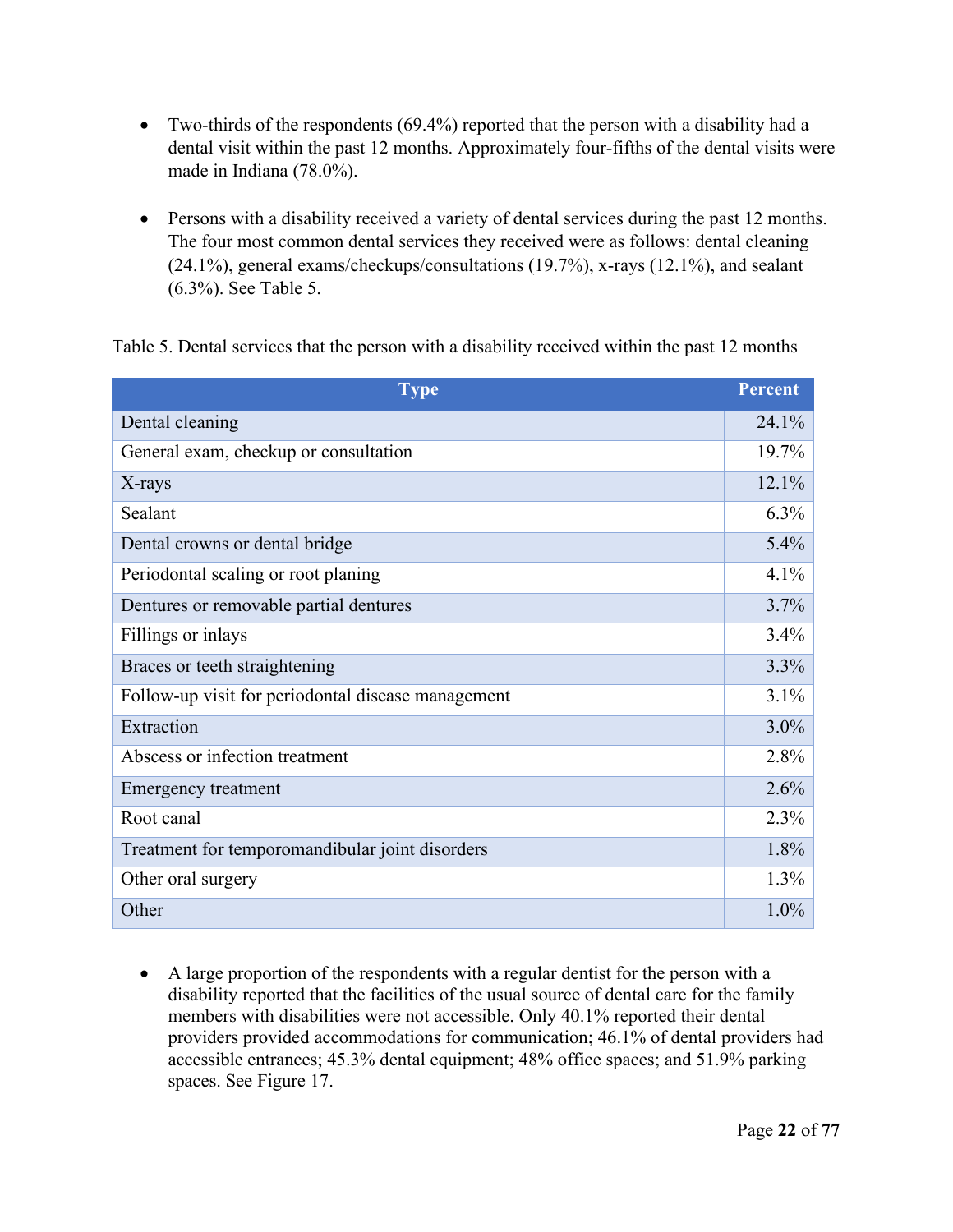- Two-thirds of the respondents (69.4%) reported that the person with a disability had a dental visit within the past 12 months. Approximately four-fifths of the dental visits were made in Indiana (78.0%).

- Persons with a disability received a variety of dental services during the past 12 months. The four most common dental services they received were as follows: dental cleaning (24.1%), general exams/checkups/consultations (19.7%), x-rays (12.1%), and sealant (6.3%). See Table 5.

Table 5. Dental services that the person with a disability received within the past 12 months

| Type | Percent |
|---|---|
| Dental cleaning | 24.1% |
| General exam, checkup or consultation | 19.7% |
| X-rays | 12.1% |
| Sealant | 6.3% |
| Dental crowns or dental bridge | 5.4% |
| Periodontal scaling or root planing | 4.1% |
| Dentures or removable partial dentures | 3.7% |
| Fillings or inlays | 3.4% |
| Braces or teeth straightening | 3.3% |
| Follow-up visit for periodontal disease management | 3.1% |
| Extraction | 3.0% |
| Abscess or infection treatment | 2.8% |
| Emergency treatment | 2.6% |
| Root canal | 2.3% |
| Treatment for temporomandibular joint disorders | 1.8% |
| Other oral surgery | 1.3% |
| Other | 1.0% |

- A large proportion of the respondents with a regular dentist for the person with a disability reported that the facilities of the usual source of dental care for the family members with disabilities were not accessible. Only 40.1% reported their dental providers provided accommodations for communication; 46.1% of dental providers had accessible entrances; 45.3% dental equipment; 48% office spaces; and 51.9% parking spaces. See Figure 17.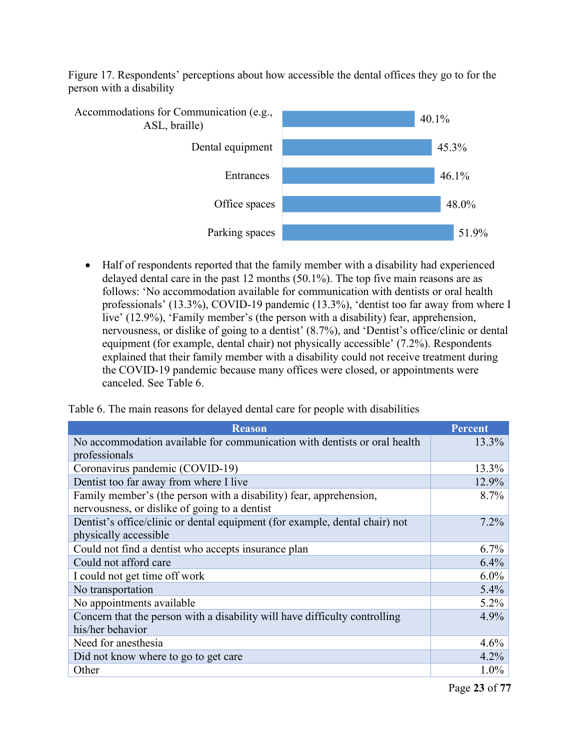Figure 17. Respondents' perceptions about how accessible the dental offices they go to for the person with a disability

| Category | Percent |
| --- | --- |
| Accommodations for Communication (e.g., ASL, braille) | 40.1% |
| Dental equipment | 45.3% |
| Entrances | 46.1% |
| Office spaces | 48.0% |
| Parking spaces | 51.9% |

- Half of respondents reported that the family member with a disability had experienced delayed dental care in the past 12 months (50.1%). The top five main reasons are as follows: 'No accommodation available for communication with dentists or oral health professionals' (13.3%), COVID-19 pandemic (13.3%), 'dentist too far away from where I live' (12.9%), 'Family member's (the person with a disability) fear, apprehension, nervousness, or dislike of going to a dentist' (8.7%), and 'Dentist's office/clinic or dental equipment (for example, dental chair) not physically accessible' (7.2%). Respondents explained that their family member with a disability could not receive treatment during the COVID-19 pandemic because many offices were closed, or appointments were canceled. See Table 6.

Table 6. The main reasons for delayed dental care for people with disabilities

| Reason | Percent |
| --- | --- |
| No accommodation available for communication with dentists or oral health professionals | 13.3% |
| Coronavirus pandemic (COVID-19) | 13.3% |
| Dentist too far away from where I live | 12.9% |
| Family member's (the person with a disability) fear, apprehension, nervousness, or dislike of going to a dentist | 8.7% |
| Dentist's office/clinic or dental equipment (for example, dental chair) not physically accessible | 7.2% |
| Could not find a dentist who accepts insurance plan | 6.7% |
| Could not afford care | 6.4% |
| I could not get time off work | 6.0% |
| No transportation | 5.4% |
| No appointments available | 5.2% |
| Concern that the person with a disability will have difficulty controlling his/her behavior | 4.9% |
| Need for anesthesia | 4.6% |
| Did not know where to go to get care | 4.2% |
| Other | 1.0% |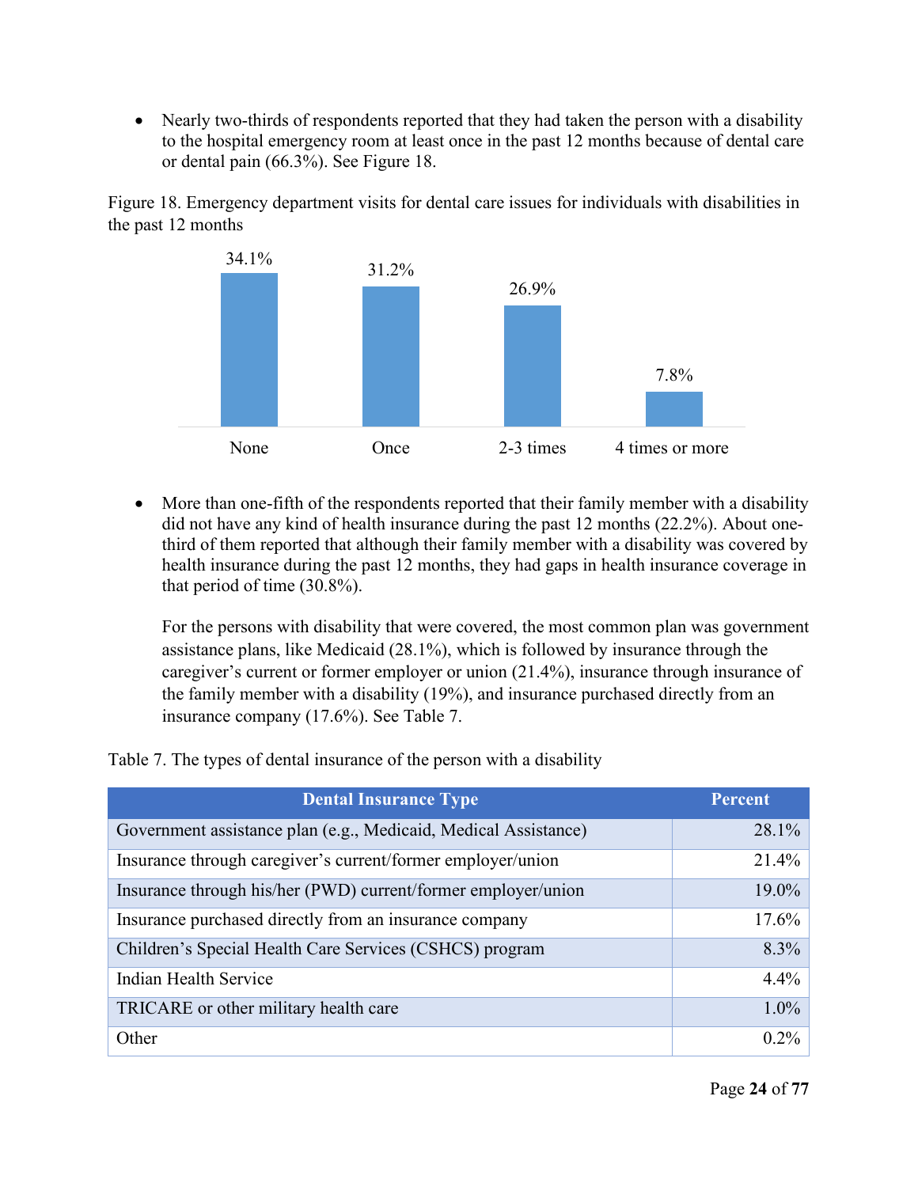- Nearly two-thirds of respondents reported that they had taken the person with a disability to the hospital emergency room at least once in the past 12 months because of dental care or dental pain (66.3%). See Figure 18.

Figure 18. Emergency department visits for dental care issues for individuals with disabilities in the past 12 months

| None | Once | 2-3 times | 4 times or more |
|---|---|---|---|
| 34.1% | 31.2% | 26.9% | 7.8% |

- More than one-fifth of the respondents reported that their family member with a disability did not have any kind of health insurance during the past 12 months (22.2%). About one-third of them reported that although their family member with a disability was covered by health insurance during the past 12 months, they had gaps in health insurance coverage in that period of time (30.8%).

  For the persons with disability that were covered, the most common plan was government assistance plans, like Medicaid (28.1%), which is followed by insurance through the caregiver's current or former employer or union (21.4%), insurance through insurance of the family member with a disability (19%), and insurance purchased directly from an insurance company (17.6%). See Table 7.

Table 7. The types of dental insurance of the person with a disability

| Dental Insurance Type | Percent |
|---|---:|
| Government assistance plan (e.g., Medicaid, Medical Assistance) | 28.1% |
| Insurance through caregiver's current/former employer/union | 21.4% |
| Insurance through his/her (PWD) current/former employer/union | 19.0% |
| Insurance purchased directly from an insurance company | 17.6% |
| Children's Special Health Care Services (CSHCS) program | 8.3% |
| Indian Health Service | 4.4% |
| TRICARE or other military health care | 1.0% |
| Other | 0.2% |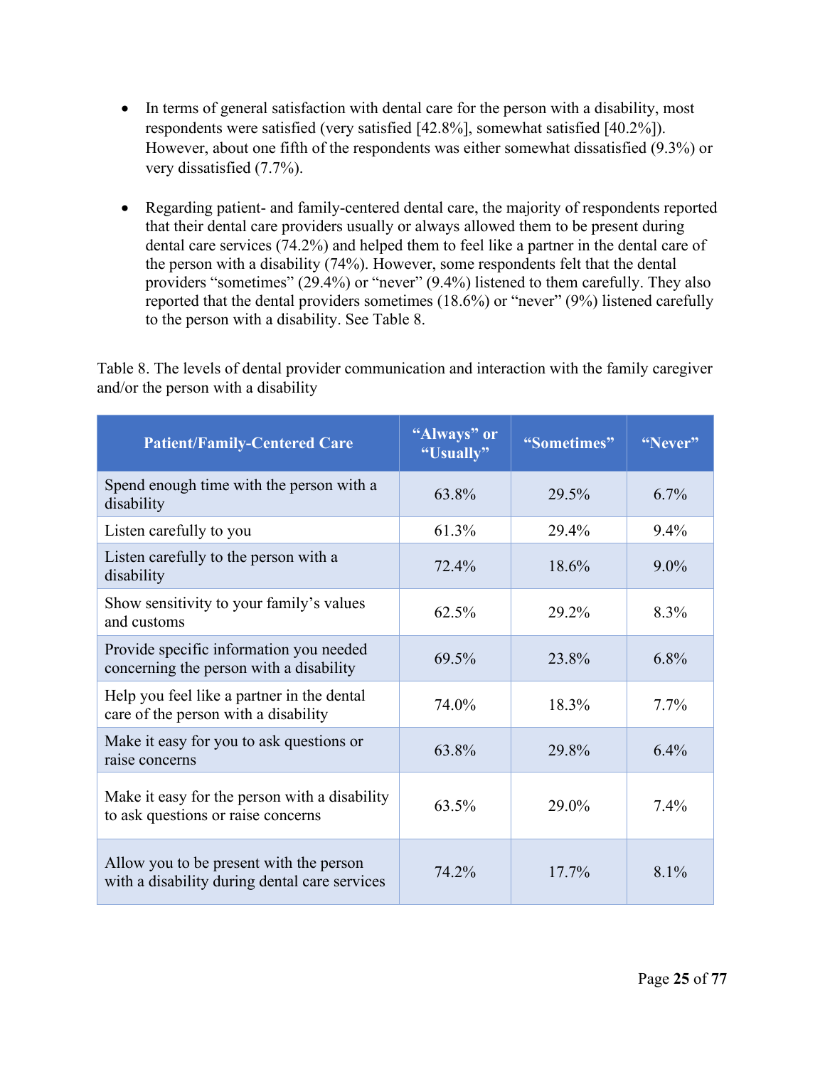- In terms of general satisfaction with dental care for the person with a disability, most respondents were satisfied (very satisfied [42.8%], somewhat satisfied [40.2%]). However, about one fifth of the respondents was either somewhat dissatisfied (9.3%) or very dissatisfied (7.7%).

- Regarding patient- and family-centered dental care, the majority of respondents reported that their dental care providers usually or always allowed them to be present during dental care services (74.2%) and helped them to feel like a partner in the dental care of the person with a disability (74%). However, some respondents felt that the dental providers "sometimes" (29.4%) or "never" (9.4%) listened to them carefully. They also reported that the dental providers sometimes (18.6%) or "never" (9%) listened carefully to the person with a disability. See Table 8.

Table 8. The levels of dental provider communication and interaction with the family caregiver and/or the person with a disability

| Patient/Family-Centered Care | "Always" or "Usually" | "Sometimes" | "Never" |
|---|---|---|---|
| Spend enough time with the person with a disability | 63.8% | 29.5% | 6.7% |
| Listen carefully to you | 61.3% | 29.4% | 9.4% |
| Listen carefully to the person with a disability | 72.4% | 18.6% | 9.0% |
| Show sensitivity to your family's values and customs | 62.5% | 29.2% | 8.3% |
| Provide specific information you needed concerning the person with a disability | 69.5% | 23.8% | 6.8% |
| Help you feel like a partner in the dental care of the person with a disability | 74.0% | 18.3% | 7.7% |
| Make it easy for you to ask questions or raise concerns | 63.8% | 29.8% | 6.4% |
| Make it easy for the person with a disability to ask questions or raise concerns | 63.5% | 29.0% | 7.4% |
| Allow you to be present with the person with a disability during dental care services | 74.2% | 17.7% | 8.1% |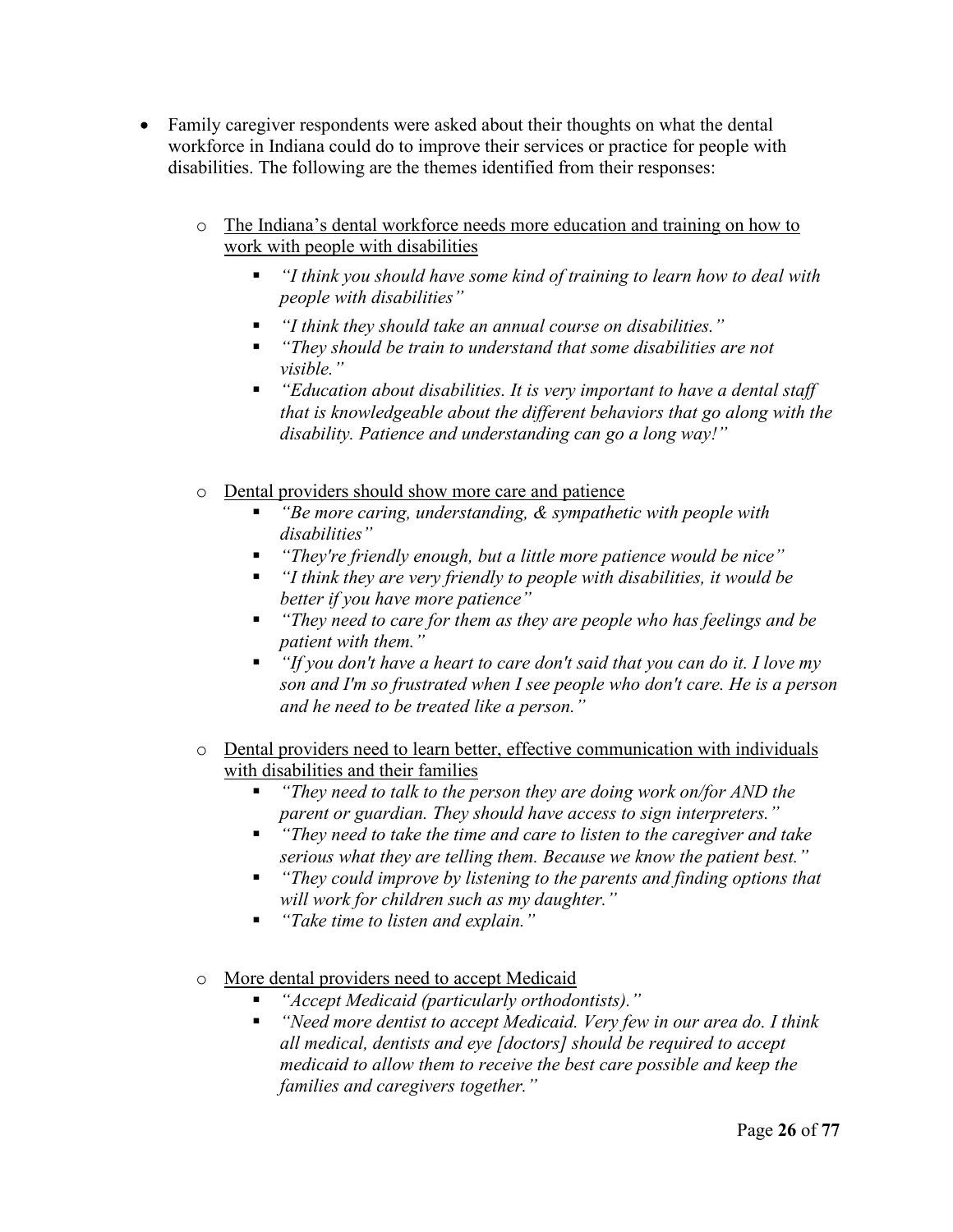- Family caregiver respondents were asked about their thoughts on what the dental workforce in Indiana could do to improve their services or practice for people with disabilities. The following are the themes identified from their responses:

  - <u>The Indiana's dental workforce needs more education and training on how to work with people with disabilities</u>
    - *"I think you should have some kind of training to learn how to deal with people with disabilities"*
    - *"I think they should take an annual course on disabilities."*
    - *"They should be train to understand that some disabilities are not visible."*
    - *"Education about disabilities. It is very important to have a dental staff that is knowledgeable about the different behaviors that go along with the disability. Patience and understanding can go a long way!"*

  - <u>Dental providers should show more care and patience</u>
    - *"Be more caring, understanding, & sympathetic with people with disabilities"*
    - *"They're friendly enough, but a little more patience would be nice"*
    - *"I think they are very friendly to people with disabilities, it would be better if you have more patience"*
    - *"They need to care for them as they are people who has feelings and be patient with them."*
    - *"If you don't have a heart to care don't said that you can do it. I love my son and I'm so frustrated when I see people who don't care. He is a person and he need to be treated like a person."*

  - <u>Dental providers need to learn better, effective communication with individuals with disabilities and their families</u>
    - *"They need to talk to the person they are doing work on/for AND the parent or guardian. They should have access to sign interpreters."*
    - *"They need to take the time and care to listen to the caregiver and take serious what they are telling them. Because we know the patient best."*
    - *"They could improve by listening to the parents and finding options that will work for children such as my daughter."*
    - *"Take time to listen and explain."*

  - <u>More dental providers need to accept Medicaid</u>
    - *"Accept Medicaid (particularly orthodontists)."*
    - *"Need more dentist to accept Medicaid. Very few in our area do. I think all medical, dentists and eye [doctors] should be required to accept medicaid to allow them to receive the best care possible and keep the families and caregivers together."*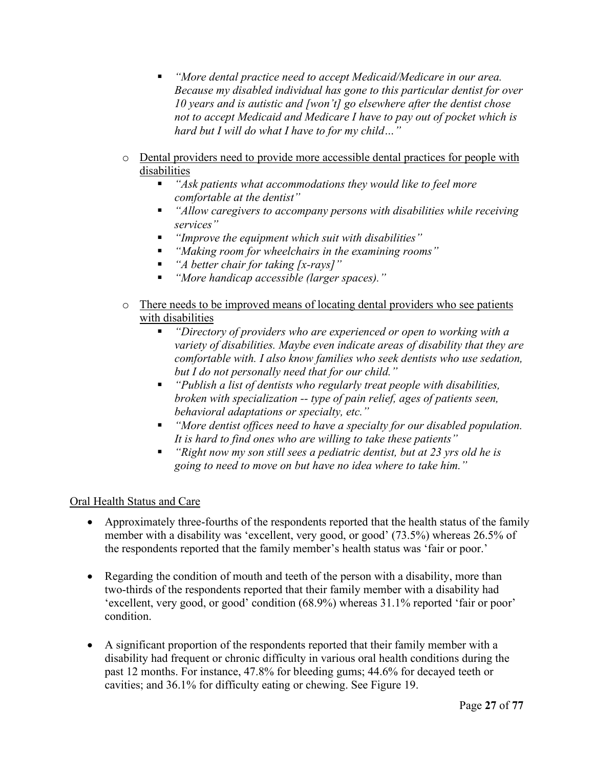- *"More dental practice need to accept Medicaid/Medicare in our area. Because my disabled individual has gone to this particular dentist for over 10 years and is autistic and [won't] go elsewhere after the dentist chose not to accept Medicaid and Medicare I have to pay out of pocket which is hard but I will do what I have to for my child…"*

    - <u>Dental providers need to provide more accessible dental practices for people with disabilities</u>
        - *"Ask patients what accommodations they would like to feel more comfortable at the dentist"*
        - *"Allow caregivers to accompany persons with disabilities while receiving services"*
        - *"Improve the equipment which suit with disabilities"*
        - *"Making room for wheelchairs in the examining rooms"*
        - *"A better chair for taking [x-rays]"*
        - *"More handicap accessible (larger spaces)."*

    - <u>There needs to be improved means of locating dental providers who see patients with disabilities</u>
        - *"Directory of providers who are experienced or open to working with a variety of disabilities. Maybe even indicate areas of disability that they are comfortable with. I also know families who seek dentists who use sedation, but I do not personally need that for our child."*
        - *"Publish a list of dentists who regularly treat people with disabilities, broken with specialization -- type of pain relief, ages of patients seen, behavioral adaptations or specialty, etc."*
        - *"More dentist offices need to have a specialty for our disabled population. It is hard to find ones who are willing to take these patients"*
        - *"Right now my son still sees a pediatric dentist, but at 23 yrs old he is going to need to move on but have no idea where to take him."*

<u>Oral Health Status and Care</u>

- Approximately three-fourths of the respondents reported that the health status of the family member with a disability was 'excellent, very good, or good' (73.5%) whereas 26.5% of the respondents reported that the family member's health status was 'fair or poor.'

- Regarding the condition of mouth and teeth of the person with a disability, more than two-thirds of the respondents reported that their family member with a disability had 'excellent, very good, or good' condition (68.9%) whereas 31.1% reported 'fair or poor' condition.

- A significant proportion of the respondents reported that their family member with a disability had frequent or chronic difficulty in various oral health conditions during the past 12 months. For instance, 47.8% for bleeding gums; 44.6% for decayed teeth or cavities; and 36.1% for difficulty eating or chewing. See Figure 19.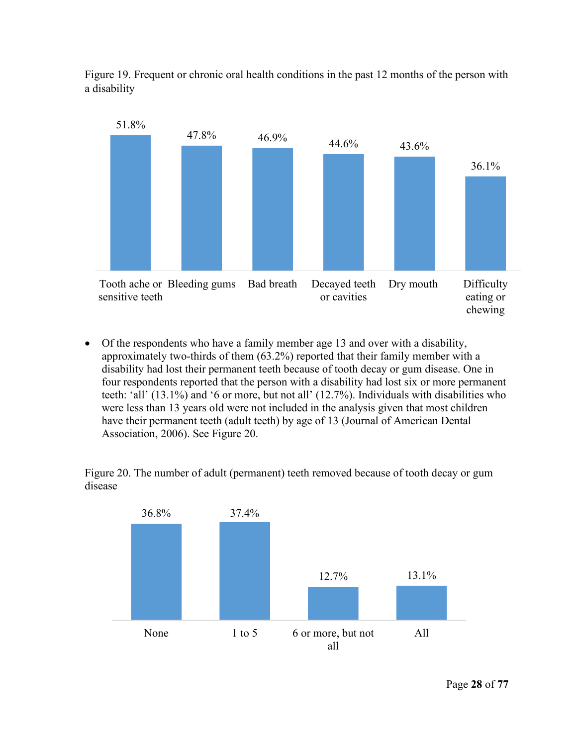Figure 19. Frequent or chronic oral health conditions in the past 12 months of the person with a disability

| Condition | Percentage |
| --- | --- |
| Tooth ache or sensitive teeth | 51.8% |
| Bleeding gums | 47.8% |
| Bad breath | 46.9% |
| Decayed teeth or cavities | 44.6% |
| Dry mouth | 43.6% |
| Difficulty eating or chewing | 36.1% |

- Of the respondents who have a family member age 13 and over with a disability, approximately two-thirds of them (63.2%) reported that their family member with a disability had lost their permanent teeth because of tooth decay or gum disease. One in four respondents reported that the person with a disability had lost six or more permanent teeth: 'all' (13.1%) and '6 or more, but not all' (12.7%). Individuals with disabilities who were less than 13 years old were not included in the analysis given that most children have their permanent teeth (adult teeth) by age of 13 (Journal of American Dental Association, 2006). See Figure 20.

Figure 20. The number of adult (permanent) teeth removed because of tooth decay or gum disease

| Number of teeth removed | Percentage |
| --- | --- |
| None | 36.8% |
| 1 to 5 | 37.4% |
| 6 or more, but not all | 12.7% |
| All | 13.1% |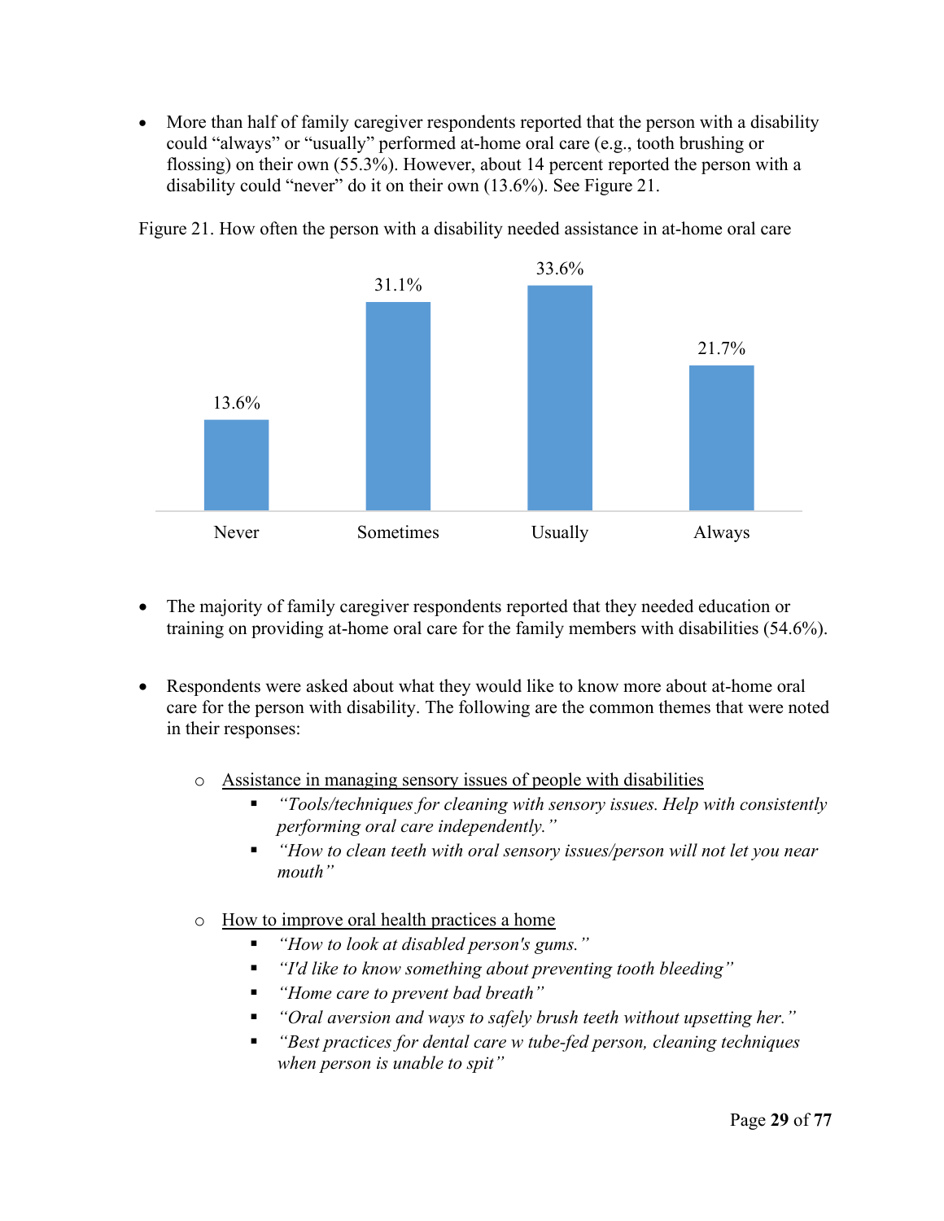- More than half of family caregiver respondents reported that the person with a disability could "always" or "usually" performed at-home oral care (e.g., tooth brushing or flossing) on their own (55.3%). However, about 14 percent reported the person with a disability could "never" do it on their own (13.6%). See Figure 21.

Figure 21. How often the person with a disability needed assistance in at-home oral care

| Never | Sometimes | Usually | Always |
|---|---|---|---|
| 13.6% | 31.1% | 33.6% | 21.7% |

- The majority of family caregiver respondents reported that they needed education or training on providing at-home oral care for the family members with disabilities (54.6%).

- Respondents were asked about what they would like to know more about at-home oral care for the person with disability. The following are the common themes that were noted in their responses:

  - Assistance in managing sensory issues of people with disabilities
    - *"Tools/techniques for cleaning with sensory issues. Help with consistently performing oral care independently."*
    - *"How to clean teeth with oral sensory issues/person will not let you near mouth"*

  - How to improve oral health practices a home
    - *"How to look at disabled person's gums."*
    - *"I'd like to know something about preventing tooth bleeding"*
    - *"Home care to prevent bad breath"*
    - *"Oral aversion and ways to safely brush teeth without upsetting her."*
    - *"Best practices for dental care w tube-fed person, cleaning techniques when person is unable to spit"*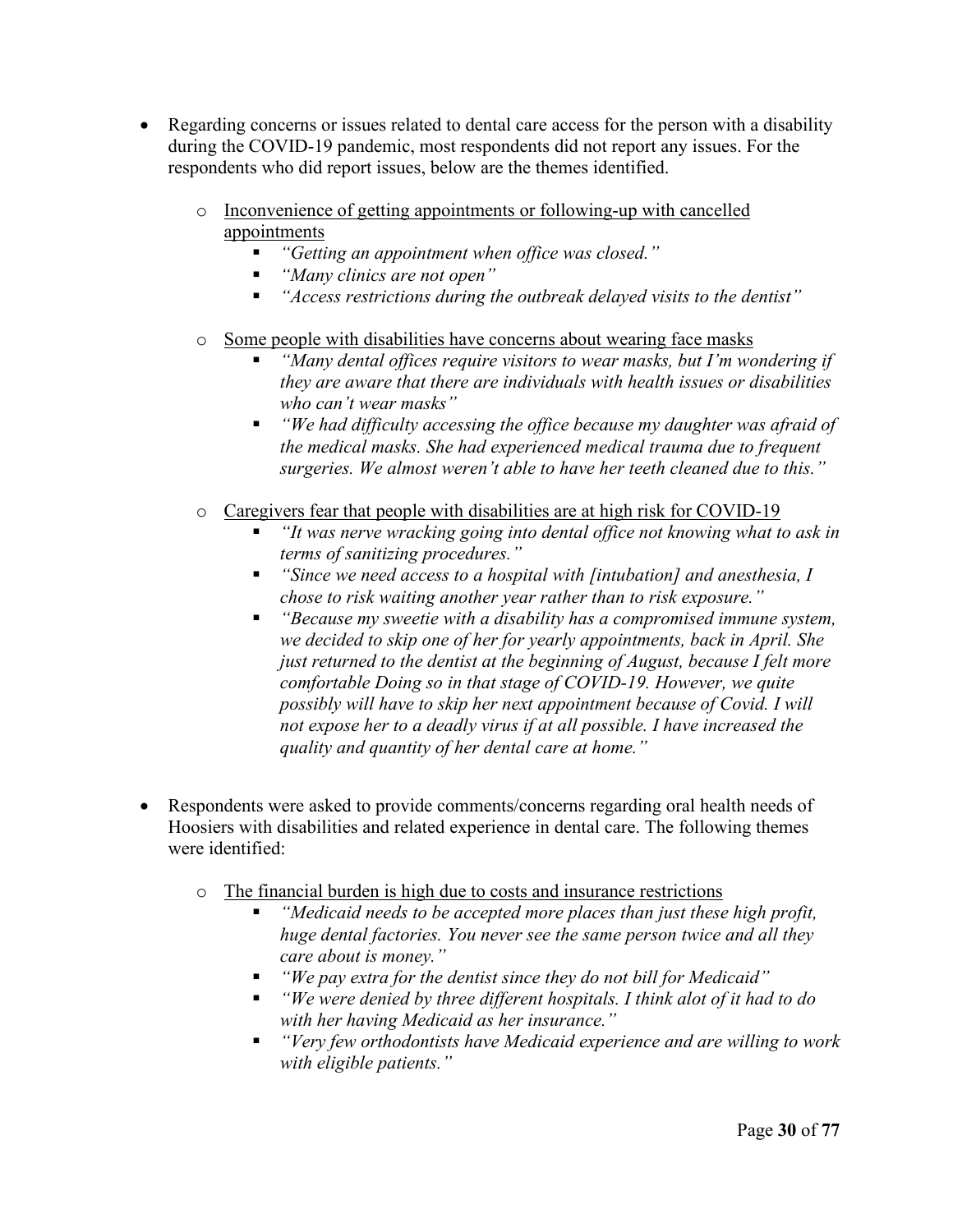- Regarding concerns or issues related to dental care access for the person with a disability during the COVID-19 pandemic, most respondents did not report any issues. For the respondents who did report issues, below are the themes identified.
  - <u>Inconvenience of getting appointments or following-up with cancelled appointments</u>
    - *"Getting an appointment when office was closed."*
    - *"Many clinics are not open"*
    - *"Access restrictions during the outbreak delayed visits to the dentist"*
  - <u>Some people with disabilities have concerns about wearing face masks</u>
    - *"Many dental offices require visitors to wear masks, but I'm wondering if they are aware that there are individuals with health issues or disabilities who can't wear masks"*
    - *"We had difficulty accessing the office because my daughter was afraid of the medical masks. She had experienced medical trauma due to frequent surgeries. We almost weren't able to have her teeth cleaned due to this."*
  - <u>Caregivers fear that people with disabilities are at high risk for COVID-19</u>
    - *"It was nerve wracking going into dental office not knowing what to ask in terms of sanitizing procedures."*
    - *"Since we need access to a hospital with [intubation] and anesthesia, I chose to risk waiting another year rather than to risk exposure."*
    - *"Because my sweetie with a disability has a compromised immune system, we decided to skip one of her for yearly appointments, back in April. She just returned to the dentist at the beginning of August, because I felt more comfortable Doing so in that stage of COVID-19. However, we quite possibly will have to skip her next appointment because of Covid. I will not expose her to a deadly virus if at all possible. I have increased the quality and quantity of her dental care at home."*

- Respondents were asked to provide comments/concerns regarding oral health needs of Hoosiers with disabilities and related experience in dental care. The following themes were identified:
  - <u>The financial burden is high due to costs and insurance restrictions</u>
    - *"Medicaid needs to be accepted more places than just these high profit, huge dental factories. You never see the same person twice and all they care about is money."*
    - *"We pay extra for the dentist since they do not bill for Medicaid"*
    - *"We were denied by three different hospitals. I think alot of it had to do with her having Medicaid as her insurance."*
    - *"Very few orthodontists have Medicaid experience and are willing to work with eligible patients."*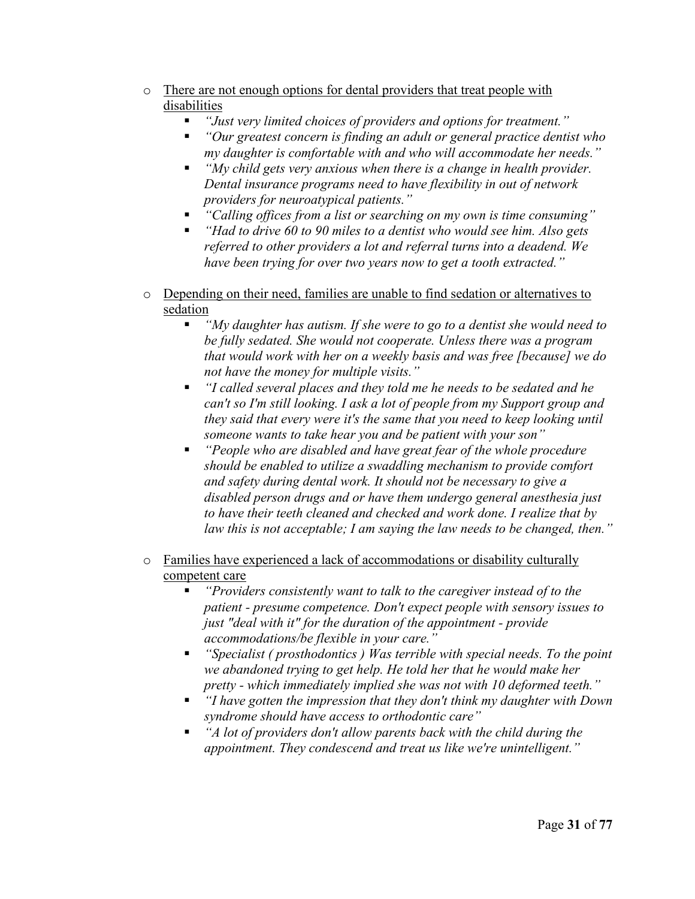- There are not enough options for dental providers that treat people with disabilities
  - *"Just very limited choices of providers and options for treatment."*
  - *"Our greatest concern is finding an adult or general practice dentist who my daughter is comfortable with and who will accommodate her needs."*
  - *"My child gets very anxious when there is a change in health provider. Dental insurance programs need to have flexibility in out of network providers for neuroatypical patients."*
  - *"Calling offices from a list or searching on my own is time consuming"*
  - *"Had to drive 60 to 90 miles to a dentist who would see him. Also gets referred to other providers a lot and referral turns into a deadend. We have been trying for over two years now to get a tooth extracted."*

- Depending on their need, families are unable to find sedation or alternatives to sedation
  - *"My daughter has autism. If she were to go to a dentist she would need to be fully sedated. She would not cooperate. Unless there was a program that would work with her on a weekly basis and was free [because] we do not have the money for multiple visits."*
  - *"I called several places and they told me he needs to be sedated and he can't so I'm still looking. I ask a lot of people from my Support group and they said that every were it's the same that you need to keep looking until someone wants to take hear you and be patient with your son"*
  - *"People who are disabled and have great fear of the whole procedure should be enabled to utilize a swaddling mechanism to provide comfort and safety during dental work. It should not be necessary to give a disabled person drugs and or have them undergo general anesthesia just to have their teeth cleaned and checked and work done. I realize that by law this is not acceptable; I am saying the law needs to be changed, then."*

- Families have experienced a lack of accommodations or disability culturally competent care
  - *"Providers consistently want to talk to the caregiver instead of to the patient - presume competence. Don't expect people with sensory issues to just "deal with it" for the duration of the appointment - provide accommodations/be flexible in your care."*
  - *"Specialist ( prosthodontics ) Was terrible with special needs. To the point we abandoned trying to get help. He told her that he would make her pretty - which immediately implied she was not with 10 deformed teeth."*
  - *"I have gotten the impression that they don't think my daughter with Down syndrome should have access to orthodontic care"*
  - *"A lot of providers don't allow parents back with the child during the appointment. They condescend and treat us like we're unintelligent."*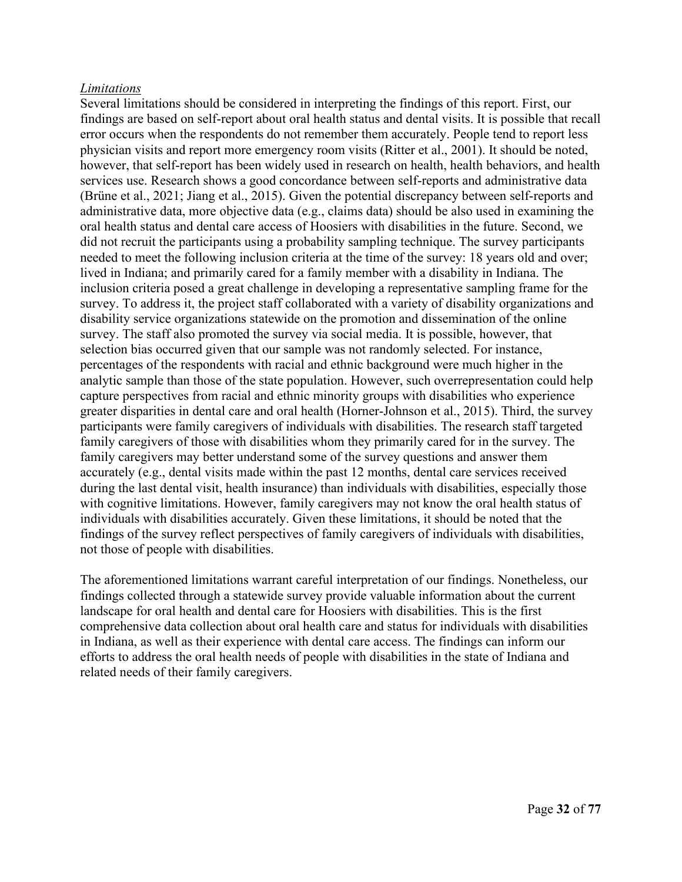*Limitations*

Several limitations should be considered in interpreting the findings of this report. First, our findings are based on self-report about oral health status and dental visits. It is possible that recall error occurs when the respondents do not remember them accurately. People tend to report less physician visits and report more emergency room visits (Ritter et al., 2001). It should be noted, however, that self-report has been widely used in research on health, health behaviors, and health services use. Research shows a good concordance between self-reports and administrative data (Brüne et al., 2021; Jiang et al., 2015). Given the potential discrepancy between self-reports and administrative data, more objective data (e.g., claims data) should be also used in examining the oral health status and dental care access of Hoosiers with disabilities in the future. Second, we did not recruit the participants using a probability sampling technique. The survey participants needed to meet the following inclusion criteria at the time of the survey: 18 years old and over; lived in Indiana; and primarily cared for a family member with a disability in Indiana. The inclusion criteria posed a great challenge in developing a representative sampling frame for the survey. To address it, the project staff collaborated with a variety of disability organizations and disability service organizations statewide on the promotion and dissemination of the online survey. The staff also promoted the survey via social media. It is possible, however, that selection bias occurred given that our sample was not randomly selected. For instance, percentages of the respondents with racial and ethnic background were much higher in the analytic sample than those of the state population. However, such overrepresentation could help capture perspectives from racial and ethnic minority groups with disabilities who experience greater disparities in dental care and oral health (Horner-Johnson et al., 2015). Third, the survey participants were family caregivers of individuals with disabilities. The research staff targeted family caregivers of those with disabilities whom they primarily cared for in the survey. The family caregivers may better understand some of the survey questions and answer them accurately (e.g., dental visits made within the past 12 months, dental care services received during the last dental visit, health insurance) than individuals with disabilities, especially those with cognitive limitations. However, family caregivers may not know the oral health status of individuals with disabilities accurately. Given these limitations, it should be noted that the findings of the survey reflect perspectives of family caregivers of individuals with disabilities, not those of people with disabilities.

The aforementioned limitations warrant careful interpretation of our findings. Nonetheless, our findings collected through a statewide survey provide valuable information about the current landscape for oral health and dental care for Hoosiers with disabilities. This is the first comprehensive data collection about oral health care and status for individuals with disabilities in Indiana, as well as their experience with dental care access. The findings can inform our efforts to address the oral health needs of people with disabilities in the state of Indiana and related needs of their family caregivers.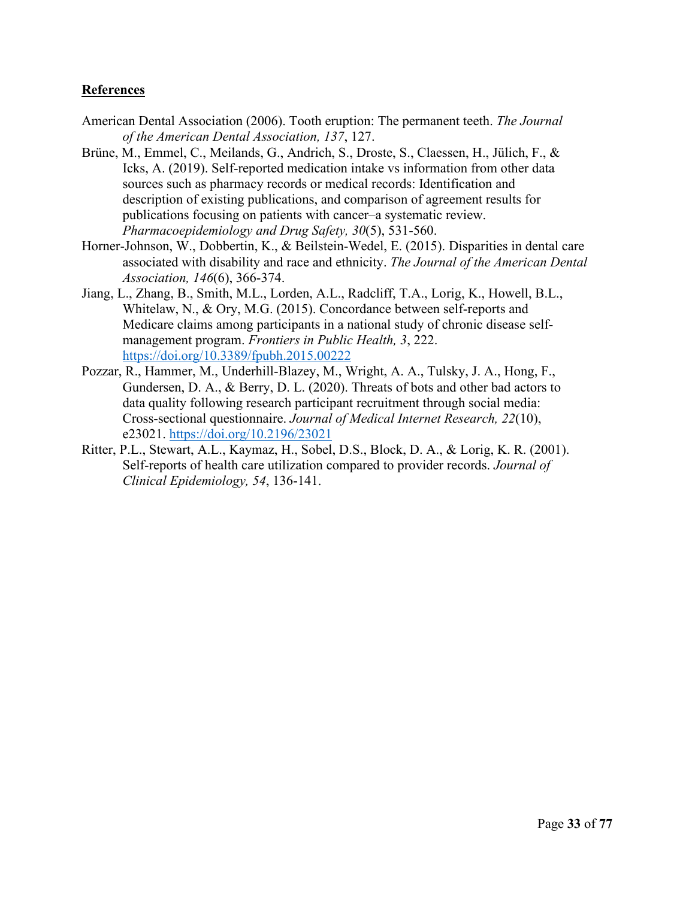## **References**

American Dental Association (2006). Tooth eruption: The permanent teeth. *The Journal of the American Dental Association, 137*, 127.

Brüne, M., Emmel, C., Meilands, G., Andrich, S., Droste, S., Claessen, H., Jülich, F., & Icks, A. (2019). Self-reported medication intake vs information from other data sources such as pharmacy records or medical records: Identification and description of existing publications, and comparison of agreement results for publications focusing on patients with cancer–a systematic review. *Pharmacoepidemiology and Drug Safety, 30*(5), 531-560.

Horner-Johnson, W., Dobbertin, K., & Beilstein-Wedel, E. (2015). Disparities in dental care associated with disability and race and ethnicity. *The Journal of the American Dental Association, 146*(6), 366-374.

Jiang, L., Zhang, B., Smith, M.L., Lorden, A.L., Radcliff, T.A., Lorig, K., Howell, B.L., Whitelaw, N., & Ory, M.G. (2015). Concordance between self-reports and Medicare claims among participants in a national study of chronic disease self-management program. *Frontiers in Public Health, 3*, 222. https://doi.org/10.3389/fpubh.2015.00222

Pozzar, R., Hammer, M., Underhill-Blazey, M., Wright, A. A., Tulsky, J. A., Hong, F., Gundersen, D. A., & Berry, D. L. (2020). Threats of bots and other bad actors to data quality following research participant recruitment through social media: Cross-sectional questionnaire. *Journal of Medical Internet Research, 22*(10), e23021. https://doi.org/10.2196/23021

Ritter, P.L., Stewart, A.L., Kaymaz, H., Sobel, D.S., Block, D. A., & Lorig, K. R. (2001). Self-reports of health care utilization compared to provider records. *Journal of Clinical Epidemiology, 54*, 136-141.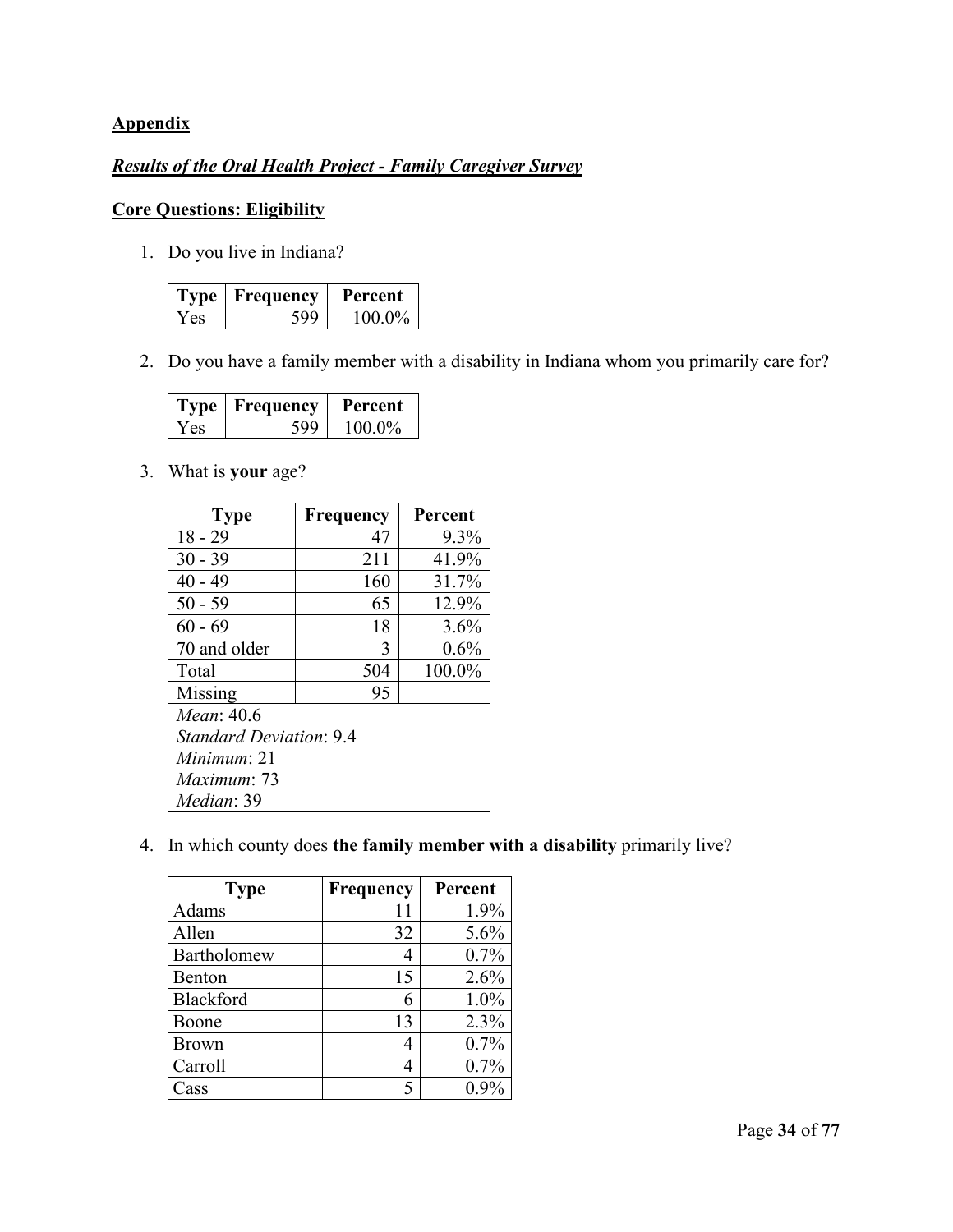## Appendix

### *Results of the Oral Health Project - Family Caregiver Survey*

### Core Questions: Eligibility

1. Do you live in Indiana?

| Type | Frequency | Percent |
|---|---|---|
| Yes | 599 | 100.0% |

2. Do you have a family member with a disability in Indiana whom you primarily care for?

| Type | Frequency | Percent |
|---|---|---|
| Yes | 599 | 100.0% |

3. What is **your** age?

| Type | Frequency | Percent |
|---|---|---|
| 18 - 29 | 47 | 9.3% |
| 30 - 39 | 211 | 41.9% |
| 40 - 49 | 160 | 31.7% |
| 50 - 59 | 65 | 12.9% |
| 60 - 69 | 18 | 3.6% |
| 70 and older | 3 | 0.6% |
| Total | 504 | 100.0% |
| Missing | 95 | |
| *Mean*: 40.6<br>*Standard Deviation*: 9.4<br>*Minimum*: 21<br>*Maximum*: 73<br>*Median*: 39 | | |

4. In which county does **the family member with a disability** primarily live?

| Type | Frequency | Percent |
|---|---|---|
| Adams | 11 | 1.9% |
| Allen | 32 | 5.6% |
| Bartholomew | 4 | 0.7% |
| Benton | 15 | 2.6% |
| Blackford | 6 | 1.0% |
| Boone | 13 | 2.3% |
| Brown | 4 | 0.7% |
| Carroll | 4 | 0.7% |
| Cass | 5 | 0.9% |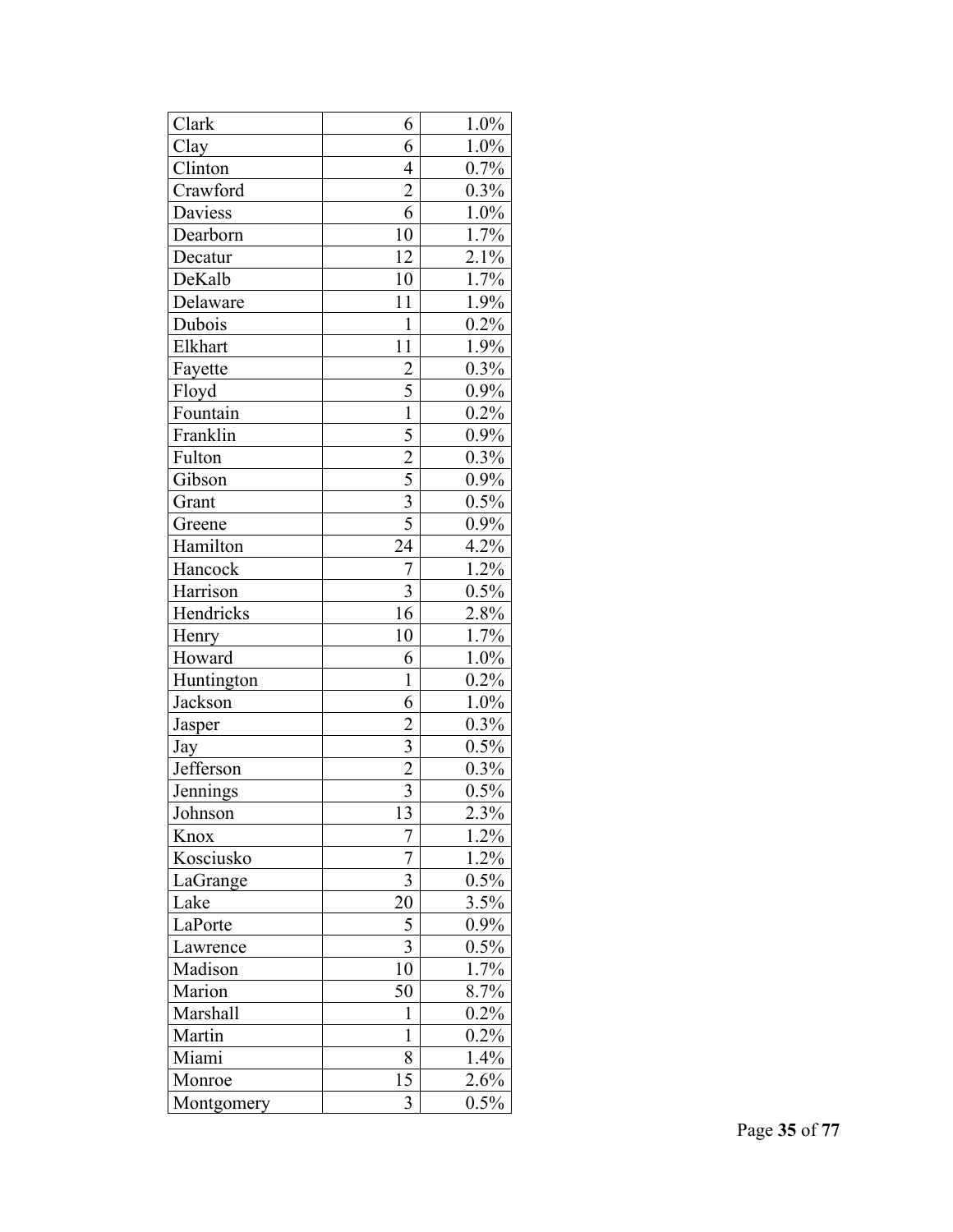| | | |
|---|---|---|
| Clark | 6 | 1.0% |
| Clay | 6 | 1.0% |
| Clinton | 4 | 0.7% |
| Crawford | 2 | 0.3% |
| Daviess | 6 | 1.0% |
| Dearborn | 10 | 1.7% |
| Decatur | 12 | 2.1% |
| DeKalb | 10 | 1.7% |
| Delaware | 11 | 1.9% |
| Dubois | 1 | 0.2% |
| Elkhart | 11 | 1.9% |
| Fayette | 2 | 0.3% |
| Floyd | 5 | 0.9% |
| Fountain | 1 | 0.2% |
| Franklin | 5 | 0.9% |
| Fulton | 2 | 0.3% |
| Gibson | 5 | 0.9% |
| Grant | 3 | 0.5% |
| Greene | 5 | 0.9% |
| Hamilton | 24 | 4.2% |
| Hancock | 7 | 1.2% |
| Harrison | 3 | 0.5% |
| Hendricks | 16 | 2.8% |
| Henry | 10 | 1.7% |
| Howard | 6 | 1.0% |
| Huntington | 1 | 0.2% |
| Jackson | 6 | 1.0% |
| Jasper | 2 | 0.3% |
| Jay | 3 | 0.5% |
| Jefferson | 2 | 0.3% |
| Jennings | 3 | 0.5% |
| Johnson | 13 | 2.3% |
| Knox | 7 | 1.2% |
| Kosciusko | 7 | 1.2% |
| LaGrange | 3 | 0.5% |
| Lake | 20 | 3.5% |
| LaPorte | 5 | 0.9% |
| Lawrence | 3 | 0.5% |
| Madison | 10 | 1.7% |
| Marion | 50 | 8.7% |
| Marshall | 1 | 0.2% |
| Martin | 1 | 0.2% |
| Miami | 8 | 1.4% |
| Monroe | 15 | 2.6% |
| Montgomery | 3 | 0.5% |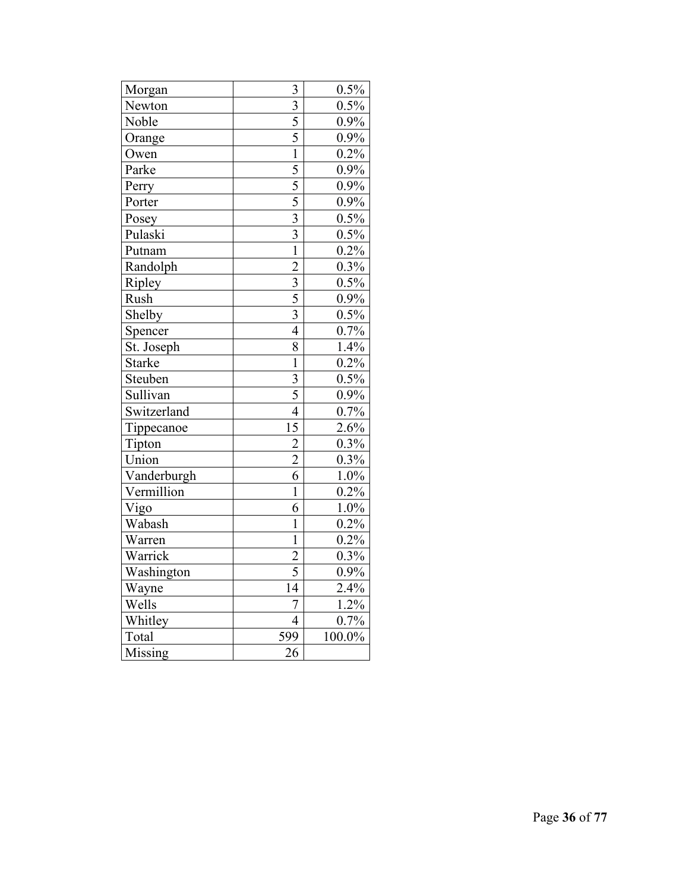| | | |
|---|---|---|
| Morgan | 3 | 0.5% |
| Newton | 3 | 0.5% |
| Noble | 5 | 0.9% |
| Orange | 5 | 0.9% |
| Owen | 1 | 0.2% |
| Parke | 5 | 0.9% |
| Perry | 5 | 0.9% |
| Porter | 5 | 0.9% |
| Posey | 3 | 0.5% |
| Pulaski | 3 | 0.5% |
| Putnam | 1 | 0.2% |
| Randolph | 2 | 0.3% |
| Ripley | 3 | 0.5% |
| Rush | 5 | 0.9% |
| Shelby | 3 | 0.5% |
| Spencer | 4 | 0.7% |
| St. Joseph | 8 | 1.4% |
| Starke | 1 | 0.2% |
| Steuben | 3 | 0.5% |
| Sullivan | 5 | 0.9% |
| Switzerland | 4 | 0.7% |
| Tippecanoe | 15 | 2.6% |
| Tipton | 2 | 0.3% |
| Union | 2 | 0.3% |
| Vanderburgh | 6 | 1.0% |
| Vermillion | 1 | 0.2% |
| Vigo | 6 | 1.0% |
| Wabash | 1 | 0.2% |
| Warren | 1 | 0.2% |
| Warrick | 2 | 0.3% |
| Washington | 5 | 0.9% |
| Wayne | 14 | 2.4% |
| Wells | 7 | 1.2% |
| Whitley | 4 | 0.7% |
| Total | 599 | 100.0% |
| Missing | 26 | |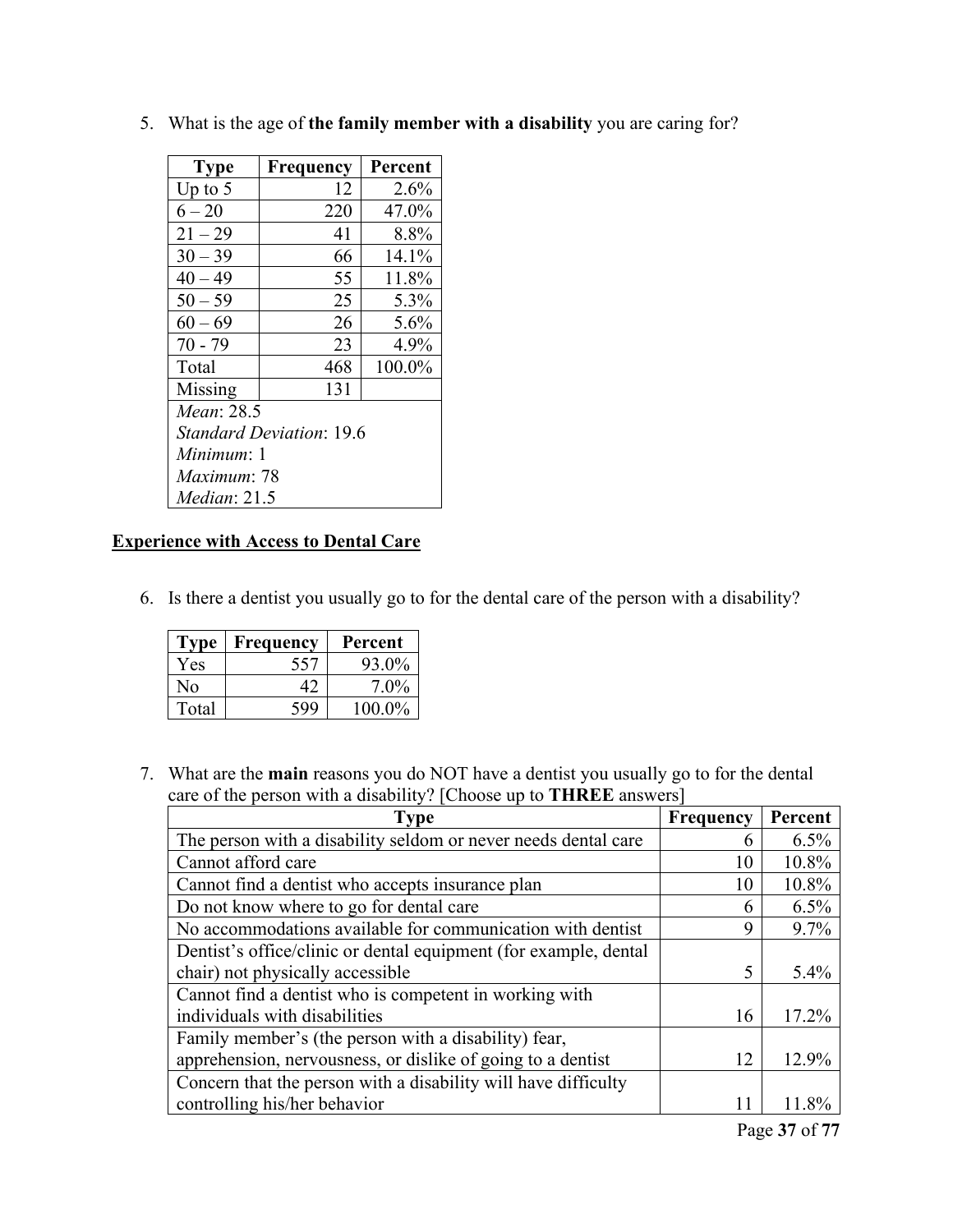5. What is the age of **the family member with a disability** you are caring for?

| Type | Frequency | Percent |
|---|---|---|
| Up to 5 | 12 | 2.6% |
| 6 – 20 | 220 | 47.0% |
| 21 – 29 | 41 | 8.8% |
| 30 – 39 | 66 | 14.1% |
| 40 – 49 | 55 | 11.8% |
| 50 – 59 | 25 | 5.3% |
| 60 – 69 | 26 | 5.6% |
| 70 - 79 | 23 | 4.9% |
| Total | 468 | 100.0% |
| Missing | 131 | |
| *Mean*: 28.5 | | |
| *Standard Deviation*: 19.6 | | |
| *Minimum*: 1 | | |
| *Maximum*: 78 | | |
| *Median*: 21.5 | | |

**<u>Experience with Access to Dental Care</u>**

6. Is there a dentist you usually go to for the dental care of the person with a disability?

| Type | Frequency | Percent |
|---|---|---|
| Yes | 557 | 93.0% |
| No | 42 | 7.0% |
| Total | 599 | 100.0% |

7. What are the **main** reasons you do NOT have a dentist you usually go to for the dental care of the person with a disability? [Choose up to **THREE** answers]

| Type | Frequency | Percent |
|---|---|---|
| The person with a disability seldom or never needs dental care | 6 | 6.5% |
| Cannot afford care | 10 | 10.8% |
| Cannot find a dentist who accepts insurance plan | 10 | 10.8% |
| Do not know where to go for dental care | 6 | 6.5% |
| No accommodations available for communication with dentist | 9 | 9.7% |
| Dentist's office/clinic or dental equipment (for example, dental chair) not physically accessible | 5 | 5.4% |
| Cannot find a dentist who is competent in working with individuals with disabilities | 16 | 17.2% |
| Family member's (the person with a disability) fear, apprehension, nervousness, or dislike of going to a dentist | 12 | 12.9% |
| Concern that the person with a disability will have difficulty controlling his/her behavior | 11 | 11.8% |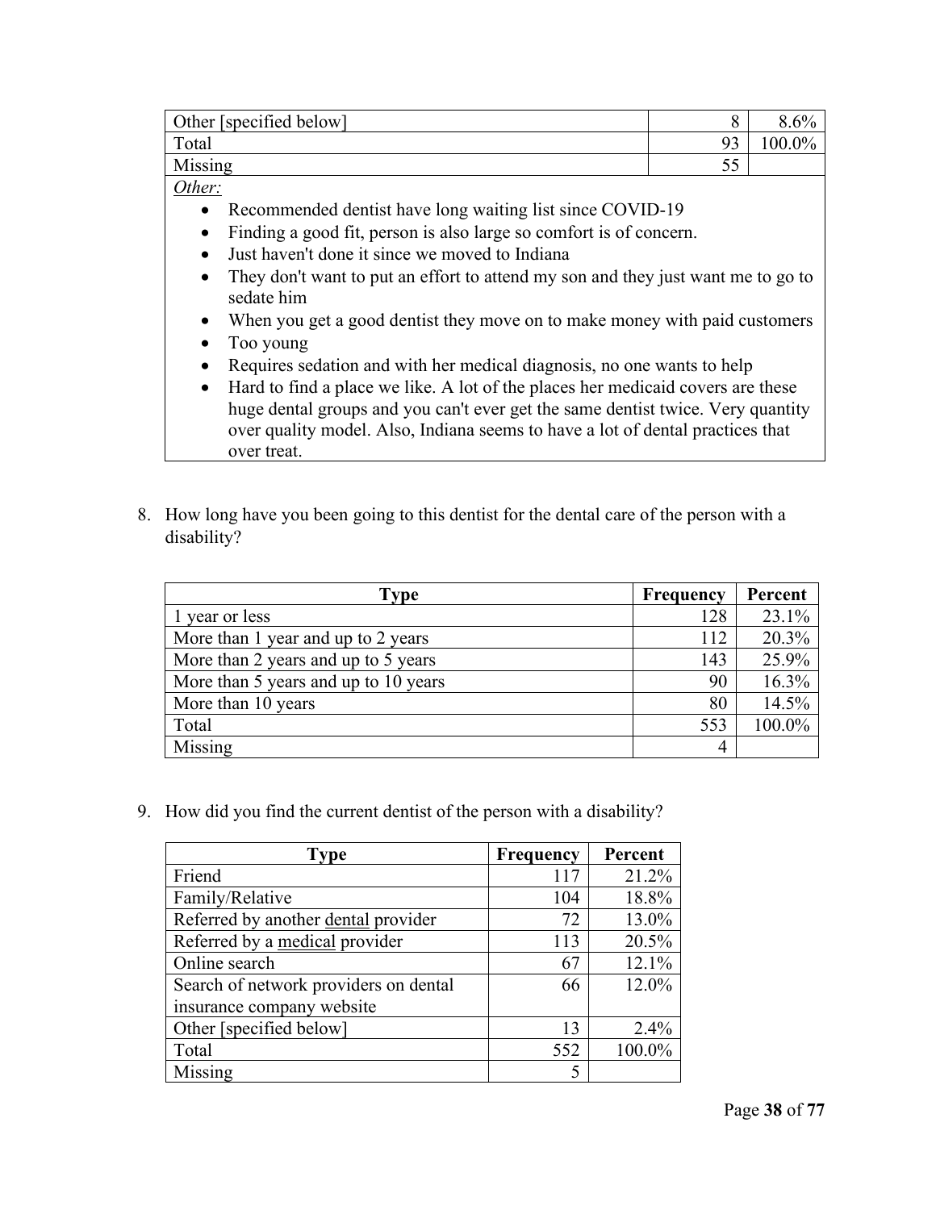| | | |
|---|---|---|
| Other [specified below] | 8 | 8.6% |
| Total | 93 | 100.0% |
| Missing | 55 | |

*Other:*

- Recommended dentist have long waiting list since COVID-19
- Finding a good fit, person is also large so comfort is of concern.
- Just haven't done it since we moved to Indiana
- They don't want to put an effort to attend my son and they just want me to go to sedate him
- When you get a good dentist they move on to make money with paid customers
- Too young
- Requires sedation and with her medical diagnosis, no one wants to help
- Hard to find a place we like. A lot of the places her medicaid covers are these huge dental groups and you can't ever get the same dentist twice. Very quantity over quality model. Also, Indiana seems to have a lot of dental practices that over treat.

8. How long have you been going to this dentist for the dental care of the person with a disability?

| Type | Frequency | Percent |
|---|---|---|
| 1 year or less | 128 | 23.1% |
| More than 1 year and up to 2 years | 112 | 20.3% |
| More than 2 years and up to 5 years | 143 | 25.9% |
| More than 5 years and up to 10 years | 90 | 16.3% |
| More than 10 years | 80 | 14.5% |
| Total | 553 | 100.0% |
| Missing | 4 | |

9. How did you find the current dentist of the person with a disability?

| Type | Frequency | Percent |
|---|---|---|
| Friend | 117 | 21.2% |
| Family/Relative | 104 | 18.8% |
| Referred by another <u>dental</u> provider | 72 | 13.0% |
| Referred by a <u>medical</u> provider | 113 | 20.5% |
| Online search | 67 | 12.1% |
| Search of network providers on dental insurance company website | 66 | 12.0% |
| Other [specified below] | 13 | 2.4% |
| Total | 552 | 100.0% |
| Missing | 5 | |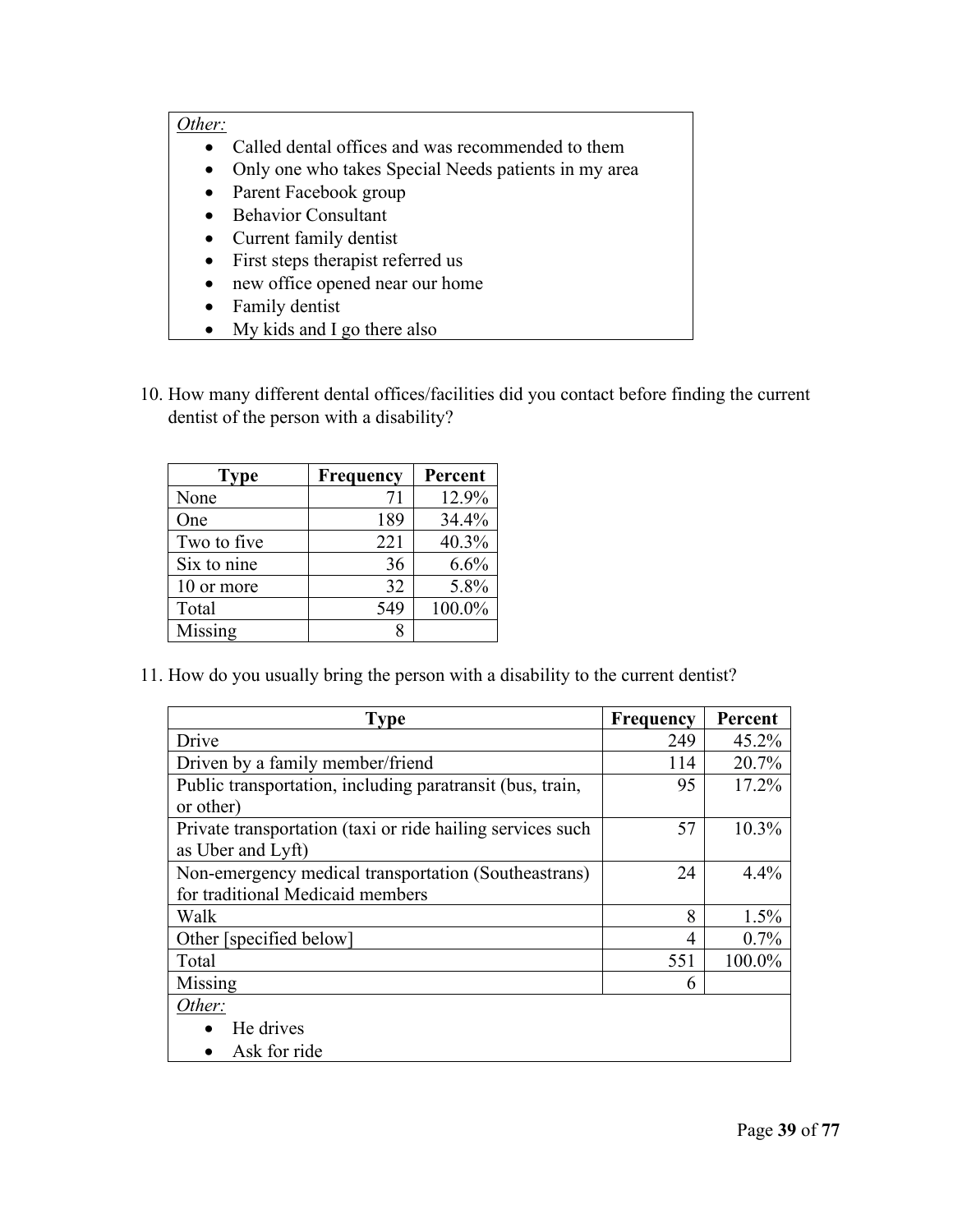| *Other:* |
|---|
| • Called dental offices and was recommended to them<br>• Only one who takes Special Needs patients in my area<br>• Parent Facebook group<br>• Behavior Consultant<br>• Current family dentist<br>• First steps therapist referred us<br>• new office opened near our home<br>• Family dentist<br>• My kids and I go there also |

10. How many different dental offices/facilities did you contact before finding the current dentist of the person with a disability?

| Type | Frequency | Percent |
|---|---|---|
| None | 71 | 12.9% |
| One | 189 | 34.4% |
| Two to five | 221 | 40.3% |
| Six to nine | 36 | 6.6% |
| 10 or more | 32 | 5.8% |
| Total | 549 | 100.0% |
| Missing | 8 | |

11. How do you usually bring the person with a disability to the current dentist?

| Type | Frequency | Percent |
|---|---|---|
| Drive | 249 | 45.2% |
| Driven by a family member/friend | 114 | 20.7% |
| Public transportation, including paratransit (bus, train, or other) | 95 | 17.2% |
| Private transportation (taxi or ride hailing services such as Uber and Lyft) | 57 | 10.3% |
| Non-emergency medical transportation (Southeastrans) for traditional Medicaid members | 24 | 4.4% |
| Walk | 8 | 1.5% |
| Other [specified below] | 4 | 0.7% |
| Total | 551 | 100.0% |
| Missing | 6 | |
| *Other:*<br>• He drives<br>• Ask for ride | | |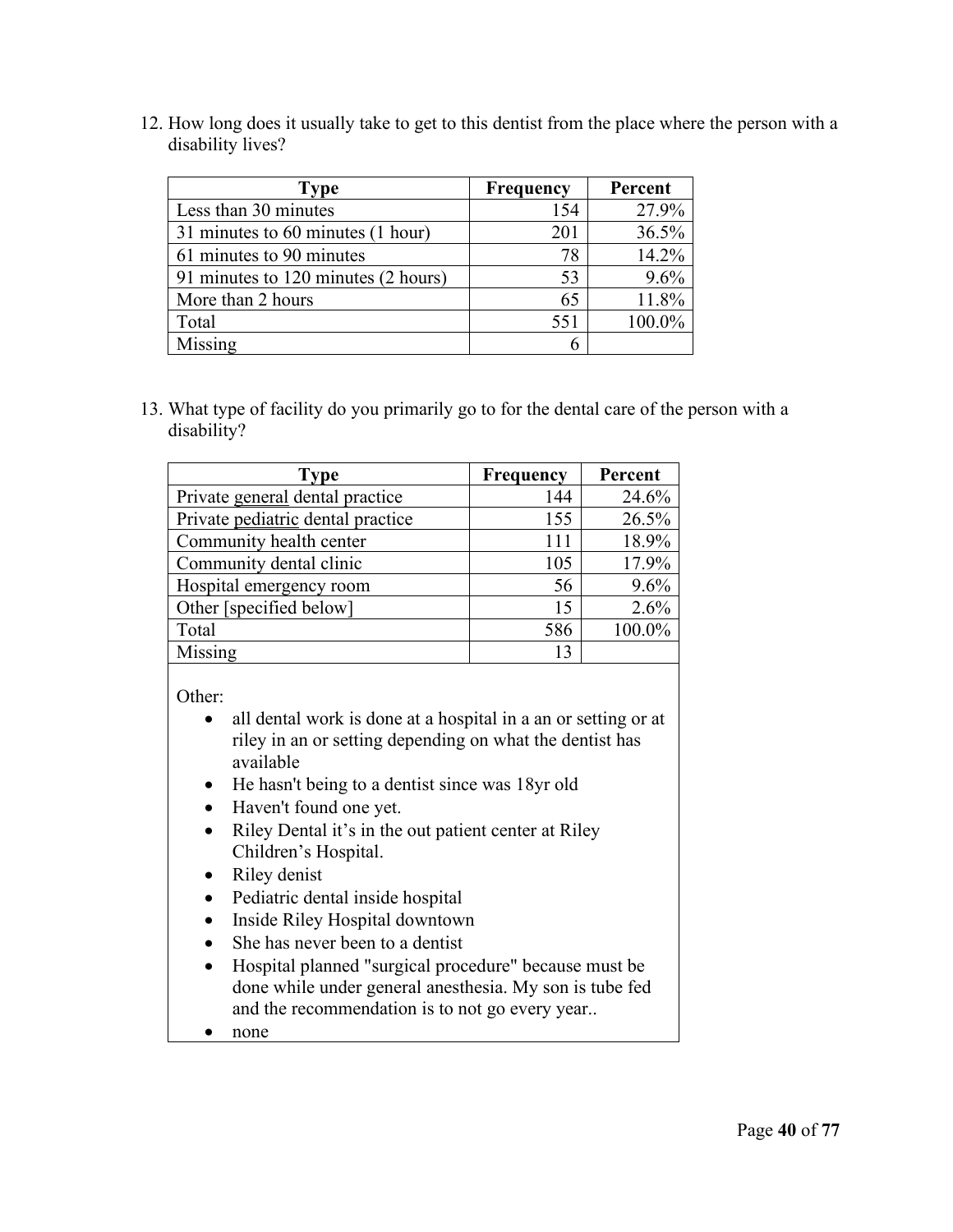12. How long does it usually take to get to this dentist from the place where the person with a disability lives?

| Type | Frequency | Percent |
|---|---:|---:|
| Less than 30 minutes | 154 | 27.9% |
| 31 minutes to 60 minutes (1 hour) | 201 | 36.5% |
| 61 minutes to 90 minutes | 78 | 14.2% |
| 91 minutes to 120 minutes (2 hours) | 53 | 9.6% |
| More than 2 hours | 65 | 11.8% |
| Total | 551 | 100.0% |
| Missing | 6 | |

13. What type of facility do you primarily go to for the dental care of the person with a disability?

| Type | Frequency | Percent |
|---|---:|---:|
| Private general dental practice | 144 | 24.6% |
| Private pediatric dental practice | 155 | 26.5% |
| Community health center | 111 | 18.9% |
| Community dental clinic | 105 | 17.9% |
| Hospital emergency room | 56 | 9.6% |
| Other [specified below] | 15 | 2.6% |
| Total | 586 | 100.0% |
| Missing | 13 | |

Other:

- all dental work is done at a hospital in a an or setting or at riley in an or setting depending on what the dentist has available
- He hasn't being to a dentist since was 18yr old
- Haven't found one yet.
- Riley Dental it's in the out patient center at Riley Children's Hospital.
- Riley denist
- Pediatric dental inside hospital
- Inside Riley Hospital downtown
- She has never been to a dentist
- Hospital planned "surgical procedure" because must be done while under general anesthesia. My son is tube fed and the recommendation is to not go every year..
- none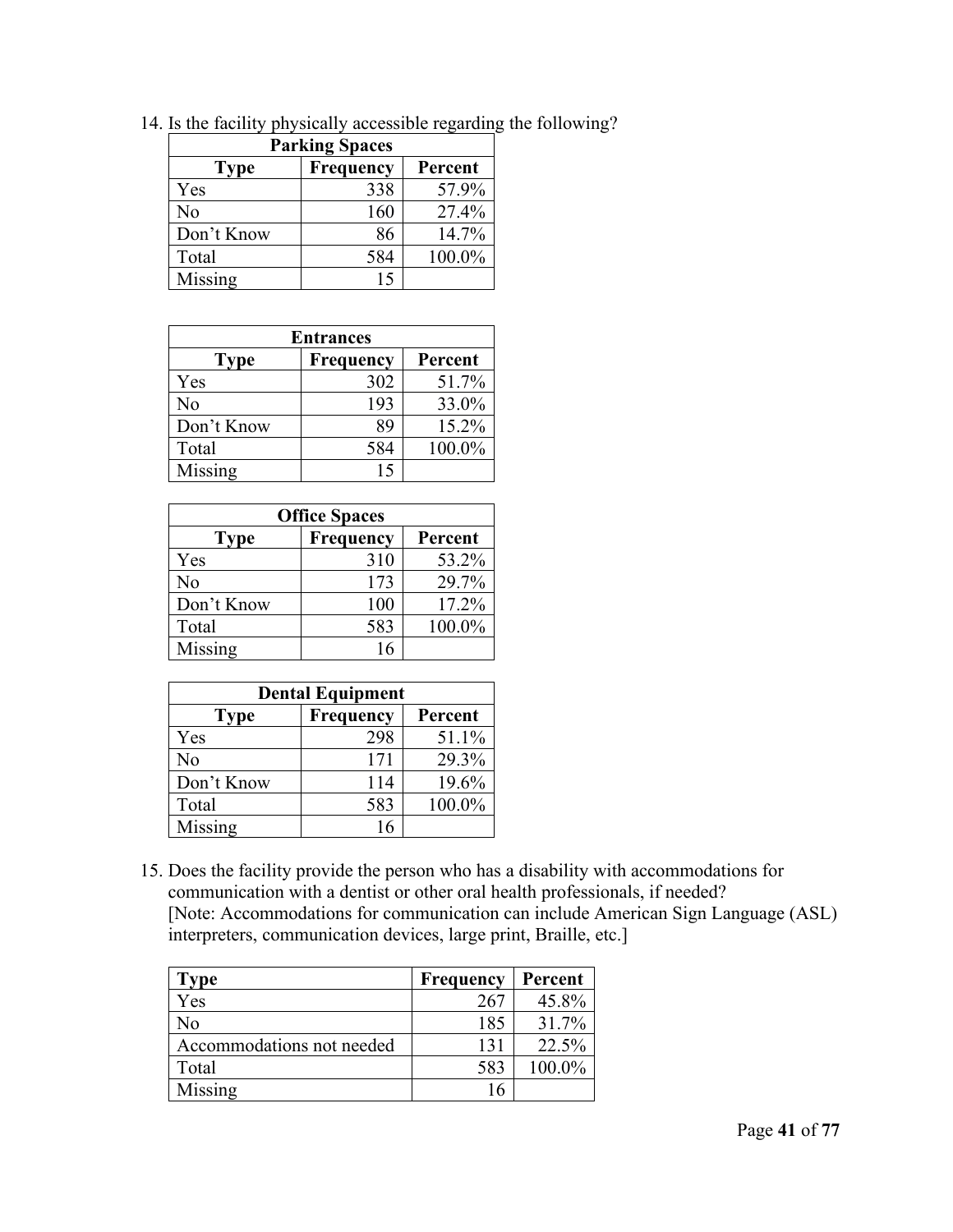14. Is the facility physically accessible regarding the following?

| Parking Spaces | | |
|---|---|---|
| **Type** | **Frequency** | **Percent** |
| Yes | 338 | 57.9% |
| No | 160 | 27.4% |
| Don't Know | 86 | 14.7% |
| Total | 584 | 100.0% |
| Missing | 15 | |

| Entrances | | |
|---|---|---|
| **Type** | **Frequency** | **Percent** |
| Yes | 302 | 51.7% |
| No | 193 | 33.0% |
| Don't Know | 89 | 15.2% |
| Total | 584 | 100.0% |
| Missing | 15 | |

| Office Spaces | | |
|---|---|---|
| **Type** | **Frequency** | **Percent** |
| Yes | 310 | 53.2% |
| No | 173 | 29.7% |
| Don't Know | 100 | 17.2% |
| Total | 583 | 100.0% |
| Missing | 16 | |

| Dental Equipment | | |
|---|---|---|
| **Type** | **Frequency** | **Percent** |
| Yes | 298 | 51.1% |
| No | 171 | 29.3% |
| Don't Know | 114 | 19.6% |
| Total | 583 | 100.0% |
| Missing | 16 | |

15. Does the facility provide the person who has a disability with accommodations for communication with a dentist or other oral health professionals, if needed?
[Note: Accommodations for communication can include American Sign Language (ASL) interpreters, communication devices, large print, Braille, etc.]

| Type | Frequency | Percent |
|---|---|---|
| Yes | 267 | 45.8% |
| No | 185 | 31.7% |
| Accommodations not needed | 131 | 22.5% |
| Total | 583 | 100.0% |
| Missing | 16 | |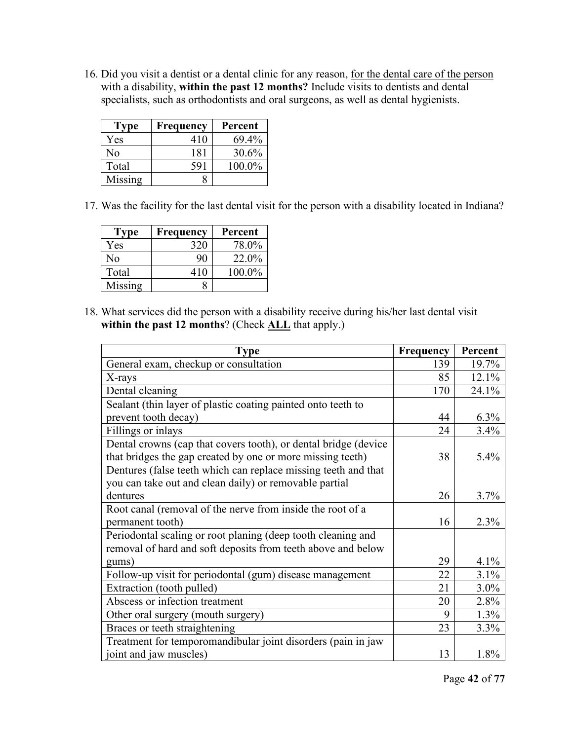16. Did you visit a dentist or a dental clinic for any reason, <u>for the dental care of the person with a disability</u>, **within the past 12 months?** Include visits to dentists and dental specialists, such as orthodontists and oral surgeons, as well as dental hygienists.

| Type | Frequency | Percent |
|---|---|---|
| Yes | 410 | 69.4% |
| No | 181 | 30.6% |
| Total | 591 | 100.0% |
| Missing | 8 | |

17. Was the facility for the last dental visit for the person with a disability located in Indiana?

| Type | Frequency | Percent |
|---|---|---|
| Yes | 320 | 78.0% |
| No | 90 | 22.0% |
| Total | 410 | 100.0% |
| Missing | 8 | |

18. What services did the person with a disability receive during his/her last dental visit **within the past 12 months**? (Check **<u>ALL</u>** that apply.)

| Type | Frequency | Percent |
|---|---|---|
| General exam, checkup or consultation | 139 | 19.7% |
| X-rays | 85 | 12.1% |
| Dental cleaning | 170 | 24.1% |
| Sealant (thin layer of plastic coating painted onto teeth to prevent tooth decay) | 44 | 6.3% |
| Fillings or inlays | 24 | 3.4% |
| Dental crowns (cap that covers tooth), or dental bridge (device that bridges the gap created by one or more missing teeth) | 38 | 5.4% |
| Dentures (false teeth which can replace missing teeth and that you can take out and clean daily) or removable partial dentures | 26 | 3.7% |
| Root canal (removal of the nerve from inside the root of a permanent tooth) | 16 | 2.3% |
| Periodontal scaling or root planing (deep tooth cleaning and removal of hard and soft deposits from teeth above and below gums) | 29 | 4.1% |
| Follow-up visit for periodontal (gum) disease management | 22 | 3.1% |
| Extraction (tooth pulled) | 21 | 3.0% |
| Abscess or infection treatment | 20 | 2.8% |
| Other oral surgery (mouth surgery) | 9 | 1.3% |
| Braces or teeth straightening | 23 | 3.3% |
| Treatment for temporomandibular joint disorders (pain in jaw joint and jaw muscles) | 13 | 1.8% |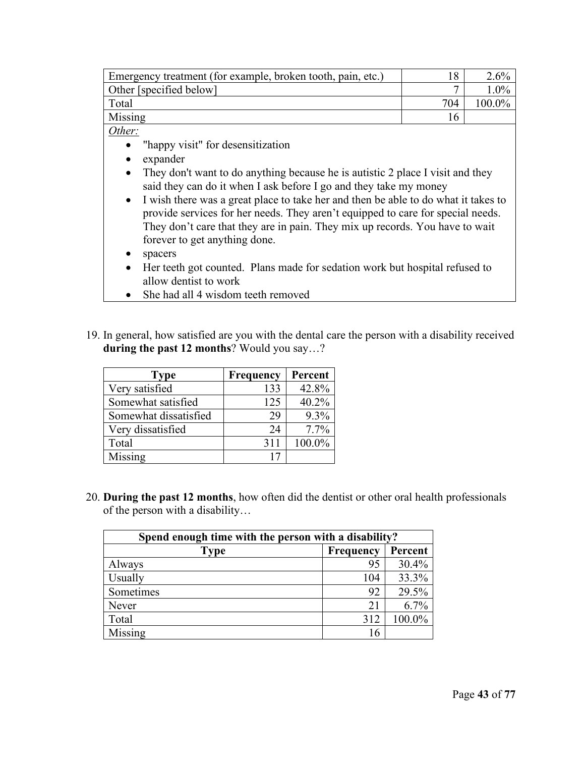| | | |
|---|---|---|
| Emergency treatment (for example, broken tooth, pain, etc.) | 18 | 2.6% |
| Other [specified below] | 7 | 1.0% |
| Total | 704 | 100.0% |
| Missing | 16 | |

*Other:*

- "happy visit" for desensitization
- expander
- They don't want to do anything because he is autistic 2 place I visit and they said they can do it when I ask before I go and they take my money
- I wish there was a great place to take her and then be able to do what it takes to provide services for her needs. They aren't equipped to care for special needs. They don't care that they are in pain. They mix up records. You have to wait forever to get anything done.
- spacers
- Her teeth got counted. Plans made for sedation work but hospital refused to allow dentist to work
- She had all 4 wisdom teeth removed

19. In general, how satisfied are you with the dental care the person with a disability received **during the past 12 months**? Would you say…?

| Type | Frequency | Percent |
|---|---|---|
| Very satisfied | 133 | 42.8% |
| Somewhat satisfied | 125 | 40.2% |
| Somewhat dissatisfied | 29 | 9.3% |
| Very dissatisfied | 24 | 7.7% |
| Total | 311 | 100.0% |
| Missing | 17 | |

20. **During the past 12 months**, how often did the dentist or other oral health professionals of the person with a disability…

| **Spend enough time with the person with a disability?** | | |
|---|---|---|
| **Type** | **Frequency** | **Percent** |
| Always | 95 | 30.4% |
| Usually | 104 | 33.3% |
| Sometimes | 92 | 29.5% |
| Never | 21 | 6.7% |
| Total | 312 | 100.0% |
| Missing | 16 | |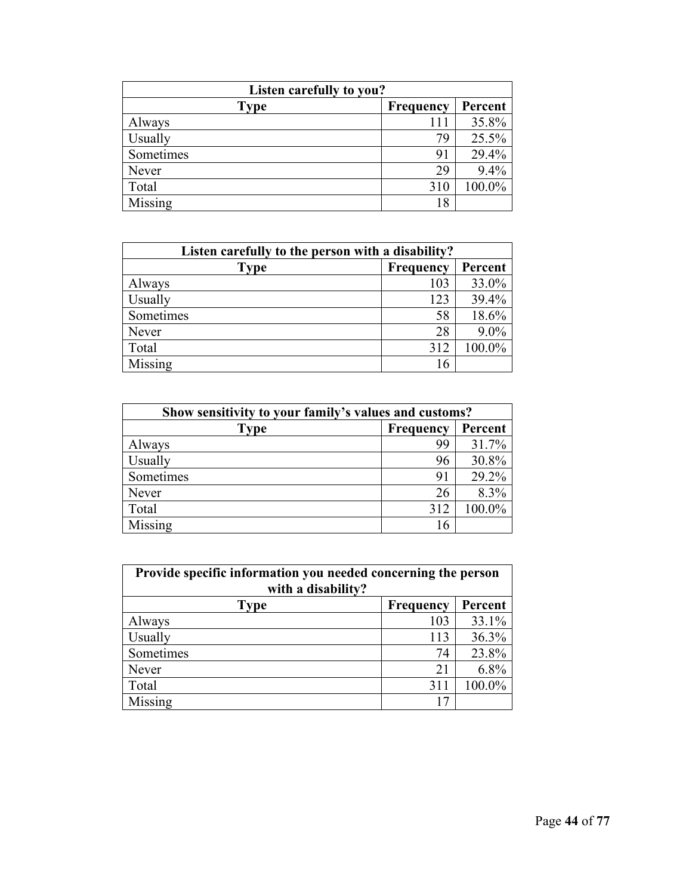| Listen carefully to you? | | |
|---|---|---|
| **Type** | **Frequency** | **Percent** |
| Always | 111 | 35.8% |
| Usually | 79 | 25.5% |
| Sometimes | 91 | 29.4% |
| Never | 29 | 9.4% |
| Total | 310 | 100.0% |
| Missing | 18 | |

| Listen carefully to the person with a disability? | | |
|---|---|---|
| **Type** | **Frequency** | **Percent** |
| Always | 103 | 33.0% |
| Usually | 123 | 39.4% |
| Sometimes | 58 | 18.6% |
| Never | 28 | 9.0% |
| Total | 312 | 100.0% |
| Missing | 16 | |

| Show sensitivity to your family's values and customs? | | |
|---|---|---|
| **Type** | **Frequency** | **Percent** |
| Always | 99 | 31.7% |
| Usually | 96 | 30.8% |
| Sometimes | 91 | 29.2% |
| Never | 26 | 8.3% |
| Total | 312 | 100.0% |
| Missing | 16 | |

| Provide specific information you needed concerning the person with a disability? | | |
|---|---|---|
| **Type** | **Frequency** | **Percent** |
| Always | 103 | 33.1% |
| Usually | 113 | 36.3% |
| Sometimes | 74 | 23.8% |
| Never | 21 | 6.8% |
| Total | 311 | 100.0% |
| Missing | 17 | |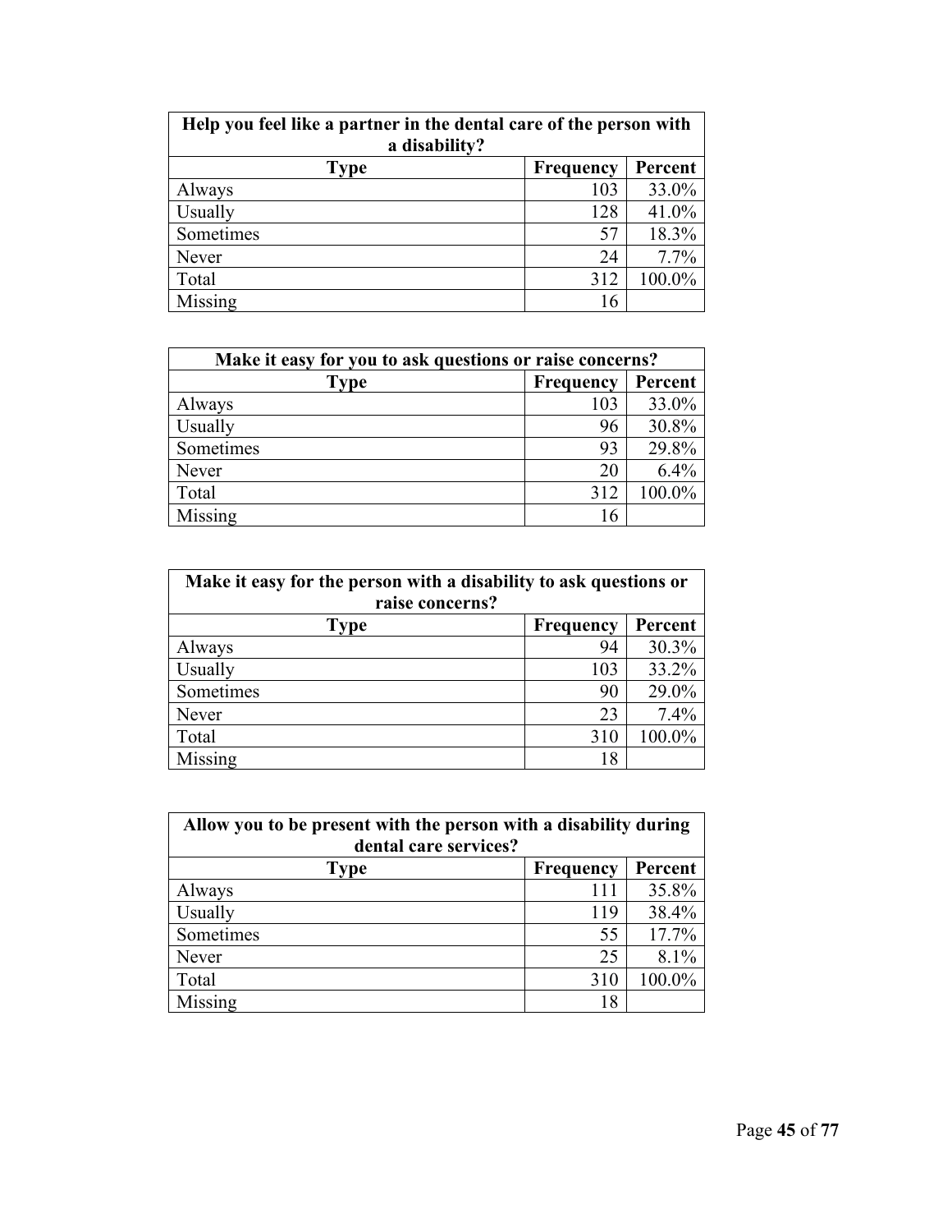| Help you feel like a partner in the dental care of the person with a disability? | | |
|---|---|---|
| **Type** | **Frequency** | **Percent** |
| Always | 103 | 33.0% |
| Usually | 128 | 41.0% |
| Sometimes | 57 | 18.3% |
| Never | 24 | 7.7% |
| Total | 312 | 100.0% |
| Missing | 16 | |

| Make it easy for you to ask questions or raise concerns? | | |
|---|---|---|
| **Type** | **Frequency** | **Percent** |
| Always | 103 | 33.0% |
| Usually | 96 | 30.8% |
| Sometimes | 93 | 29.8% |
| Never | 20 | 6.4% |
| Total | 312 | 100.0% |
| Missing | 16 | |

| Make it easy for the person with a disability to ask questions or raise concerns? | | |
|---|---|---|
| **Type** | **Frequency** | **Percent** |
| Always | 94 | 30.3% |
| Usually | 103 | 33.2% |
| Sometimes | 90 | 29.0% |
| Never | 23 | 7.4% |
| Total | 310 | 100.0% |
| Missing | 18 | |

| Allow you to be present with the person with a disability during dental care services? | | |
|---|---|---|
| **Type** | **Frequency** | **Percent** |
| Always | 111 | 35.8% |
| Usually | 119 | 38.4% |
| Sometimes | 55 | 17.7% |
| Never | 25 | 8.1% |
| Total | 310 | 100.0% |
| Missing | 18 | |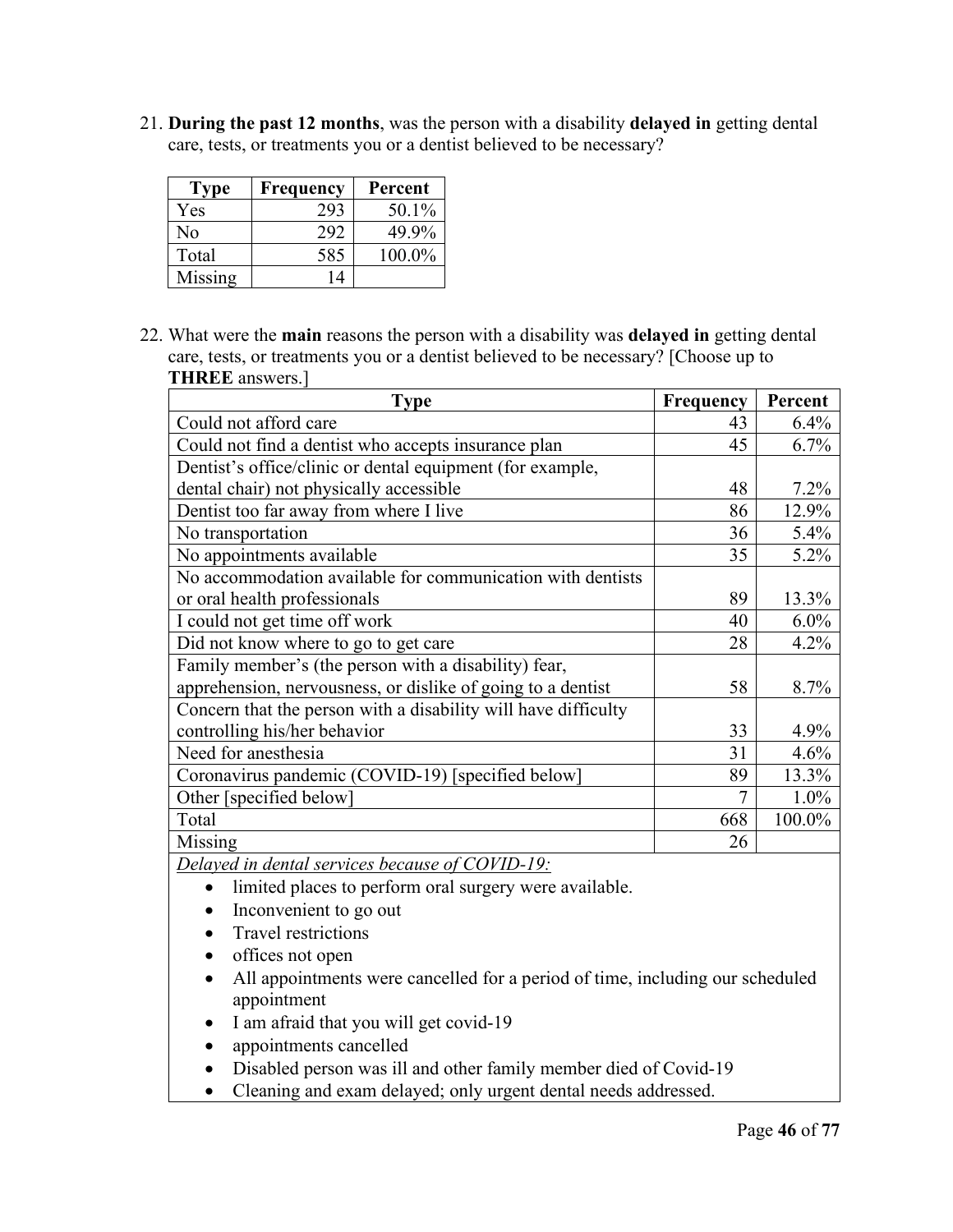21. **During the past 12 months**, was the person with a disability **delayed in** getting dental care, tests, or treatments you or a dentist believed to be necessary?

| Type | Frequency | Percent |
|---|---|---|
| Yes | 293 | 50.1% |
| No | 292 | 49.9% |
| Total | 585 | 100.0% |
| Missing | 14 | |

22. What were the **main** reasons the person with a disability was **delayed in** getting dental care, tests, or treatments you or a dentist believed to be necessary? [Choose up to **THREE** answers.]

| Type | Frequency | Percent |
|---|---|---|
| Could not afford care | 43 | 6.4% |
| Could not find a dentist who accepts insurance plan | 45 | 6.7% |
| Dentist's office/clinic or dental equipment (for example, dental chair) not physically accessible | 48 | 7.2% |
| Dentist too far away from where I live | 86 | 12.9% |
| No transportation | 36 | 5.4% |
| No appointments available | 35 | 5.2% |
| No accommodation available for communication with dentists or oral health professionals | 89 | 13.3% |
| I could not get time off work | 40 | 6.0% |
| Did not know where to go to get care | 28 | 4.2% |
| Family member's (the person with a disability) fear, apprehension, nervousness, or dislike of going to a dentist | 58 | 8.7% |
| Concern that the person with a disability will have difficulty controlling his/her behavior | 33 | 4.9% |
| Need for anesthesia | 31 | 4.6% |
| Coronavirus pandemic (COVID-19) [specified below] | 89 | 13.3% |
| Other [specified below] | 7 | 1.0% |
| Total | 668 | 100.0% |
| Missing | 26 | |

*Delayed in dental services because of COVID-19:*

- limited places to perform oral surgery were available.
- Inconvenient to go out
- Travel restrictions
- offices not open
- All appointments were cancelled for a period of time, including our scheduled appointment
- I am afraid that you will get covid-19
- appointments cancelled
- Disabled person was ill and other family member died of Covid-19
- Cleaning and exam delayed; only urgent dental needs addressed.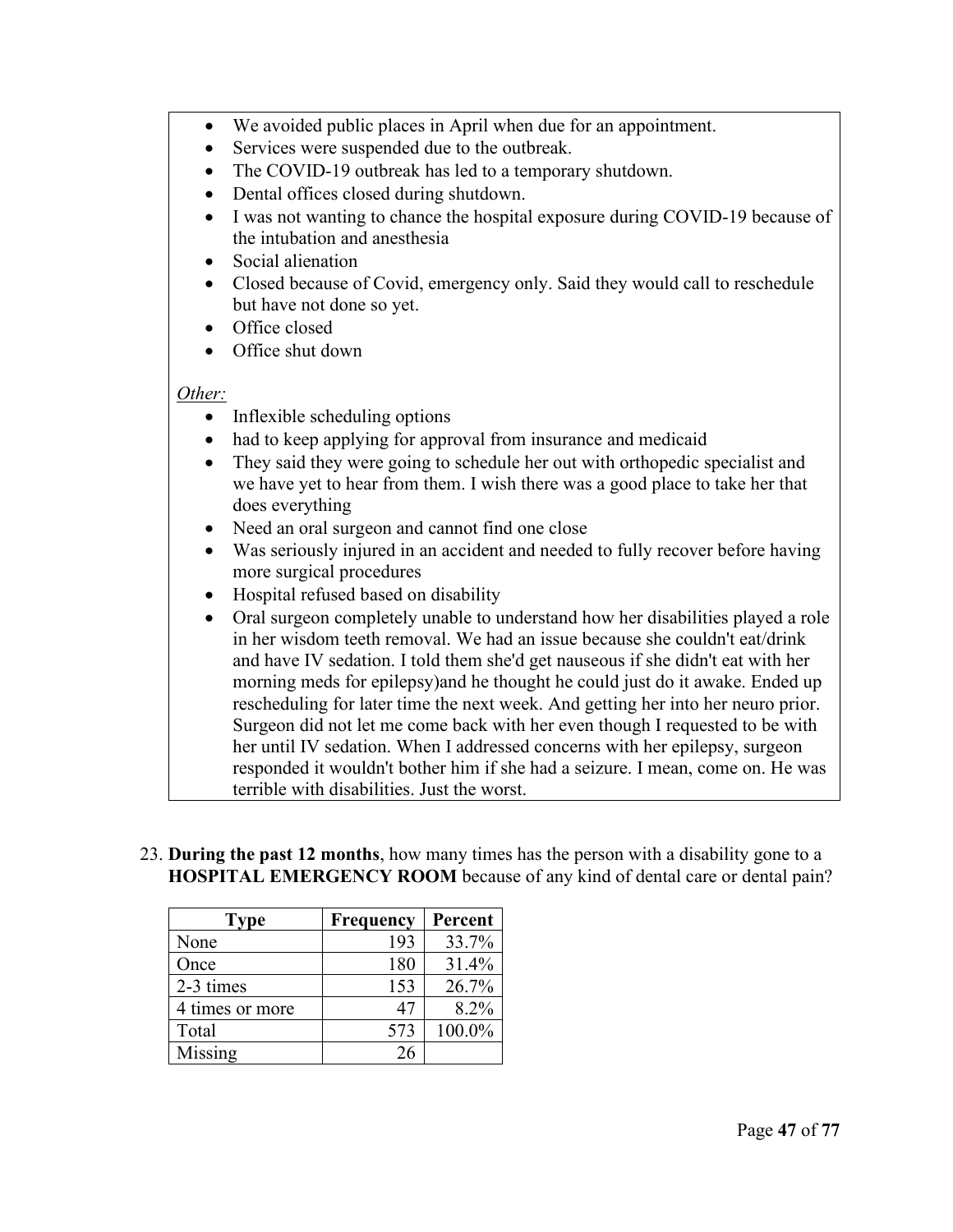- We avoided public places in April when due for an appointment.
- Services were suspended due to the outbreak.
- The COVID-19 outbreak has led to a temporary shutdown.
- Dental offices closed during shutdown.
- I was not wanting to chance the hospital exposure during COVID-19 because of the intubation and anesthesia
- Social alienation
- Closed because of Covid, emergency only. Said they would call to reschedule but have not done so yet.
- Office closed
- Office shut down

*Other:*

- Inflexible scheduling options
- had to keep applying for approval from insurance and medicaid
- They said they were going to schedule her out with orthopedic specialist and we have yet to hear from them. I wish there was a good place to take her that does everything
- Need an oral surgeon and cannot find one close
- Was seriously injured in an accident and needed to fully recover before having more surgical procedures
- Hospital refused based on disability
- Oral surgeon completely unable to understand how her disabilities played a role in her wisdom teeth removal. We had an issue because she couldn't eat/drink and have IV sedation. I told them she'd get nauseous if she didn't eat with her morning meds for epilepsy)and he thought he could just do it awake. Ended up rescheduling for later time the next week. And getting her into her neuro prior. Surgeon did not let me come back with her even though I requested to be with her until IV sedation. When I addressed concerns with her epilepsy, surgeon responded it wouldn't bother him if she had a seizure. I mean, come on. He was terrible with disabilities. Just the worst.

23. **During the past 12 months**, how many times has the person with a disability gone to a **HOSPITAL EMERGENCY ROOM** because of any kind of dental care or dental pain?

| Type | Frequency | Percent |
|---|---|---|
| None | 193 | 33.7% |
| Once | 180 | 31.4% |
| 2-3 times | 153 | 26.7% |
| 4 times or more | 47 | 8.2% |
| Total | 573 | 100.0% |
| Missing | 26 | |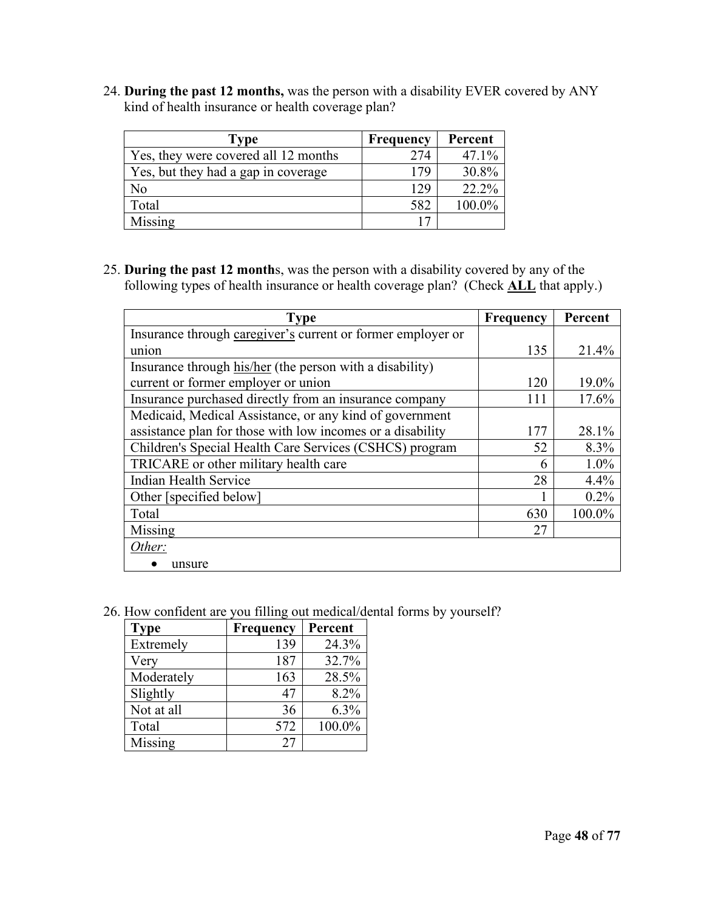24. **During the past 12 months,** was the person with a disability EVER covered by ANY kind of health insurance or health coverage plan?

| Type | Frequency | Percent |
|---|---|---|
| Yes, they were covered all 12 months | 274 | 47.1% |
| Yes, but they had a gap in coverage | 179 | 30.8% |
| No | 129 | 22.2% |
| Total | 582 | 100.0% |
| Missing | 17 | |

25. **During the past 12 month**s, was the person with a disability covered by any of the following types of health insurance or health coverage plan? (Check **ALL** that apply.)

| Type | Frequency | Percent |
|---|---|---|
| Insurance through caregiver's current or former employer or union | 135 | 21.4% |
| Insurance through his/her (the person with a disability) current or former employer or union | 120 | 19.0% |
| Insurance purchased directly from an insurance company | 111 | 17.6% |
| Medicaid, Medical Assistance, or any kind of government assistance plan for those with low incomes or a disability | 177 | 28.1% |
| Children's Special Health Care Services (CSHCS) program | 52 | 8.3% |
| TRICARE or other military health care | 6 | 1.0% |
| Indian Health Service | 28 | 4.4% |
| Other [specified below] | 1 | 0.2% |
| Total | 630 | 100.0% |
| Missing | 27 | |

*Other:*

- unsure

26. How confident are you filling out medical/dental forms by yourself?

| Type | Frequency | Percent |
|---|---|---|
| Extremely | 139 | 24.3% |
| Very | 187 | 32.7% |
| Moderately | 163 | 28.5% |
| Slightly | 47 | 8.2% |
| Not at all | 36 | 6.3% |
| Total | 572 | 100.0% |
| Missing | 27 | |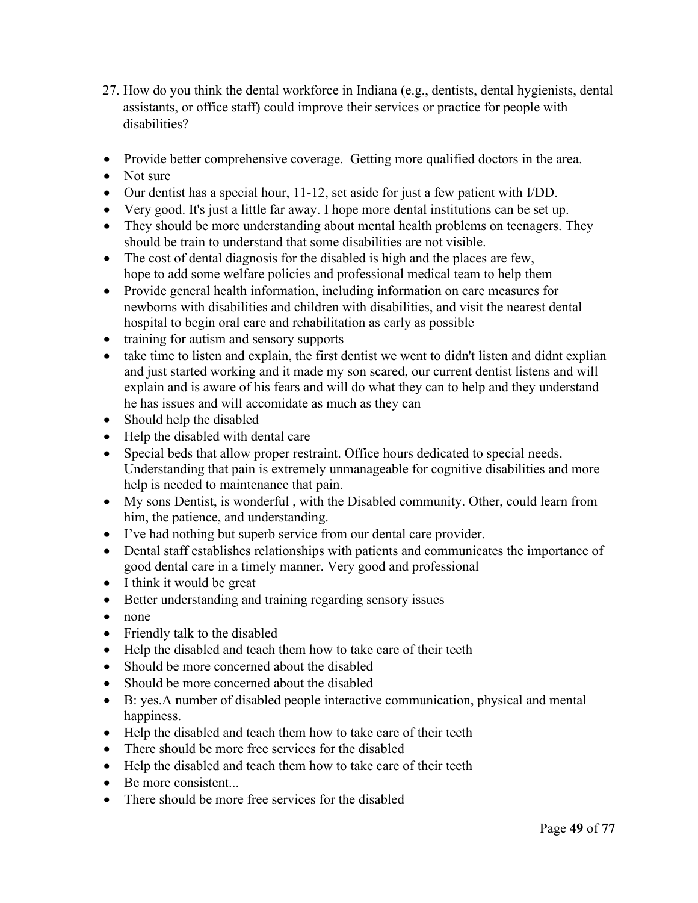27. How do you think the dental workforce in Indiana (e.g., dentists, dental hygienists, dental assistants, or office staff) could improve their services or practice for people with disabilities?

- Provide better comprehensive coverage.  Getting more qualified doctors in the area.
- Not sure
- Our dentist has a special hour, 11-12, set aside for just a few patient with I/DD.
- Very good. It's just a little far away. I hope more dental institutions can be set up.
- They should be more understanding about mental health problems on teenagers. They should be train to understand that some disabilities are not visible.
- The cost of dental diagnosis for the disabled is high and the places are few, hope to add some welfare policies and professional medical team to help them
- Provide general health information, including information on care measures for newborns with disabilities and children with disabilities, and visit the nearest dental hospital to begin oral care and rehabilitation as early as possible
- training for autism and sensory supports
- take time to listen and explain, the first dentist we went to didn't listen and didnt explian and just started working and it made my son scared, our current dentist listens and will explain and is aware of his fears and will do what they can to help and they understand he has issues and will accomidate as much as they can
- Should help the disabled
- Help the disabled with dental care
- Special beds that allow proper restraint. Office hours dedicated to special needs. Understanding that pain is extremely unmanageable for cognitive disabilities and more help is needed to maintenance that pain.
- My sons Dentist, is wonderful , with the Disabled community. Other, could learn from him, the patience, and understanding.
- I've had nothing but superb service from our dental care provider.
- Dental staff establishes relationships with patients and communicates the importance of good dental care in a timely manner. Very good and professional
- I think it would be great
- Better understanding and training regarding sensory issues
- none
- Friendly talk to the disabled
- Help the disabled and teach them how to take care of their teeth
- Should be more concerned about the disabled
- Should be more concerned about the disabled
- B: yes.A number of disabled people interactive communication, physical and mental happiness.
- Help the disabled and teach them how to take care of their teeth
- There should be more free services for the disabled
- Help the disabled and teach them how to take care of their teeth
- Be more consistent...
- There should be more free services for the disabled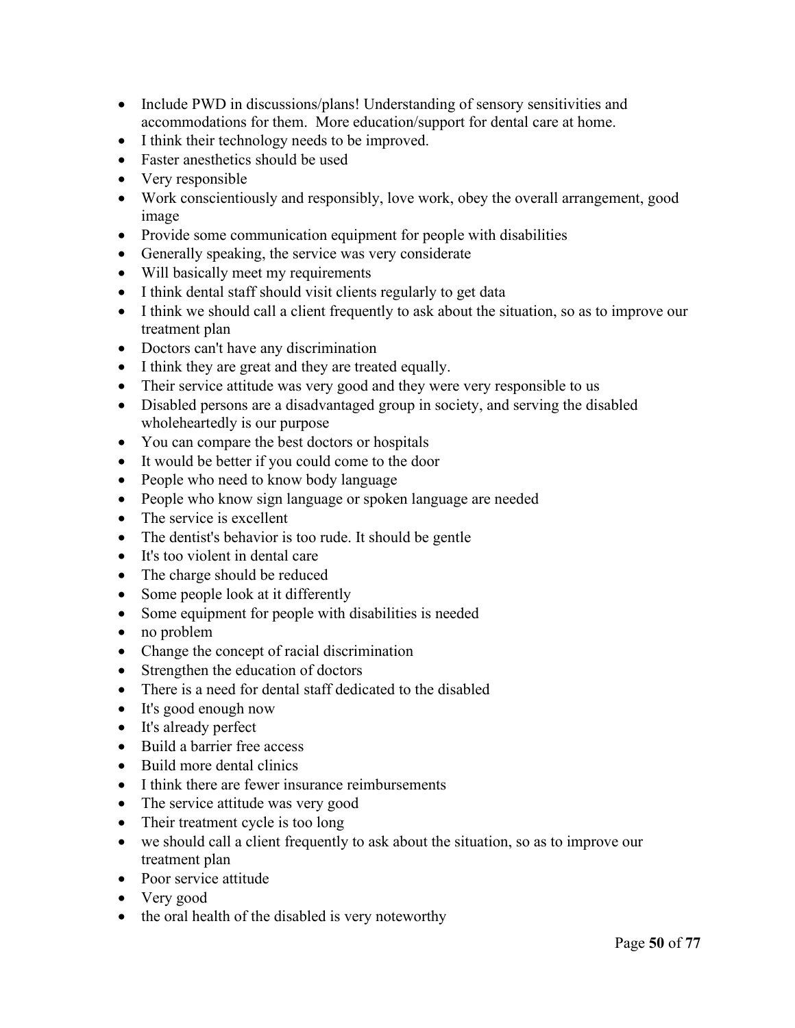- Include PWD in discussions/plans! Understanding of sensory sensitivities and accommodations for them. More education/support for dental care at home.
- I think their technology needs to be improved.
- Faster anesthetics should be used
- Very responsible
- Work conscientiously and responsibly, love work, obey the overall arrangement, good image
- Provide some communication equipment for people with disabilities
- Generally speaking, the service was very considerate
- Will basically meet my requirements
- I think dental staff should visit clients regularly to get data
- I think we should call a client frequently to ask about the situation, so as to improve our treatment plan
- Doctors can't have any discrimination
- I think they are great and they are treated equally.
- Their service attitude was very good and they were very responsible to us
- Disabled persons are a disadvantaged group in society, and serving the disabled wholeheartedly is our purpose
- You can compare the best doctors or hospitals
- It would be better if you could come to the door
- People who need to know body language
- People who know sign language or spoken language are needed
- The service is excellent
- The dentist's behavior is too rude. It should be gentle
- It's too violent in dental care
- The charge should be reduced
- Some people look at it differently
- Some equipment for people with disabilities is needed
- no problem
- Change the concept of racial discrimination
- Strengthen the education of doctors
- There is a need for dental staff dedicated to the disabled
- It's good enough now
- It's already perfect
- Build a barrier free access
- Build more dental clinics
- I think there are fewer insurance reimbursements
- The service attitude was very good
- Their treatment cycle is too long
- we should call a client frequently to ask about the situation, so as to improve our treatment plan
- Poor service attitude
- Very good
- the oral health of the disabled is very noteworthy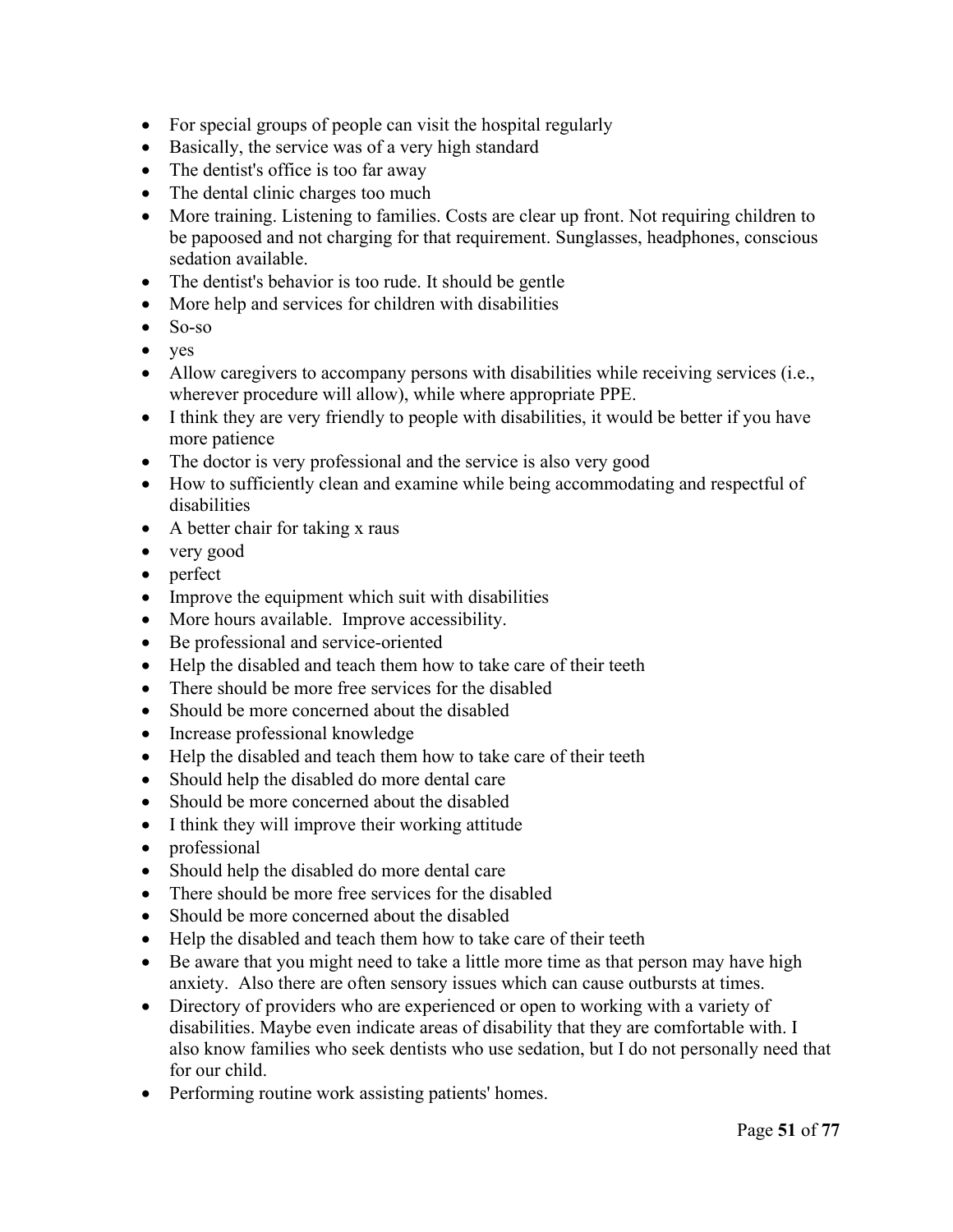- For special groups of people can visit the hospital regularly
- Basically, the service was of a very high standard
- The dentist's office is too far away
- The dental clinic charges too much
- More training. Listening to families. Costs are clear up front. Not requiring children to be papoosed and not charging for that requirement. Sunglasses, headphones, conscious sedation available.
- The dentist's behavior is too rude. It should be gentle
- More help and services for children with disabilities
- So-so
- yes
- Allow caregivers to accompany persons with disabilities while receiving services (i.e., wherever procedure will allow), while where appropriate PPE.
- I think they are very friendly to people with disabilities, it would be better if you have more patience
- The doctor is very professional and the service is also very good
- How to sufficiently clean and examine while being accommodating and respectful of disabilities
- A better chair for taking x raus
- very good
- perfect
- Improve the equipment which suit with disabilities
- More hours available. Improve accessibility.
- Be professional and service-oriented
- Help the disabled and teach them how to take care of their teeth
- There should be more free services for the disabled
- Should be more concerned about the disabled
- Increase professional knowledge
- Help the disabled and teach them how to take care of their teeth
- Should help the disabled do more dental care
- Should be more concerned about the disabled
- I think they will improve their working attitude
- professional
- Should help the disabled do more dental care
- There should be more free services for the disabled
- Should be more concerned about the disabled
- Help the disabled and teach them how to take care of their teeth
- Be aware that you might need to take a little more time as that person may have high anxiety. Also there are often sensory issues which can cause outbursts at times.
- Directory of providers who are experienced or open to working with a variety of disabilities. Maybe even indicate areas of disability that they are comfortable with. I also know families who seek dentists who use sedation, but I do not personally need that for our child.
- Performing routine work assisting patients' homes.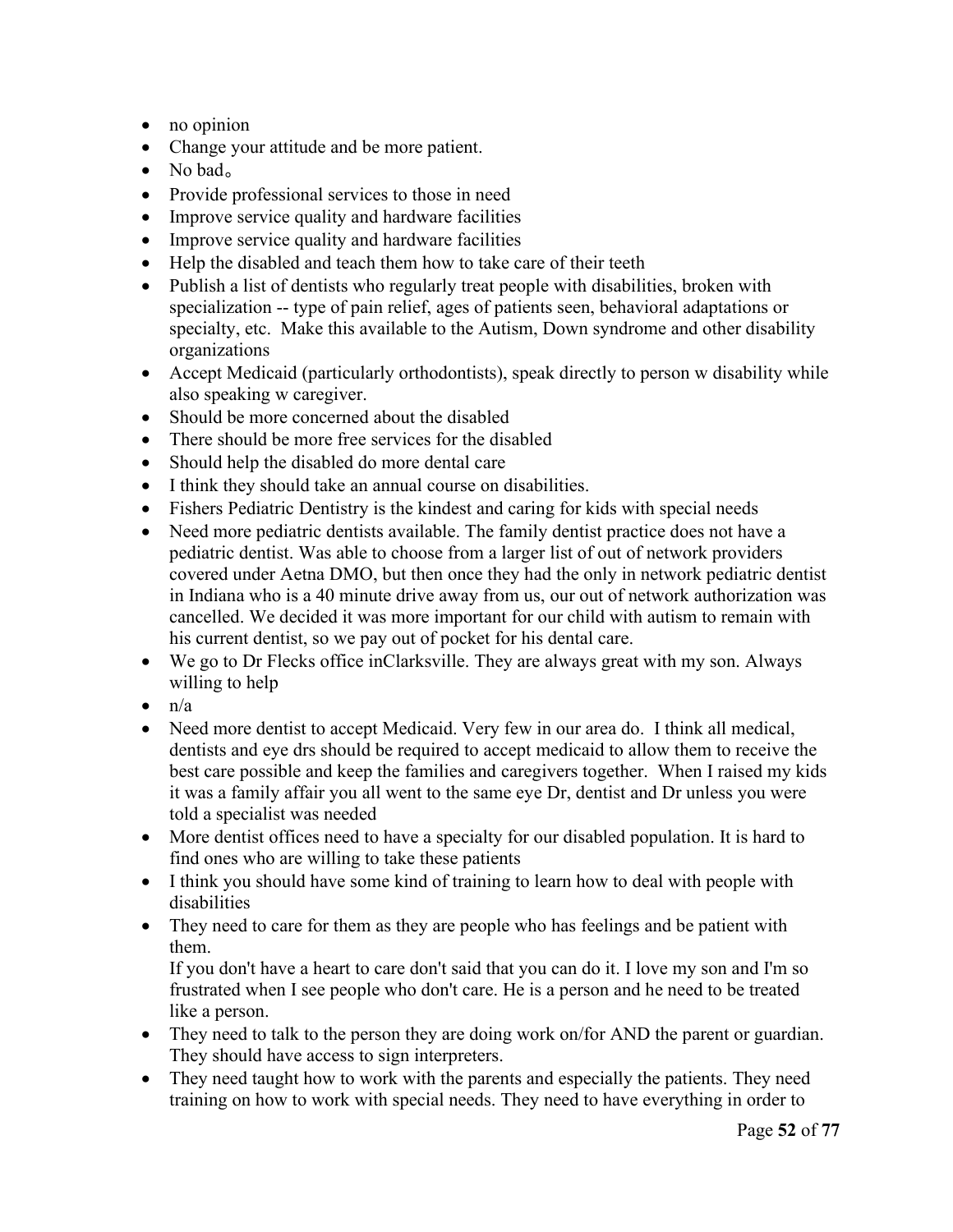- no opinion
- Change your attitude and be more patient.
- No bad。
- Provide professional services to those in need
- Improve service quality and hardware facilities
- Improve service quality and hardware facilities
- Help the disabled and teach them how to take care of their teeth
- Publish a list of dentists who regularly treat people with disabilities, broken with specialization -- type of pain relief, ages of patients seen, behavioral adaptations or specialty, etc. Make this available to the Autism, Down syndrome and other disability organizations
- Accept Medicaid (particularly orthodontists), speak directly to person w disability while also speaking w caregiver.
- Should be more concerned about the disabled
- There should be more free services for the disabled
- Should help the disabled do more dental care
- I think they should take an annual course on disabilities.
- Fishers Pediatric Dentistry is the kindest and caring for kids with special needs
- Need more pediatric dentists available. The family dentist practice does not have a pediatric dentist. Was able to choose from a larger list of out of network providers covered under Aetna DMO, but then once they had the only in network pediatric dentist in Indiana who is a 40 minute drive away from us, our out of network authorization was cancelled. We decided it was more important for our child with autism to remain with his current dentist, so we pay out of pocket for his dental care.
- We go to Dr Flecks office inClarksville. They are always great with my son. Always willing to help
- n/a
- Need more dentist to accept Medicaid. Very few in our area do. I think all medical, dentists and eye drs should be required to accept medicaid to allow them to receive the best care possible and keep the families and caregivers together. When I raised my kids it was a family affair you all went to the same eye Dr, dentist and Dr unless you were told a specialist was needed
- More dentist offices need to have a specialty for our disabled population. It is hard to find ones who are willing to take these patients
- I think you should have some kind of training to learn how to deal with people with disabilities
- They need to care for them as they are people who has feelings and be patient with them.
  If you don't have a heart to care don't said that you can do it. I love my son and I'm so frustrated when I see people who don't care. He is a person and he need to be treated like a person.
- They need to talk to the person they are doing work on/for AND the parent or guardian. They should have access to sign interpreters.
- They need taught how to work with the parents and especially the patients. They need training on how to work with special needs. They need to have everything in order to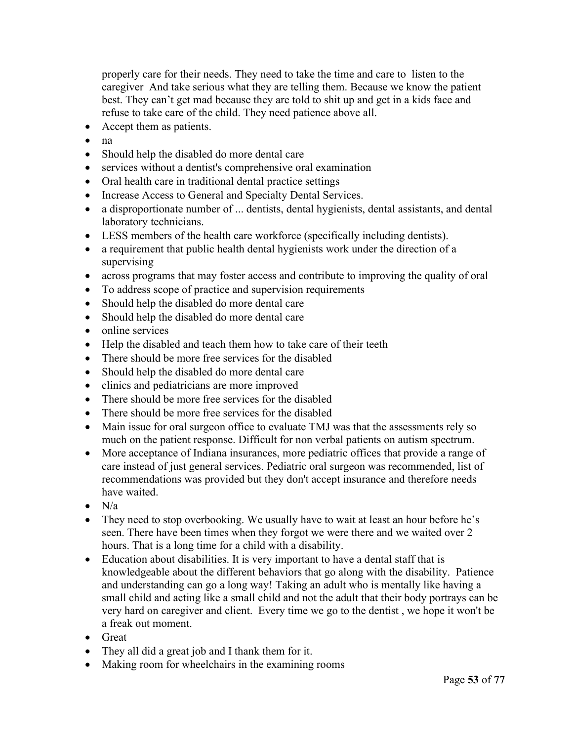properly care for their needs. They need to take the time and care to listen to the caregiver And take serious what they are telling them. Because we know the patient best. They can't get mad because they are told to shit up and get in a kids face and refuse to take care of the child. They need patience above all.

- Accept them as patients.
- na
- Should help the disabled do more dental care
- services without a dentist's comprehensive oral examination
- Oral health care in traditional dental practice settings
- Increase Access to General and Specialty Dental Services.
- a disproportionate number of ... dentists, dental hygienists, dental assistants, and dental laboratory technicians.
- LESS members of the health care workforce (specifically including dentists).
- a requirement that public health dental hygienists work under the direction of a supervising
- across programs that may foster access and contribute to improving the quality of oral
- To address scope of practice and supervision requirements
- Should help the disabled do more dental care
- Should help the disabled do more dental care
- online services
- Help the disabled and teach them how to take care of their teeth
- There should be more free services for the disabled
- Should help the disabled do more dental care
- clinics and pediatricians are more improved
- There should be more free services for the disabled
- There should be more free services for the disabled
- Main issue for oral surgeon office to evaluate TMJ was that the assessments rely so much on the patient response. Difficult for non verbal patients on autism spectrum.
- More acceptance of Indiana insurances, more pediatric offices that provide a range of care instead of just general services. Pediatric oral surgeon was recommended, list of recommendations was provided but they don't accept insurance and therefore needs have waited.
- N/a
- They need to stop overbooking. We usually have to wait at least an hour before he's seen. There have been times when they forgot we were there and we waited over 2 hours. That is a long time for a child with a disability.
- Education about disabilities. It is very important to have a dental staff that is knowledgeable about the different behaviors that go along with the disability. Patience and understanding can go a long way! Taking an adult who is mentally like having a small child and acting like a small child and not the adult that their body portrays can be very hard on caregiver and client. Every time we go to the dentist , we hope it won't be a freak out moment.
- Great
- They all did a great job and I thank them for it.
- Making room for wheelchairs in the examining rooms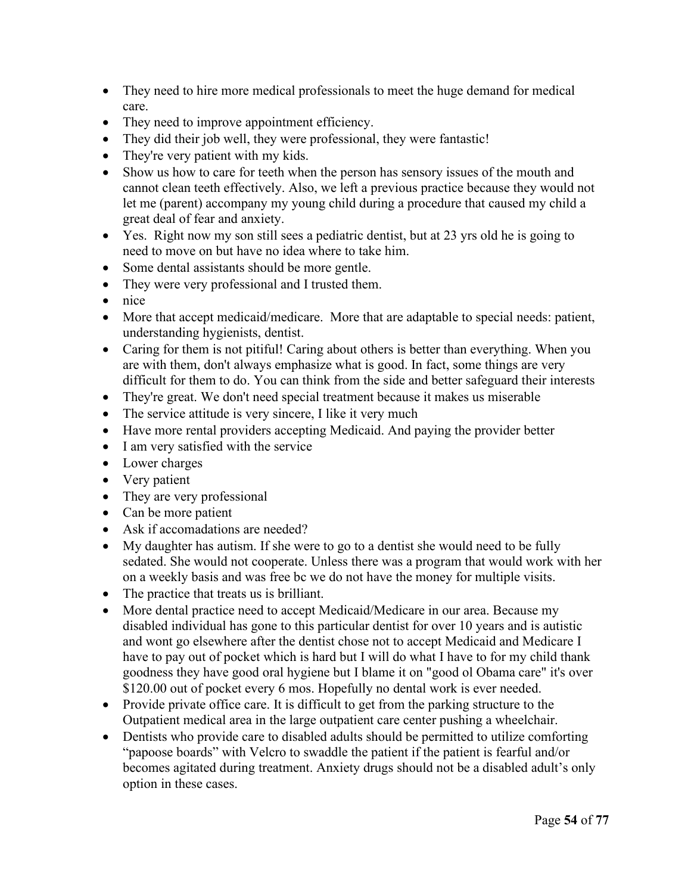- They need to hire more medical professionals to meet the huge demand for medical care.
- They need to improve appointment efficiency.
- They did their job well, they were professional, they were fantastic!
- They're very patient with my kids.
- Show us how to care for teeth when the person has sensory issues of the mouth and cannot clean teeth effectively. Also, we left a previous practice because they would not let me (parent) accompany my young child during a procedure that caused my child a great deal of fear and anxiety.
- Yes.  Right now my son still sees a pediatric dentist, but at 23 yrs old he is going to need to move on but have no idea where to take him.
- Some dental assistants should be more gentle.
- They were very professional and I trusted them.
- nice
- More that accept medicaid/medicare.  More that are adaptable to special needs: patient, understanding hygienists, dentist.
- Caring for them is not pitiful! Caring about others is better than everything. When you are with them, don't always emphasize what is good. In fact, some things are very difficult for them to do. You can think from the side and better safeguard their interests
- They're great. We don't need special treatment because it makes us miserable
- The service attitude is very sincere, I like it very much
- Have more rental providers accepting Medicaid. And paying the provider better
- I am very satisfied with the service
- Lower charges
- Very patient
- They are very professional
- Can be more patient
- Ask if accomadations are needed?
- My daughter has autism. If she were to go to a dentist she would need to be fully sedated. She would not cooperate. Unless there was a program that would work with her on a weekly basis and was free bc we do not have the money for multiple visits.
- The practice that treats us is brilliant.
- More dental practice need to accept Medicaid/Medicare in our area. Because my disabled individual has gone to this particular dentist for over 10 years and is autistic and wont go elsewhere after the dentist chose not to accept Medicaid and Medicare I have to pay out of pocket which is hard but I will do what I have to for my child thank goodness they have good oral hygiene but I blame it on "good ol Obama care" it's over $120.00 out of pocket every 6 mos. Hopefully no dental work is ever needed.
- Provide private office care. It is difficult to get from the parking structure to the Outpatient medical area in the large outpatient care center pushing a wheelchair.
- Dentists who provide care to disabled adults should be permitted to utilize comforting "papoose boards" with Velcro to swaddle the patient if the patient is fearful and/or becomes agitated during treatment. Anxiety drugs should not be a disabled adult's only option in these cases.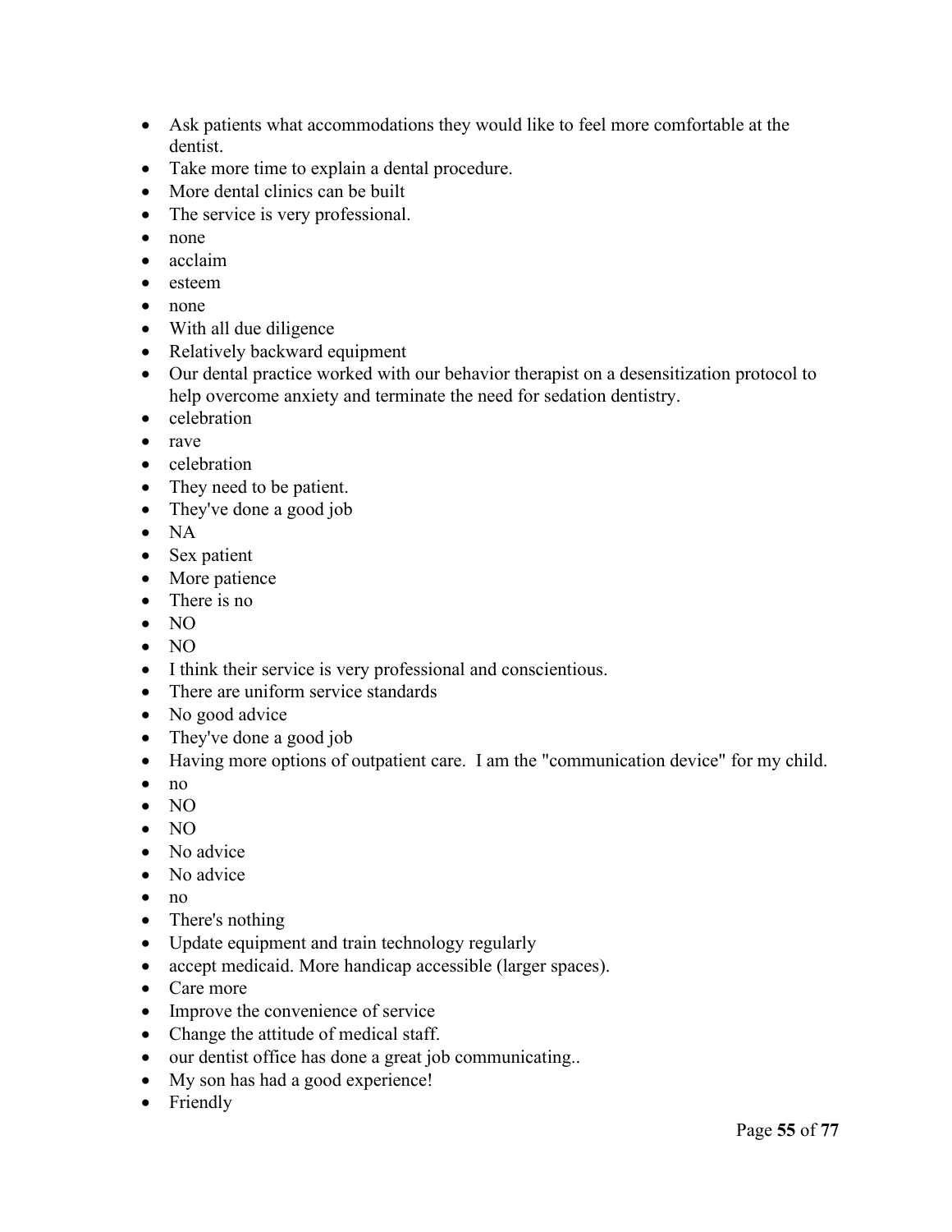- Ask patients what accommodations they would like to feel more comfortable at the dentist.
- Take more time to explain a dental procedure.
- More dental clinics can be built
- The service is very professional.
- none
- acclaim
- esteem
- none
- With all due diligence
- Relatively backward equipment
- Our dental practice worked with our behavior therapist on a desensitization protocol to help overcome anxiety and terminate the need for sedation dentistry.
- celebration
- rave
- celebration
- They need to be patient.
- They've done a good job
- NA
- Sex patient
- More patience
- There is no
- NO
- NO
- I think their service is very professional and conscientious.
- There are uniform service standards
- No good advice
- They've done a good job
- Having more options of outpatient care.  I am the "communication device" for my child.
- no
- NO
- NO
- No advice
- No advice
- no
- There's nothing
- Update equipment and train technology regularly
- accept medicaid. More handicap accessible (larger spaces).
- Care more
- Improve the convenience of service
- Change the attitude of medical staff.
- our dentist office has done a great job communicating..
- My son has had a good experience!
- Friendly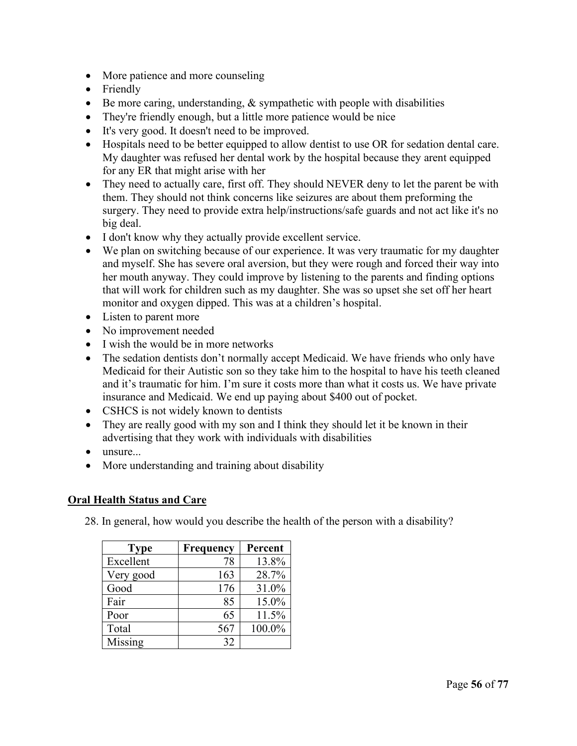- More patience and more counseling
- Friendly
- Be more caring, understanding, & sympathetic with people with disabilities
- They're friendly enough, but a little more patience would be nice
- It's very good. It doesn't need to be improved.
- Hospitals need to be better equipped to allow dentist to use OR for sedation dental care. My daughter was refused her dental work by the hospital because they arent equipped for any ER that might arise with her
- They need to actually care, first off. They should NEVER deny to let the parent be with them. They should not think concerns like seizures are about them preforming the surgery. They need to provide extra help/instructions/safe guards and not act like it's no big deal.
- I don't know why they actually provide excellent service.
- We plan on switching because of our experience. It was very traumatic for my daughter and myself. She has severe oral aversion, but they were rough and forced their way into her mouth anyway. They could improve by listening to the parents and finding options that will work for children such as my daughter. She was so upset she set off her heart monitor and oxygen dipped. This was at a children's hospital.
- Listen to parent more
- No improvement needed
- I wish the would be in more networks
- The sedation dentists don't normally accept Medicaid. We have friends who only have Medicaid for their Autistic son so they take him to the hospital to have his teeth cleaned and it's traumatic for him. I'm sure it costs more than what it costs us. We have private insurance and Medicaid. We end up paying about $400 out of pocket.
- CSHCS is not widely known to dentists
- They are really good with my son and I think they should let it be known in their advertising that they work with individuals with disabilities
- unsure...
- More understanding and training about disability

**Oral Health Status and Care**

28. In general, how would you describe the health of the person with a disability?

| Type | Frequency | Percent |
|---|---|---|
| Excellent | 78 | 13.8% |
| Very good | 163 | 28.7% |
| Good | 176 | 31.0% |
| Fair | 85 | 15.0% |
| Poor | 65 | 11.5% |
| Total | 567 | 100.0% |
| Missing | 32 | |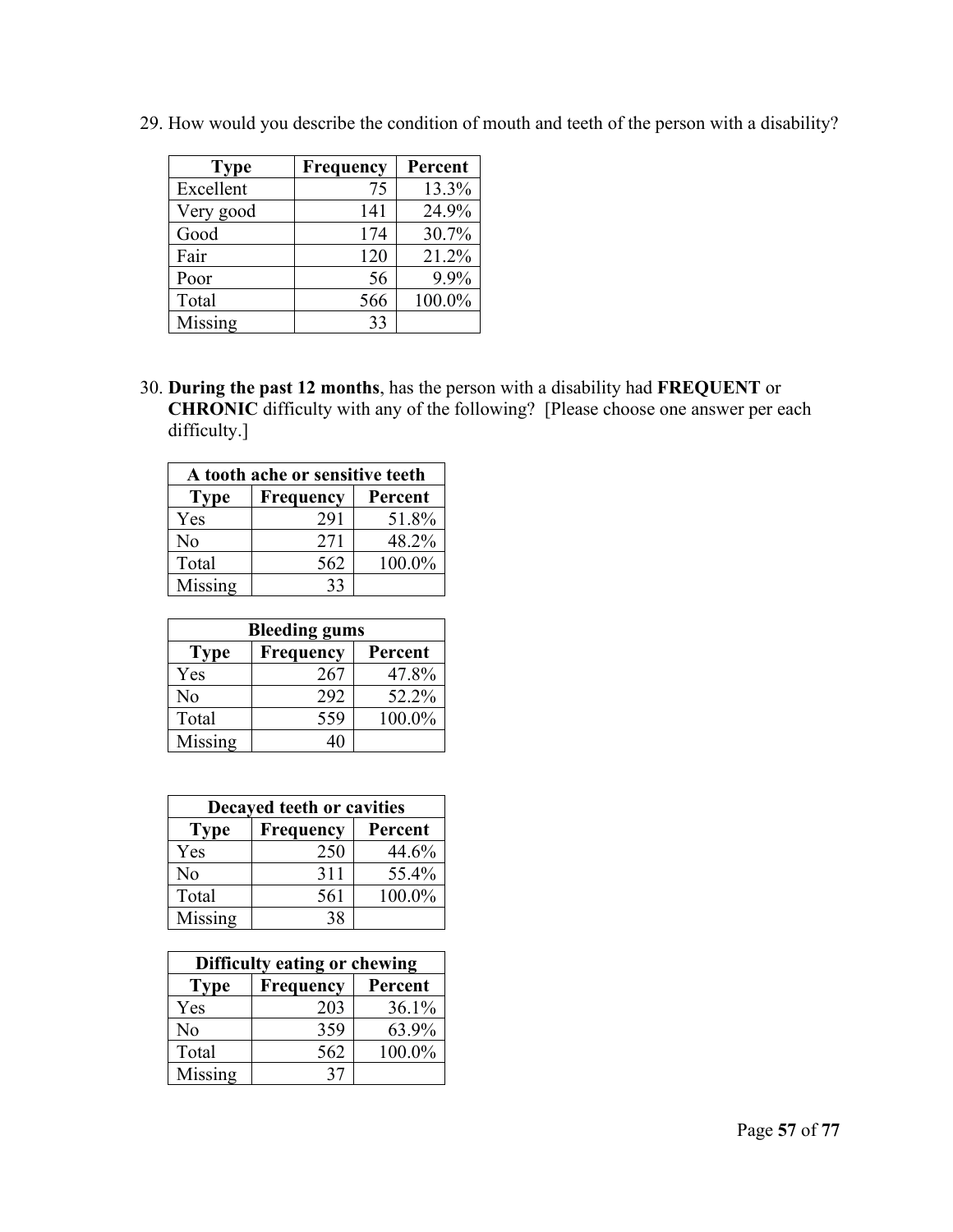29. How would you describe the condition of mouth and teeth of the person with a disability?

| Type | Frequency | Percent |
|---|---|---|
| Excellent | 75 | 13.3% |
| Very good | 141 | 24.9% |
| Good | 174 | 30.7% |
| Fair | 120 | 21.2% |
| Poor | 56 | 9.9% |
| Total | 566 | 100.0% |
| Missing | 33 | |

30. **During the past 12 months**, has the person with a disability had **FREQUENT** or **CHRONIC** difficulty with any of the following? [Please choose one answer per each difficulty.]

| A tooth ache or sensitive teeth | | |
|---|---|---|
| **Type** | **Frequency** | **Percent** |
| Yes | 291 | 51.8% |
| No | 271 | 48.2% |
| Total | 562 | 100.0% |
| Missing | 33 | |

| Bleeding gums | | |
|---|---|---|
| **Type** | **Frequency** | **Percent** |
| Yes | 267 | 47.8% |
| No | 292 | 52.2% |
| Total | 559 | 100.0% |
| Missing | 40 | |

| Decayed teeth or cavities | | |
|---|---|---|
| **Type** | **Frequency** | **Percent** |
| Yes | 250 | 44.6% |
| No | 311 | 55.4% |
| Total | 561 | 100.0% |
| Missing | 38 | |

| Difficulty eating or chewing | | |
|---|---|---|
| **Type** | **Frequency** | **Percent** |
| Yes | 203 | 36.1% |
| No | 359 | 63.9% |
| Total | 562 | 100.0% |
| Missing | 37 | |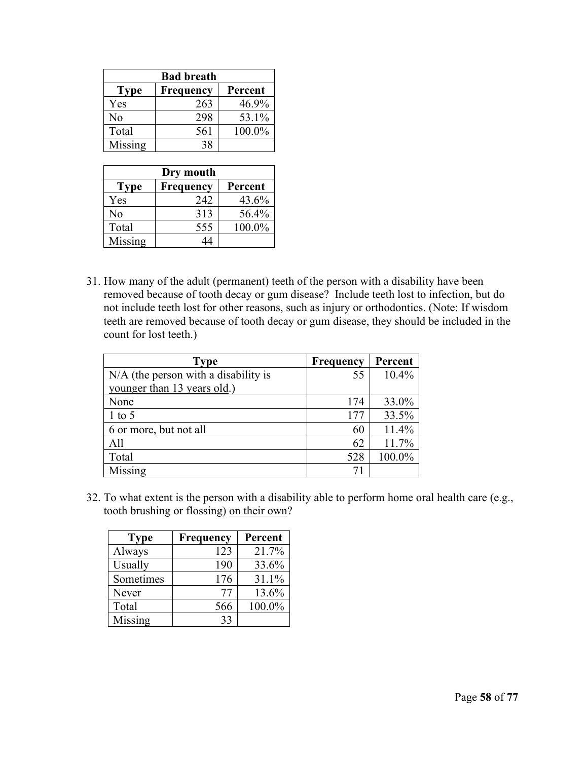| Bad breath | | |
|---|---|---|
| **Type** | **Frequency** | **Percent** |
| Yes | 263 | 46.9% |
| No | 298 | 53.1% |
| Total | 561 | 100.0% |
| Missing | 38 | |

| Dry mouth | | |
|---|---|---|
| **Type** | **Frequency** | **Percent** |
| Yes | 242 | 43.6% |
| No | 313 | 56.4% |
| Total | 555 | 100.0% |
| Missing | 44 | |

31. How many of the adult (permanent) teeth of the person with a disability have been removed because of tooth decay or gum disease? Include teeth lost to infection, but do not include teeth lost for other reasons, such as injury or orthodontics. (Note: If wisdom teeth are removed because of tooth decay or gum disease, they should be included in the count for lost teeth.)

| Type | Frequency | Percent |
|---|---|---|
| N/A (the person with a disability is younger than 13 years old.) | 55 | 10.4% |
| None | 174 | 33.0% |
| 1 to 5 | 177 | 33.5% |
| 6 or more, but not all | 60 | 11.4% |
| All | 62 | 11.7% |
| Total | 528 | 100.0% |
| Missing | 71 | |

32. To what extent is the person with a disability able to perform home oral health care (e.g., tooth brushing or flossing) on their own?

| Type | Frequency | Percent |
|---|---|---|
| Always | 123 | 21.7% |
| Usually | 190 | 33.6% |
| Sometimes | 176 | 31.1% |
| Never | 77 | 13.6% |
| Total | 566 | 100.0% |
| Missing | 33 | |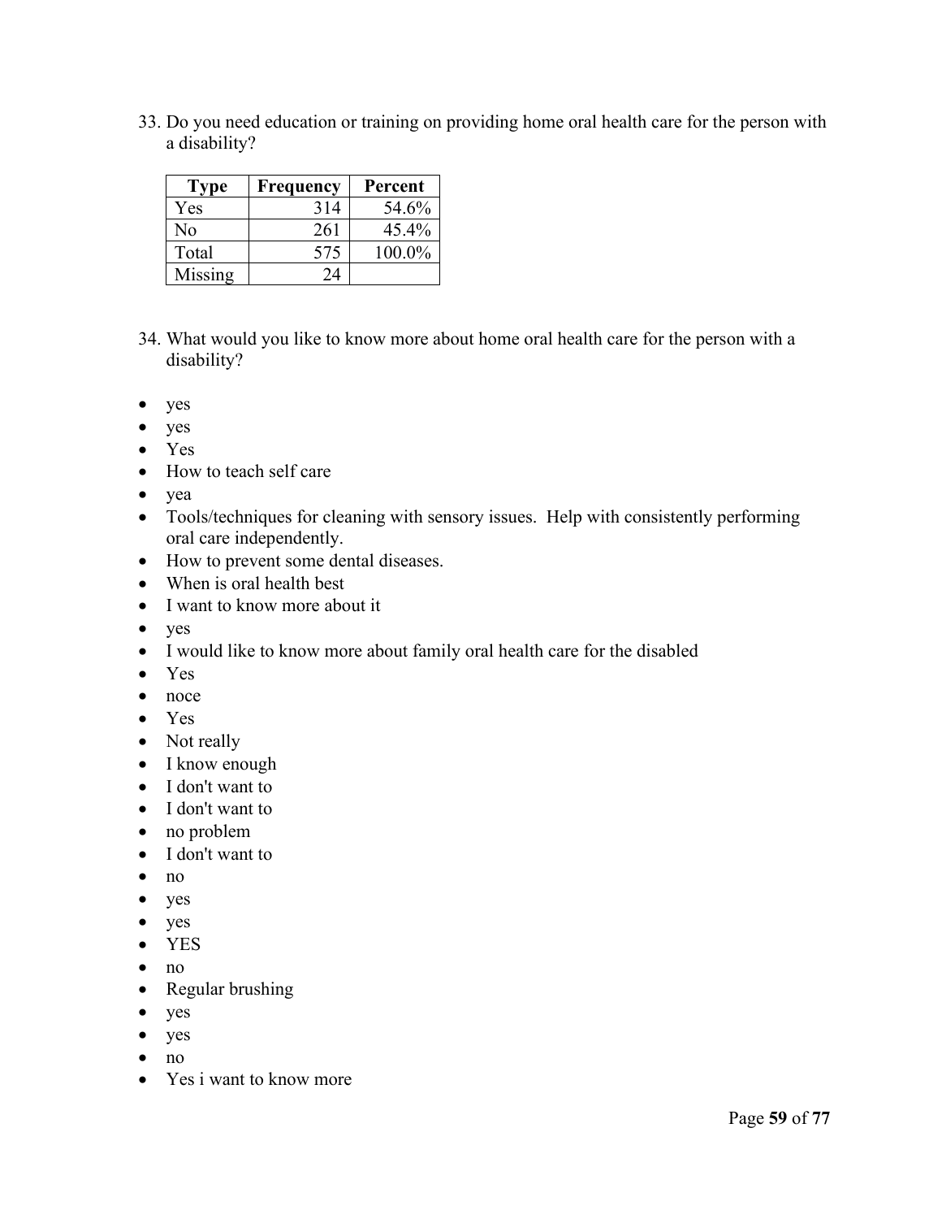33. Do you need education or training on providing home oral health care for the person with a disability?

| Type | Frequency | Percent |
|---|---|---|
| Yes | 314 | 54.6% |
| No | 261 | 45.4% |
| Total | 575 | 100.0% |
| Missing | 24 | |

34. What would you like to know more about home oral health care for the person with a disability?

- yes
- yes
- Yes
- How to teach self care
- yea
- Tools/techniques for cleaning with sensory issues.  Help with consistently performing oral care independently.
- How to prevent some dental diseases.
- When is oral health best
- I want to know more about it
- yes
- I would like to know more about family oral health care for the disabled
- Yes
- noce
- Yes
- Not really
- I know enough
- I don't want to
- I don't want to
- no problem
- I don't want to
- no
- yes
- yes
- YES
- no
- Regular brushing
- yes
- yes
- no
- Yes i want to know more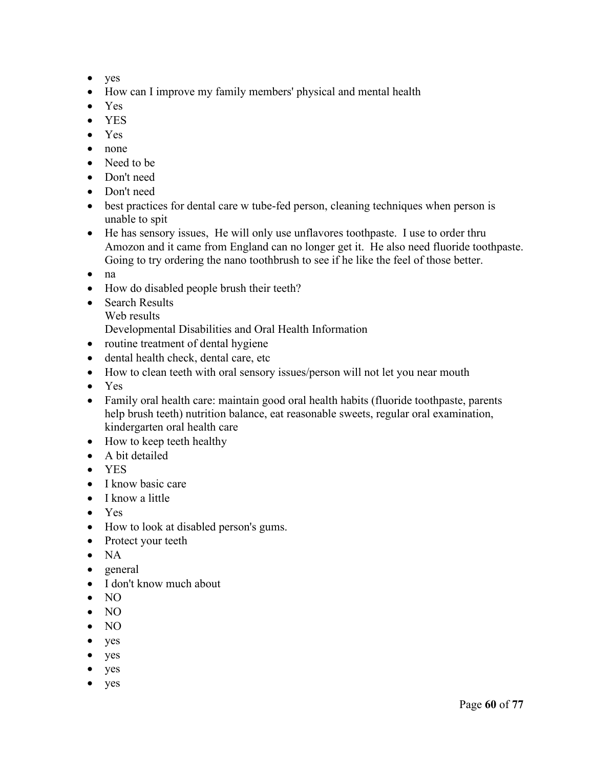- yes
- How can I improve my family members' physical and mental health
- Yes
- YES
- Yes
- none
- Need to be
- Don't need
- Don't need
- best practices for dental care w tube-fed person, cleaning techniques when person is unable to spit
- He has sensory issues, He will only use unflavores toothpaste. I use to order thru Amozon and it came from England can no longer get it. He also need fluoride toothpaste. Going to try ordering the nano toothbrush to see if he like the feel of those better.
- na
- How do disabled people brush their teeth?
- Search Results
  Web results
  Developmental Disabilities and Oral Health Information
- routine treatment of dental hygiene
- dental health check, dental care, etc
- How to clean teeth with oral sensory issues/person will not let you near mouth
- Yes
- Family oral health care: maintain good oral health habits (fluoride toothpaste, parents help brush teeth) nutrition balance, eat reasonable sweets, regular oral examination, kindergarten oral health care
- How to keep teeth healthy
- A bit detailed
- YES
- I know basic care
- I know a little
- Yes
- How to look at disabled person's gums.
- Protect your teeth
- NA
- general
- I don't know much about
- NO
- NO
- NO
- yes
- yes
- yes
- yes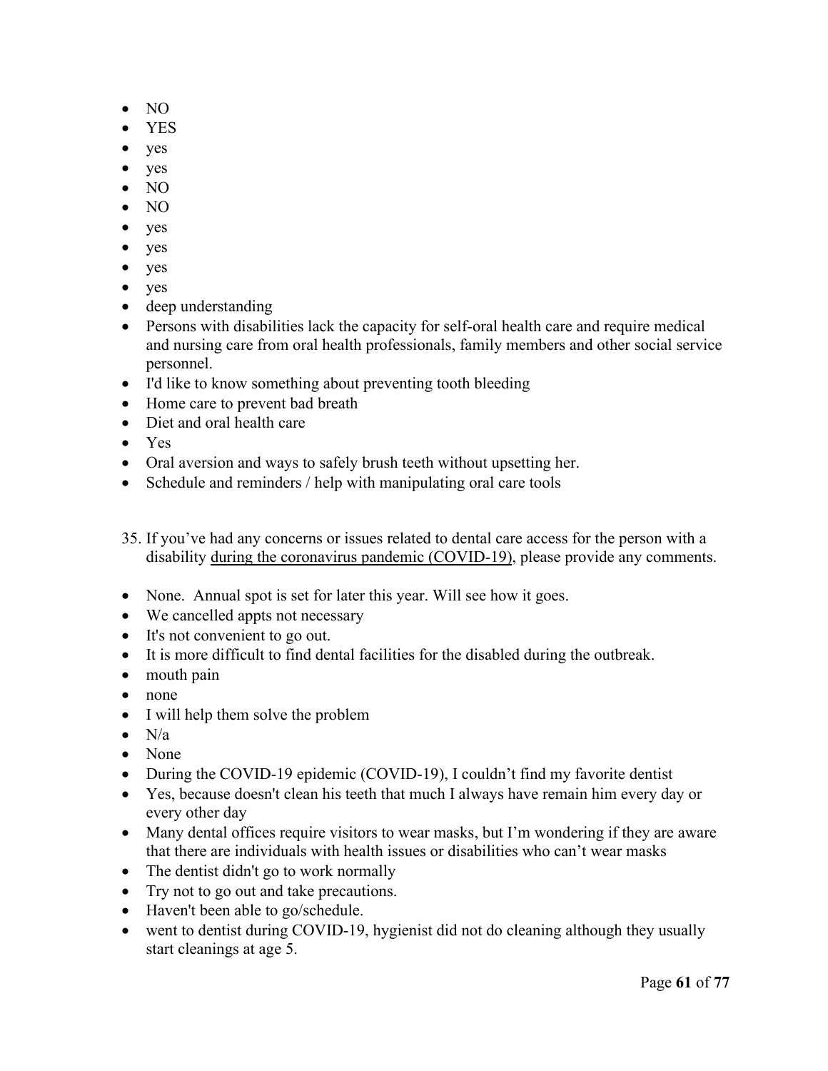- NO
- YES
- yes
- yes
- NO
- NO
- yes
- yes
- yes
- yes
- deep understanding
- Persons with disabilities lack the capacity for self-oral health care and require medical and nursing care from oral health professionals, family members and other social service personnel.
- I'd like to know something about preventing tooth bleeding
- Home care to prevent bad breath
- Diet and oral health care
- Yes
- Oral aversion and ways to safely brush teeth without upsetting her.
- Schedule and reminders / help with manipulating oral care tools

35. If you've had any concerns or issues related to dental care access for the person with a disability <u>during the coronavirus pandemic (COVID-19)</u>, please provide any comments.

- None. Annual spot is set for later this year. Will see how it goes.
- We cancelled appts not necessary
- It's not convenient to go out.
- It is more difficult to find dental facilities for the disabled during the outbreak.
- mouth pain
- none
- I will help them solve the problem
- N/a
- None
- During the COVID-19 epidemic (COVID-19), I couldn't find my favorite dentist
- Yes, because doesn't clean his teeth that much I always have remain him every day or every other day
- Many dental offices require visitors to wear masks, but I'm wondering if they are aware that there are individuals with health issues or disabilities who can't wear masks
- The dentist didn't go to work normally
- Try not to go out and take precautions.
- Haven't been able to go/schedule.
- went to dentist during COVID-19, hygienist did not do cleaning although they usually start cleanings at age 5.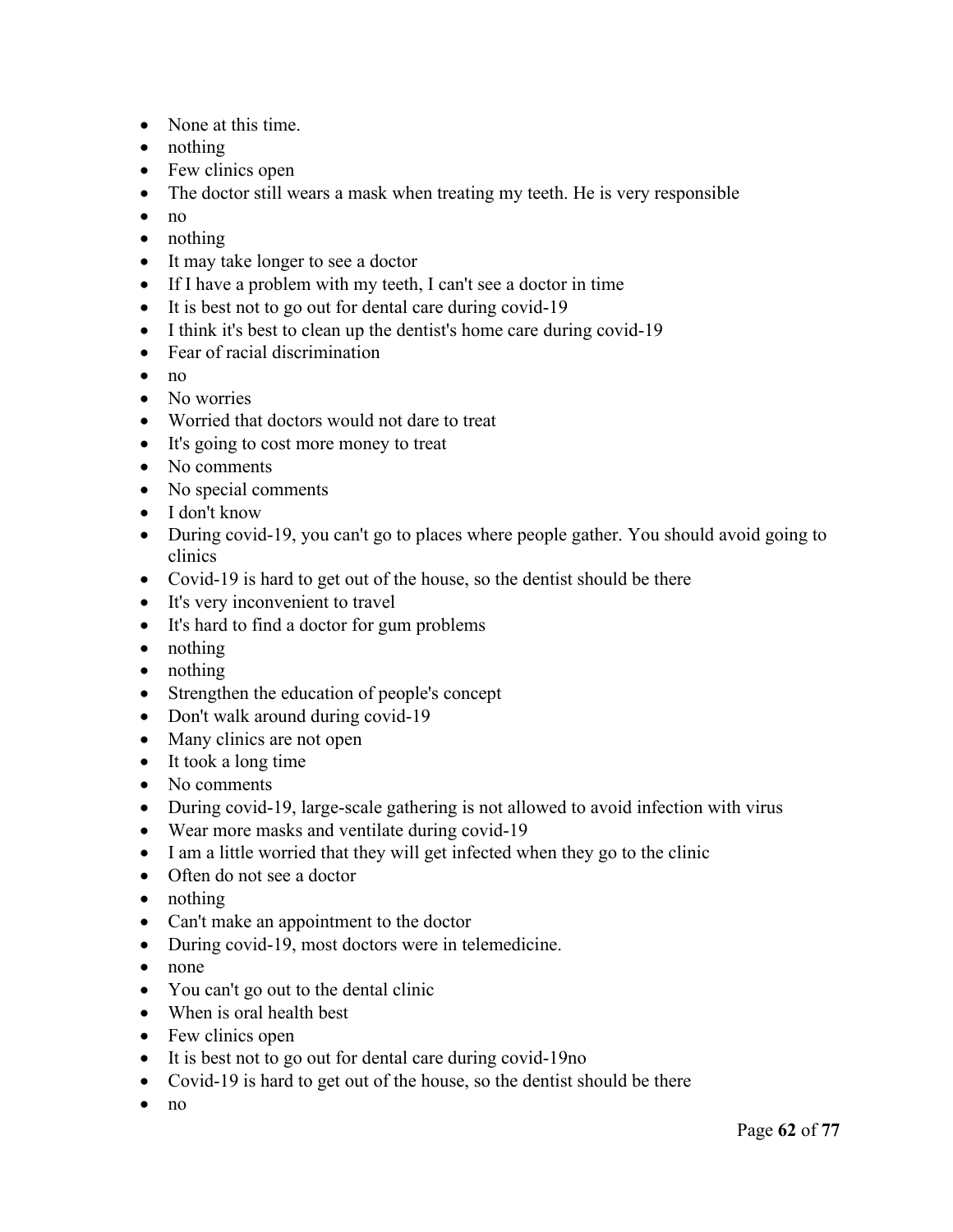- None at this time.
- nothing
- Few clinics open
- The doctor still wears a mask when treating my teeth. He is very responsible
- no
- nothing
- It may take longer to see a doctor
- If I have a problem with my teeth, I can't see a doctor in time
- It is best not to go out for dental care during covid-19
- I think it's best to clean up the dentist's home care during covid-19
- Fear of racial discrimination
- no
- No worries
- Worried that doctors would not dare to treat
- It's going to cost more money to treat
- No comments
- No special comments
- I don't know
- During covid-19, you can't go to places where people gather. You should avoid going to clinics
- Covid-19 is hard to get out of the house, so the dentist should be there
- It's very inconvenient to travel
- It's hard to find a doctor for gum problems
- nothing
- nothing
- Strengthen the education of people's concept
- Don't walk around during covid-19
- Many clinics are not open
- It took a long time
- No comments
- During covid-19, large-scale gathering is not allowed to avoid infection with virus
- Wear more masks and ventilate during covid-19
- I am a little worried that they will get infected when they go to the clinic
- Often do not see a doctor
- nothing
- Can't make an appointment to the doctor
- During covid-19, most doctors were in telemedicine.
- none
- You can't go out to the dental clinic
- When is oral health best
- Few clinics open
- It is best not to go out for dental care during covid-19no
- Covid-19 is hard to get out of the house, so the dentist should be there
- no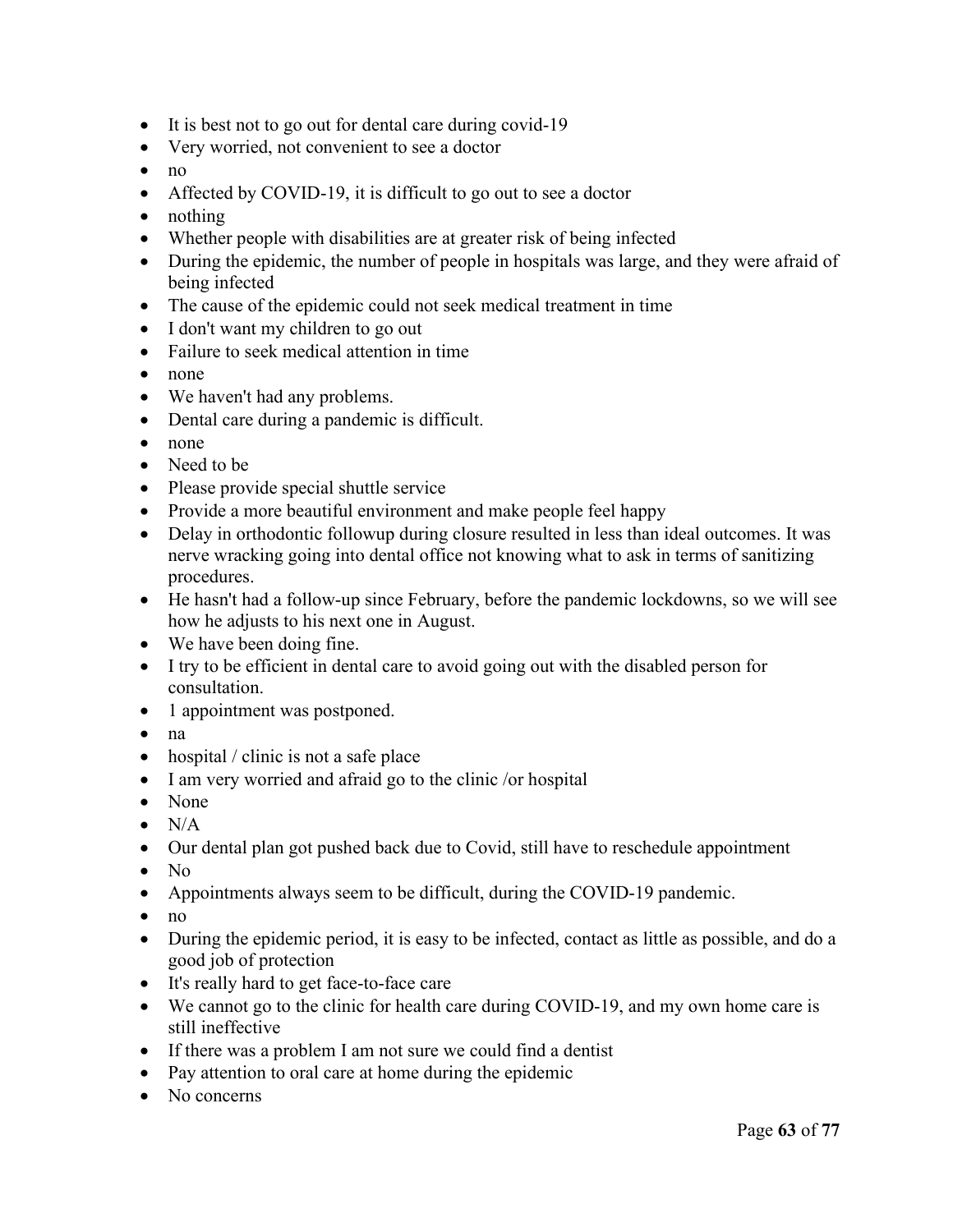- It is best not to go out for dental care during covid-19
- Very worried, not convenient to see a doctor
- no
- Affected by COVID-19, it is difficult to go out to see a doctor
- nothing
- Whether people with disabilities are at greater risk of being infected
- During the epidemic, the number of people in hospitals was large, and they were afraid of being infected
- The cause of the epidemic could not seek medical treatment in time
- I don't want my children to go out
- Failure to seek medical attention in time
- none
- We haven't had any problems.
- Dental care during a pandemic is difficult.
- none
- Need to be
- Please provide special shuttle service
- Provide a more beautiful environment and make people feel happy
- Delay in orthodontic followup during closure resulted in less than ideal outcomes. It was nerve wracking going into dental office not knowing what to ask in terms of sanitizing procedures.
- He hasn't had a follow-up since February, before the pandemic lockdowns, so we will see how he adjusts to his next one in August.
- We have been doing fine.
- I try to be efficient in dental care to avoid going out with the disabled person for consultation.
- 1 appointment was postponed.
- na
- hospital / clinic is not a safe place
- I am very worried and afraid go to the clinic /or hospital
- None
- N/A
- Our dental plan got pushed back due to Covid, still have to reschedule appointment
- No
- Appointments always seem to be difficult, during the COVID-19 pandemic.
- no
- During the epidemic period, it is easy to be infected, contact as little as possible, and do a good job of protection
- It's really hard to get face-to-face care
- We cannot go to the clinic for health care during COVID-19, and my own home care is still ineffective
- If there was a problem I am not sure we could find a dentist
- Pay attention to oral care at home during the epidemic
- No concerns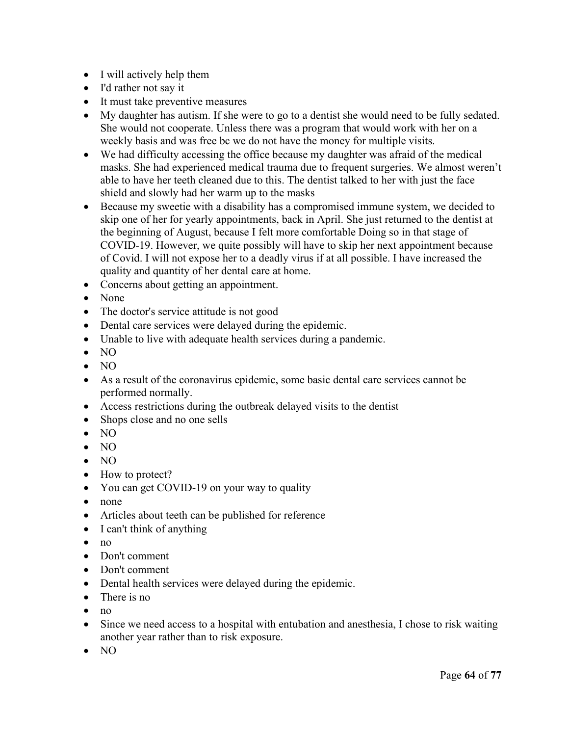- I will actively help them
- I'd rather not say it
- It must take preventive measures
- My daughter has autism. If she were to go to a dentist she would need to be fully sedated. She would not cooperate. Unless there was a program that would work with her on a weekly basis and was free bc we do not have the money for multiple visits.
- We had difficulty accessing the office because my daughter was afraid of the medical masks. She had experienced medical trauma due to frequent surgeries. We almost weren't able to have her teeth cleaned due to this. The dentist talked to her with just the face shield and slowly had her warm up to the masks
- Because my sweetie with a disability has a compromised immune system, we decided to skip one of her for yearly appointments, back in April. She just returned to the dentist at the beginning of August, because I felt more comfortable Doing so in that stage of COVID-19. However, we quite possibly will have to skip her next appointment because of Covid. I will not expose her to a deadly virus if at all possible. I have increased the quality and quantity of her dental care at home.
- Concerns about getting an appointment.
- None
- The doctor's service attitude is not good
- Dental care services were delayed during the epidemic.
- Unable to live with adequate health services during a pandemic.
- NO
- NO
- As a result of the coronavirus epidemic, some basic dental care services cannot be performed normally.
- Access restrictions during the outbreak delayed visits to the dentist
- Shops close and no one sells
- NO
- NO
- NO
- How to protect?
- You can get COVID-19 on your way to quality
- none
- Articles about teeth can be published for reference
- I can't think of anything
- no
- Don't comment
- Don't comment
- Dental health services were delayed during the epidemic.
- There is no
- no
- Since we need access to a hospital with entubation and anesthesia, I chose to risk waiting another year rather than to risk exposure.
- NO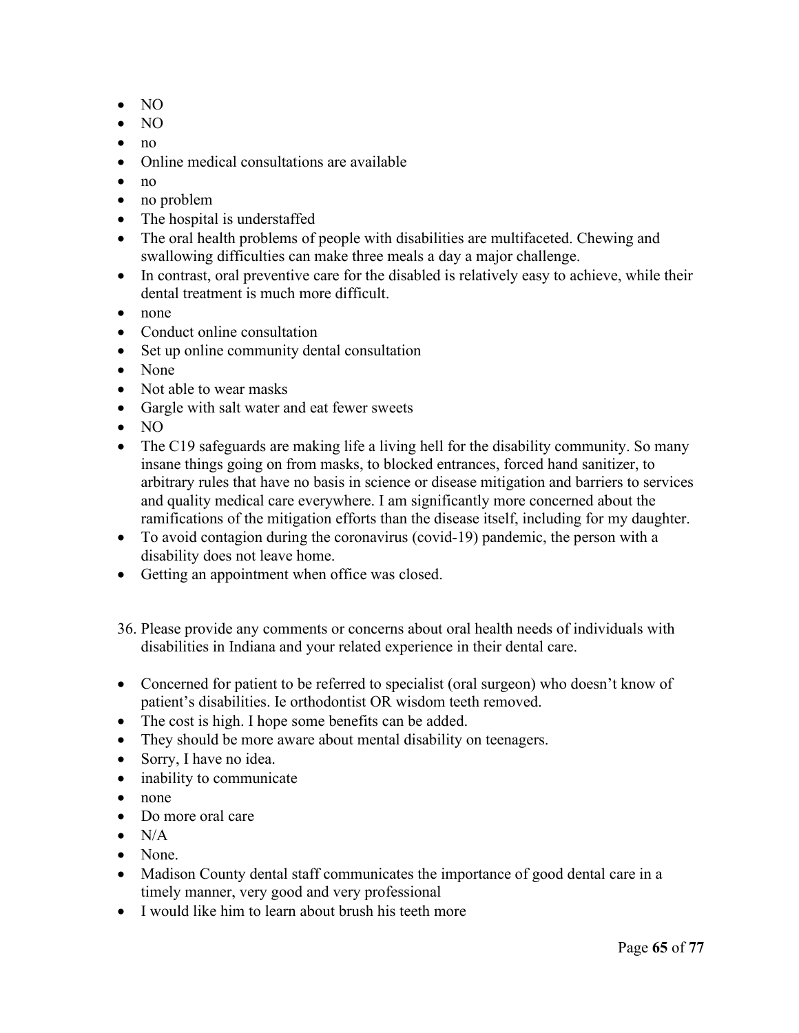- NO
- NO
- no
- Online medical consultations are available
- no
- no problem
- The hospital is understaffed
- The oral health problems of people with disabilities are multifaceted. Chewing and swallowing difficulties can make three meals a day a major challenge.
- In contrast, oral preventive care for the disabled is relatively easy to achieve, while their dental treatment is much more difficult.
- none
- Conduct online consultation
- Set up online community dental consultation
- None
- Not able to wear masks
- Gargle with salt water and eat fewer sweets
- NO
- The C19 safeguards are making life a living hell for the disability community. So many insane things going on from masks, to blocked entrances, forced hand sanitizer, to arbitrary rules that have no basis in science or disease mitigation and barriers to services and quality medical care everywhere. I am significantly more concerned about the ramifications of the mitigation efforts than the disease itself, including for my daughter.
- To avoid contagion during the coronavirus (covid-19) pandemic, the person with a disability does not leave home.
- Getting an appointment when office was closed.

36. Please provide any comments or concerns about oral health needs of individuals with disabilities in Indiana and your related experience in their dental care.

- Concerned for patient to be referred to specialist (oral surgeon) who doesn't know of patient's disabilities. Ie orthodontist OR wisdom teeth removed.
- The cost is high. I hope some benefits can be added.
- They should be more aware about mental disability on teenagers.
- Sorry, I have no idea.
- inability to communicate
- none
- Do more oral care
- N/A
- None.
- Madison County dental staff communicates the importance of good dental care in a timely manner, very good and very professional
- I would like him to learn about brush his teeth more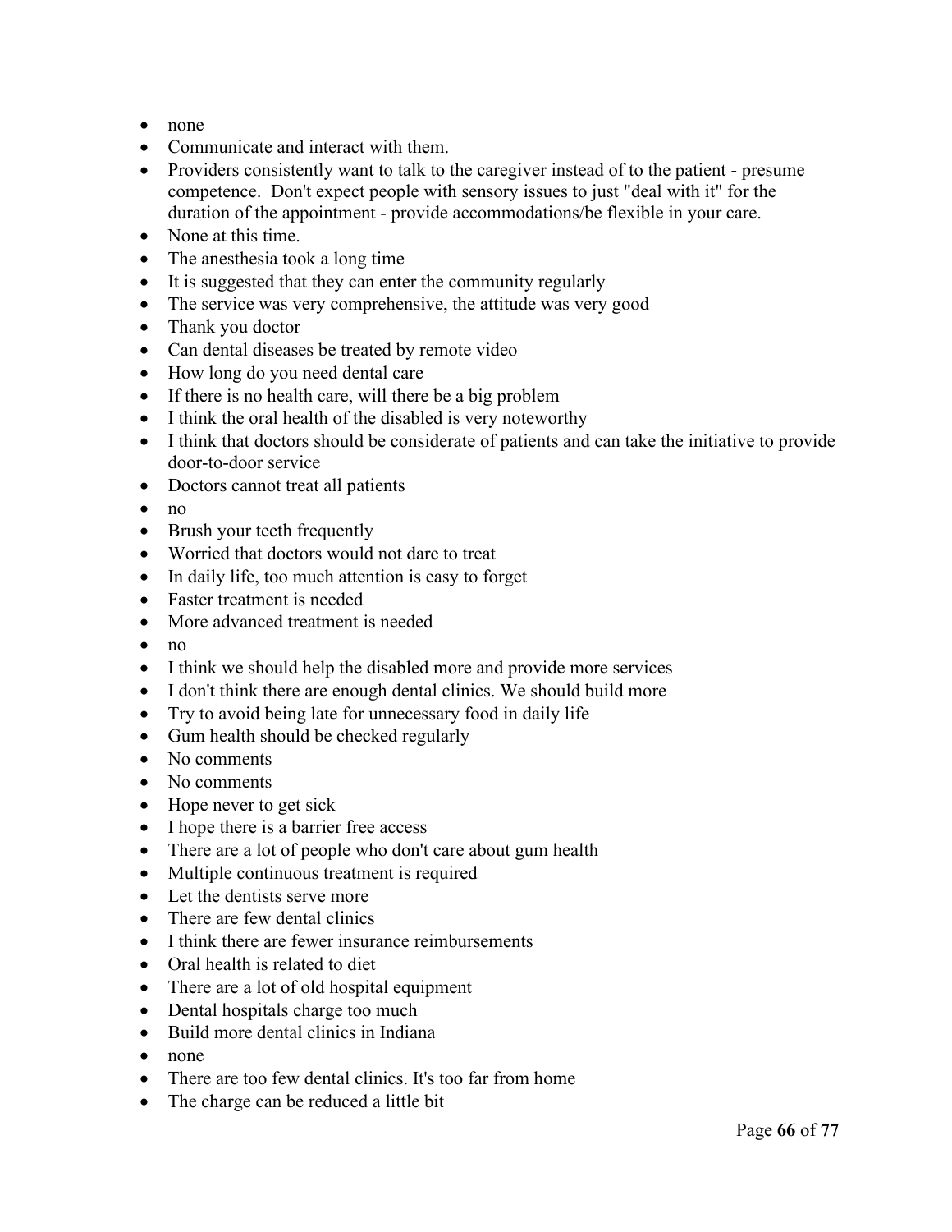- none
- Communicate and interact with them.
- Providers consistently want to talk to the caregiver instead of to the patient - presume competence. Don't expect people with sensory issues to just "deal with it" for the duration of the appointment - provide accommodations/be flexible in your care.
- None at this time.
- The anesthesia took a long time
- It is suggested that they can enter the community regularly
- The service was very comprehensive, the attitude was very good
- Thank you doctor
- Can dental diseases be treated by remote video
- How long do you need dental care
- If there is no health care, will there be a big problem
- I think the oral health of the disabled is very noteworthy
- I think that doctors should be considerate of patients and can take the initiative to provide door-to-door service
- Doctors cannot treat all patients
- no
- Brush your teeth frequently
- Worried that doctors would not dare to treat
- In daily life, too much attention is easy to forget
- Faster treatment is needed
- More advanced treatment is needed
- no
- I think we should help the disabled more and provide more services
- I don't think there are enough dental clinics. We should build more
- Try to avoid being late for unnecessary food in daily life
- Gum health should be checked regularly
- No comments
- No comments
- Hope never to get sick
- I hope there is a barrier free access
- There are a lot of people who don't care about gum health
- Multiple continuous treatment is required
- Let the dentists serve more
- There are few dental clinics
- I think there are fewer insurance reimbursements
- Oral health is related to diet
- There are a lot of old hospital equipment
- Dental hospitals charge too much
- Build more dental clinics in Indiana
- none
- There are too few dental clinics. It's too far from home
- The charge can be reduced a little bit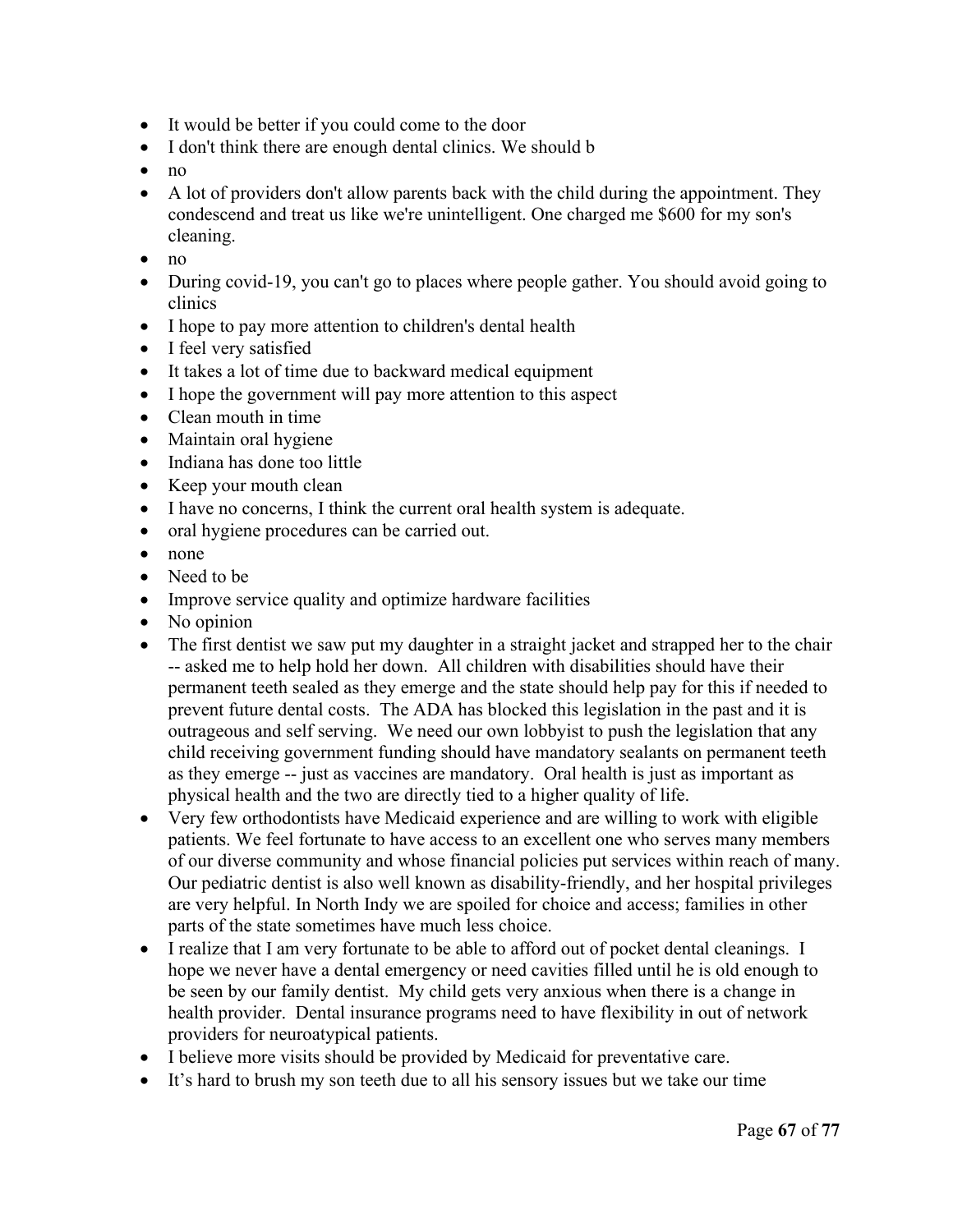- It would be better if you could come to the door
- I don't think there are enough dental clinics. We should b
- no
- A lot of providers don't allow parents back with the child during the appointment. They condescend and treat us like we're unintelligent. One charged me $600 for my son's cleaning.
- no
- During covid-19, you can't go to places where people gather. You should avoid going to clinics
- I hope to pay more attention to children's dental health
- I feel very satisfied
- It takes a lot of time due to backward medical equipment
- I hope the government will pay more attention to this aspect
- Clean mouth in time
- Maintain oral hygiene
- Indiana has done too little
- Keep your mouth clean
- I have no concerns, I think the current oral health system is adequate.
- oral hygiene procedures can be carried out.
- none
- Need to be
- Improve service quality and optimize hardware facilities
- No opinion
- The first dentist we saw put my daughter in a straight jacket and strapped her to the chair -- asked me to help hold her down. All children with disabilities should have their permanent teeth sealed as they emerge and the state should help pay for this if needed to prevent future dental costs. The ADA has blocked this legislation in the past and it is outrageous and self serving. We need our own lobbyist to push the legislation that any child receiving government funding should have mandatory sealants on permanent teeth as they emerge -- just as vaccines are mandatory. Oral health is just as important as physical health and the two are directly tied to a higher quality of life.
- Very few orthodontists have Medicaid experience and are willing to work with eligible patients. We feel fortunate to have access to an excellent one who serves many members of our diverse community and whose financial policies put services within reach of many. Our pediatric dentist is also well known as disability-friendly, and her hospital privileges are very helpful. In North Indy we are spoiled for choice and access; families in other parts of the state sometimes have much less choice.
- I realize that I am very fortunate to be able to afford out of pocket dental cleanings. I hope we never have a dental emergency or need cavities filled until he is old enough to be seen by our family dentist. My child gets very anxious when there is a change in health provider. Dental insurance programs need to have flexibility in out of network providers for neuroatypical patients.
- I believe more visits should be provided by Medicaid for preventative care.
- It's hard to brush my son teeth due to all his sensory issues but we take our time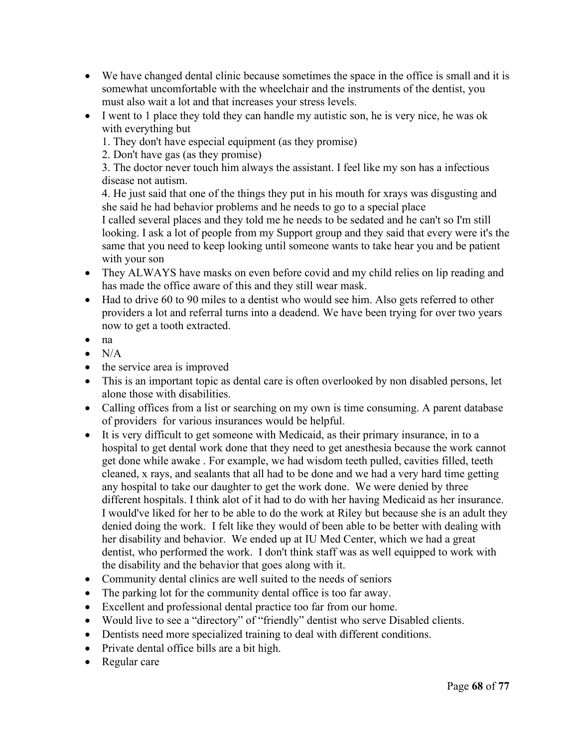- We have changed dental clinic because sometimes the space in the office is small and it is somewhat uncomfortable with the wheelchair and the instruments of the dentist, you must also wait a lot and that increases your stress levels.
- I went to 1 place they told they can handle my autistic son, he is very nice, he was ok with everything but
  1. They don't have especial equipment (as they promise)
  2. Don't have gas (as they promise)
  3. The doctor never touch him always the assistant. I feel like my son has a infectious disease not autism.
  4. He just said that one of the things they put in his mouth for xrays was disgusting and she said he had behavior problems and he needs to go to a special place

  I called several places and they told me he needs to be sedated and he can't so I'm still looking. I ask a lot of people from my Support group and they said that every were it's the same that you need to keep looking until someone wants to take hear you and be patient with your son
- They ALWAYS have masks on even before covid and my child relies on lip reading and has made the office aware of this and they still wear mask.
- Had to drive 60 to 90 miles to a dentist who would see him. Also gets referred to other providers a lot and referral turns into a deadend. We have been trying for over two years now to get a tooth extracted.
- na
- N/A
- the service area is improved
- This is an important topic as dental care is often overlooked by non disabled persons, let alone those with disabilities.
- Calling offices from a list or searching on my own is time consuming. A parent database of providers for various insurances would be helpful.
- It is very difficult to get someone with Medicaid, as their primary insurance, in to a hospital to get dental work done that they need to get anesthesia because the work cannot get done while awake . For example, we had wisdom teeth pulled, cavities filled, teeth cleaned, x rays, and sealants that all had to be done and we had a very hard time getting any hospital to take our daughter to get the work done. We were denied by three different hospitals. I think alot of it had to do with her having Medicaid as her insurance. I would've liked for her to be able to do the work at Riley but because she is an adult they denied doing the work. I felt like they would of been able to be better with dealing with her disability and behavior. We ended up at IU Med Center, which we had a great dentist, who performed the work. I don't think staff was as well equipped to work with the disability and the behavior that goes along with it.
- Community dental clinics are well suited to the needs of seniors
- The parking lot for the community dental office is too far away.
- Excellent and professional dental practice too far from our home.
- Would live to see a "directory" of "friendly" dentist who serve Disabled clients.
- Dentists need more specialized training to deal with different conditions.
- Private dental office bills are a bit high.
- Regular care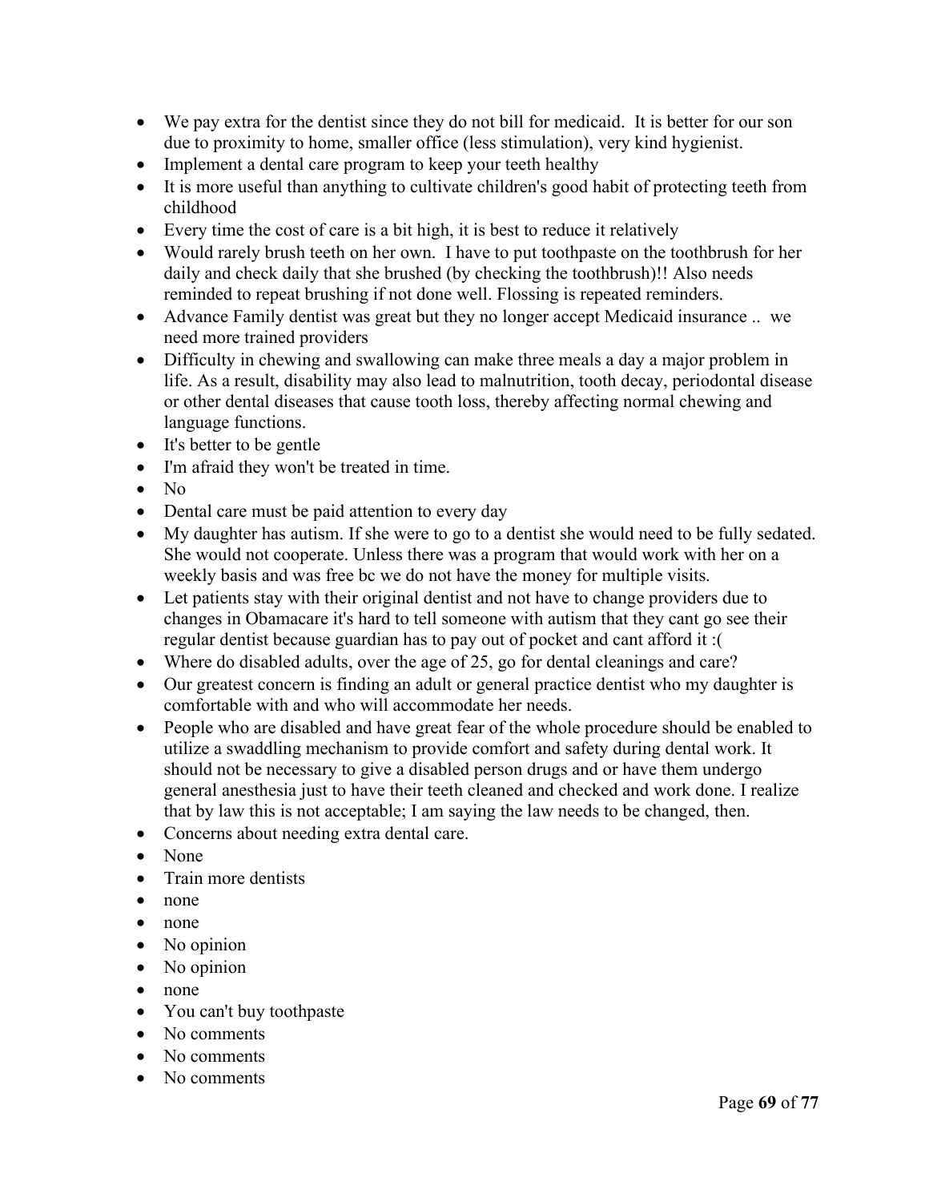- We pay extra for the dentist since they do not bill for medicaid. It is better for our son due to proximity to home, smaller office (less stimulation), very kind hygienist.
- Implement a dental care program to keep your teeth healthy
- It is more useful than anything to cultivate children's good habit of protecting teeth from childhood
- Every time the cost of care is a bit high, it is best to reduce it relatively
- Would rarely brush teeth on her own. I have to put toothpaste on the toothbrush for her daily and check daily that she brushed (by checking the toothbrush)!! Also needs reminded to repeat brushing if not done well. Flossing is repeated reminders.
- Advance Family dentist was great but they no longer accept Medicaid insurance .. we need more trained providers
- Difficulty in chewing and swallowing can make three meals a day a major problem in life. As a result, disability may also lead to malnutrition, tooth decay, periodontal disease or other dental diseases that cause tooth loss, thereby affecting normal chewing and language functions.
- It's better to be gentle
- I'm afraid they won't be treated in time.
- No
- Dental care must be paid attention to every day
- My daughter has autism. If she were to go to a dentist she would need to be fully sedated. She would not cooperate. Unless there was a program that would work with her on a weekly basis and was free bc we do not have the money for multiple visits.
- Let patients stay with their original dentist and not have to change providers due to changes in Obamacare it's hard to tell someone with autism that they cant go see their regular dentist because guardian has to pay out of pocket and cant afford it :(
- Where do disabled adults, over the age of 25, go for dental cleanings and care?
- Our greatest concern is finding an adult or general practice dentist who my daughter is comfortable with and who will accommodate her needs.
- People who are disabled and have great fear of the whole procedure should be enabled to utilize a swaddling mechanism to provide comfort and safety during dental work. It should not be necessary to give a disabled person drugs and or have them undergo general anesthesia just to have their teeth cleaned and checked and work done. I realize that by law this is not acceptable; I am saying the law needs to be changed, then.
- Concerns about needing extra dental care.
- None
- Train more dentists
- none
- none
- No opinion
- No opinion
- none
- You can't buy toothpaste
- No comments
- No comments
- No comments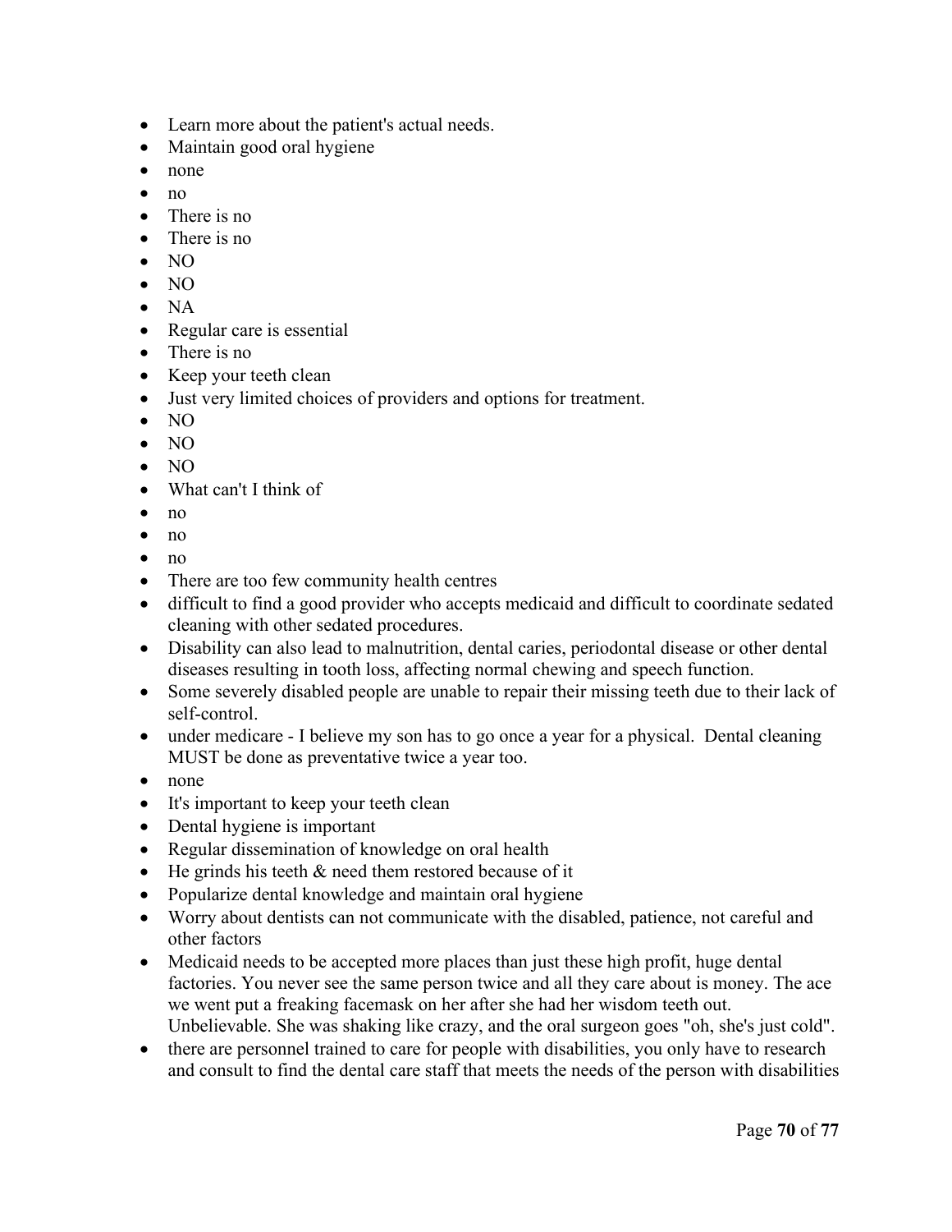- Learn more about the patient's actual needs.
- Maintain good oral hygiene
- none
- no
- There is no
- There is no
- NO
- NO
- NA
- Regular care is essential
- There is no
- Keep your teeth clean
- Just very limited choices of providers and options for treatment.
- NO
- NO
- NO
- What can't I think of
- no
- no
- no
- There are too few community health centres
- difficult to find a good provider who accepts medicaid and difficult to coordinate sedated cleaning with other sedated procedures.
- Disability can also lead to malnutrition, dental caries, periodontal disease or other dental diseases resulting in tooth loss, affecting normal chewing and speech function.
- Some severely disabled people are unable to repair their missing teeth due to their lack of self-control.
- under medicare - I believe my son has to go once a year for a physical. Dental cleaning MUST be done as preventative twice a year too.
- none
- It's important to keep your teeth clean
- Dental hygiene is important
- Regular dissemination of knowledge on oral health
- He grinds his teeth & need them restored because of it
- Popularize dental knowledge and maintain oral hygiene
- Worry about dentists can not communicate with the disabled, patience, not careful and other factors
- Medicaid needs to be accepted more places than just these high profit, huge dental factories. You never see the same person twice and all they care about is money. The ace we went put a freaking facemask on her after she had her wisdom teeth out. Unbelievable. She was shaking like crazy, and the oral surgeon goes "oh, she's just cold".
- there are personnel trained to care for people with disabilities, you only have to research and consult to find the dental care staff that meets the needs of the person with disabilities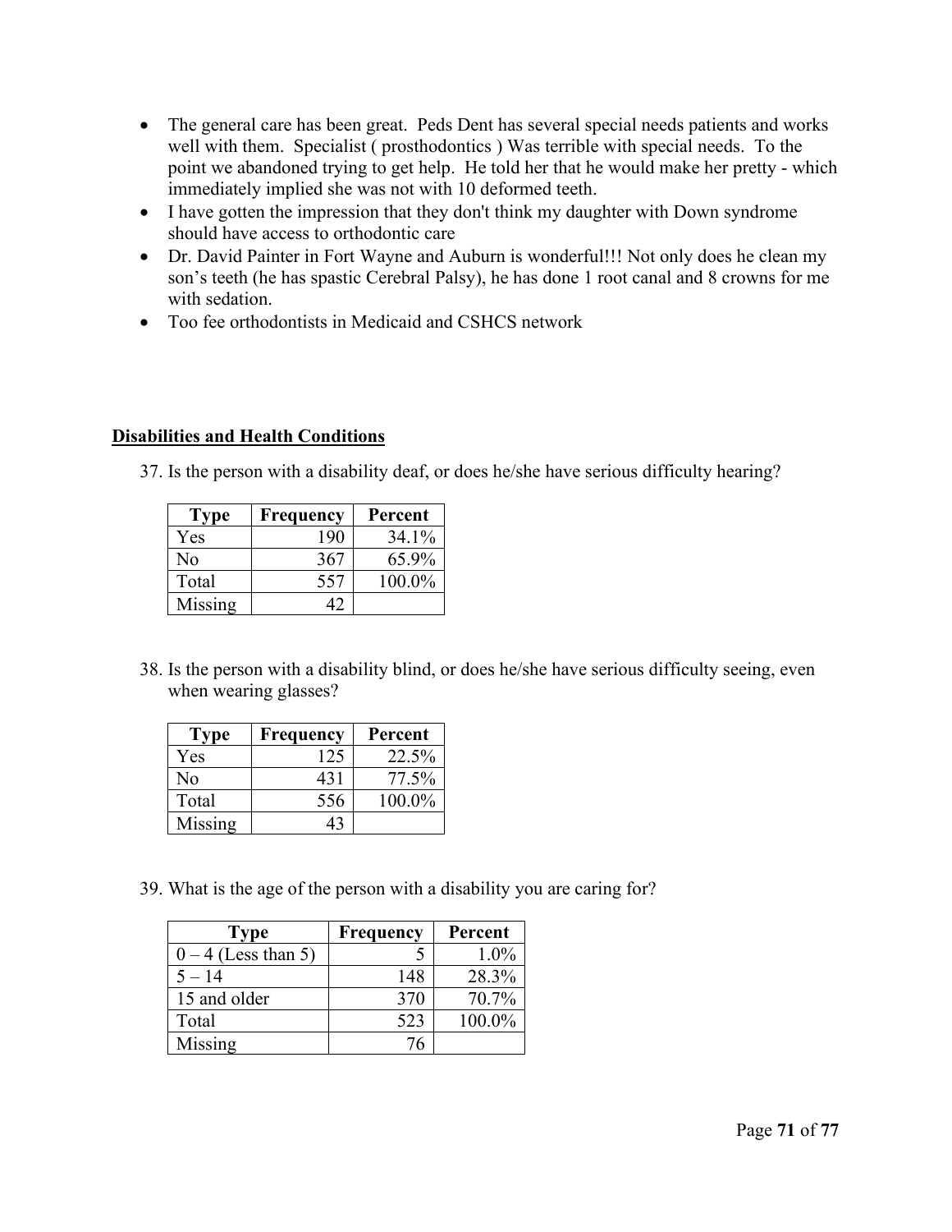- The general care has been great. Peds Dent has several special needs patients and works well with them. Specialist ( prosthodontics ) Was terrible with special needs. To the point we abandoned trying to get help. He told her that he would make her pretty - which immediately implied she was not with 10 deformed teeth.
- I have gotten the impression that they don't think my daughter with Down syndrome should have access to orthodontic care
- Dr. David Painter in Fort Wayne and Auburn is wonderful!!! Not only does he clean my son's teeth (he has spastic Cerebral Palsy), he has done 1 root canal and 8 crowns for me with sedation.
- Too fee orthodontists in Medicaid and CSHCS network

## Disabilities and Health Conditions

37. Is the person with a disability deaf, or does he/she have serious difficulty hearing?

| Type | Frequency | Percent |
|---|---|---|
| Yes | 190 | 34.1% |
| No | 367 | 65.9% |
| Total | 557 | 100.0% |
| Missing | 42 | |

38. Is the person with a disability blind, or does he/she have serious difficulty seeing, even when wearing glasses?

| Type | Frequency | Percent |
|---|---|---|
| Yes | 125 | 22.5% |
| No | 431 | 77.5% |
| Total | 556 | 100.0% |
| Missing | 43 | |

39. What is the age of the person with a disability you are caring for?

| Type | Frequency | Percent |
|---|---|---|
| 0 – 4 (Less than 5) | 5 | 1.0% |
| 5 – 14 | 148 | 28.3% |
| 15 and older | 370 | 70.7% |
| Total | 523 | 100.0% |
| Missing | 76 | |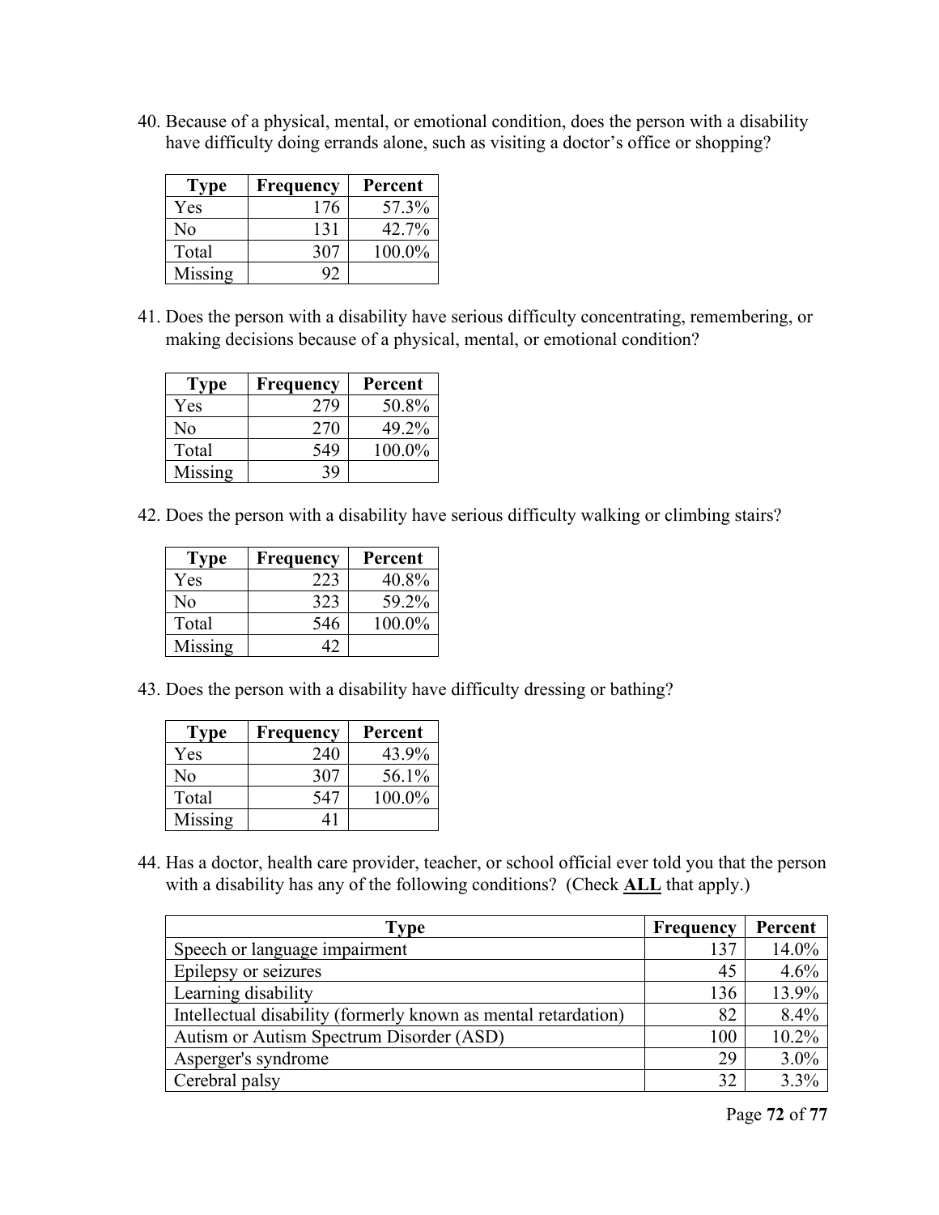40. Because of a physical, mental, or emotional condition, does the person with a disability have difficulty doing errands alone, such as visiting a doctor's office or shopping?

| Type | Frequency | Percent |
|---|---|---|
| Yes | 176 | 57.3% |
| No | 131 | 42.7% |
| Total | 307 | 100.0% |
| Missing | 92 | |

41. Does the person with a disability have serious difficulty concentrating, remembering, or making decisions because of a physical, mental, or emotional condition?

| Type | Frequency | Percent |
|---|---|---|
| Yes | 279 | 50.8% |
| No | 270 | 49.2% |
| Total | 549 | 100.0% |
| Missing | 39 | |

42. Does the person with a disability have serious difficulty walking or climbing stairs?

| Type | Frequency | Percent |
|---|---|---|
| Yes | 223 | 40.8% |
| No | 323 | 59.2% |
| Total | 546 | 100.0% |
| Missing | 42 | |

43. Does the person with a disability have difficulty dressing or bathing?

| Type | Frequency | Percent |
|---|---|---|
| Yes | 240 | 43.9% |
| No | 307 | 56.1% |
| Total | 547 | 100.0% |
| Missing | 41 | |

44. Has a doctor, health care provider, teacher, or school official ever told you that the person with a disability has any of the following conditions? (Check **ALL** that apply.)

| Type | Frequency | Percent |
|---|---|---|
| Speech or language impairment | 137 | 14.0% |
| Epilepsy or seizures | 45 | 4.6% |
| Learning disability | 136 | 13.9% |
| Intellectual disability (formerly known as mental retardation) | 82 | 8.4% |
| Autism or Autism Spectrum Disorder (ASD) | 100 | 10.2% |
| Asperger's syndrome | 29 | 3.0% |
| Cerebral palsy | 32 | 3.3% |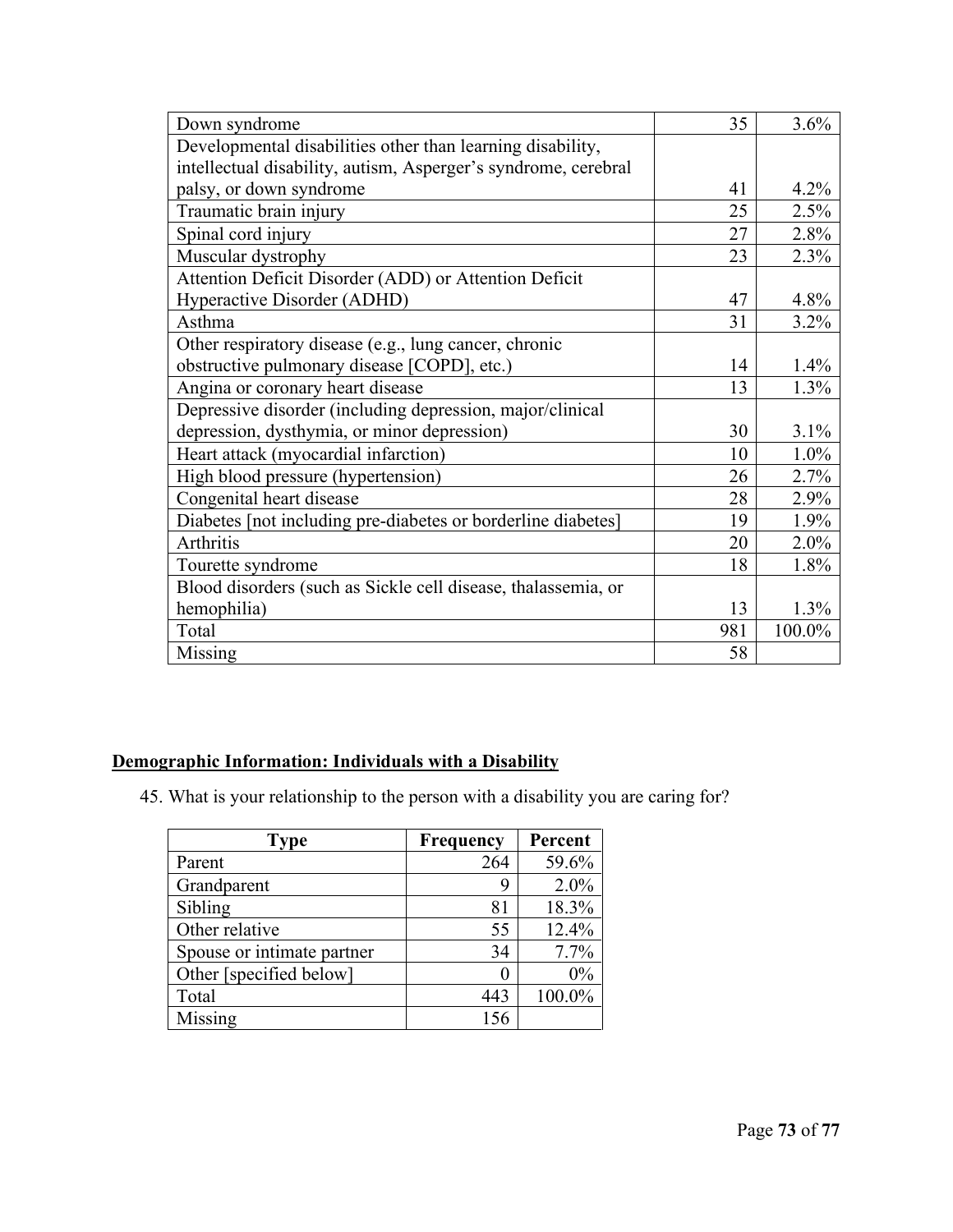| | | |
|---|---|---|
| Down syndrome | 35 | 3.6% |
| Developmental disabilities other than learning disability, intellectual disability, autism, Asperger's syndrome, cerebral palsy, or down syndrome | 41 | 4.2% |
| Traumatic brain injury | 25 | 2.5% |
| Spinal cord injury | 27 | 2.8% |
| Muscular dystrophy | 23 | 2.3% |
| Attention Deficit Disorder (ADD) or Attention Deficit Hyperactive Disorder (ADHD) | 47 | 4.8% |
| Asthma | 31 | 3.2% |
| Other respiratory disease (e.g., lung cancer, chronic obstructive pulmonary disease [COPD], etc.) | 14 | 1.4% |
| Angina or coronary heart disease | 13 | 1.3% |
| Depressive disorder (including depression, major/clinical depression, dysthymia, or minor depression) | 30 | 3.1% |
| Heart attack (myocardial infarction) | 10 | 1.0% |
| High blood pressure (hypertension) | 26 | 2.7% |
| Congenital heart disease | 28 | 2.9% |
| Diabetes [not including pre-diabetes or borderline diabetes] | 19 | 1.9% |
| Arthritis | 20 | 2.0% |
| Tourette syndrome | 18 | 1.8% |
| Blood disorders (such as Sickle cell disease, thalassemia, or hemophilia) | 13 | 1.3% |
| Total | 981 | 100.0% |
| Missing | 58 | |

## Demographic Information: Individuals with a Disability

45. What is your relationship to the person with a disability you are caring for?

| Type | Frequency | Percent |
|---|---|---|
| Parent | 264 | 59.6% |
| Grandparent | 9 | 2.0% |
| Sibling | 81 | 18.3% |
| Other relative | 55 | 12.4% |
| Spouse or intimate partner | 34 | 7.7% |
| Other [specified below] | 0 | 0% |
| Total | 443 | 100.0% |
| Missing | 156 | |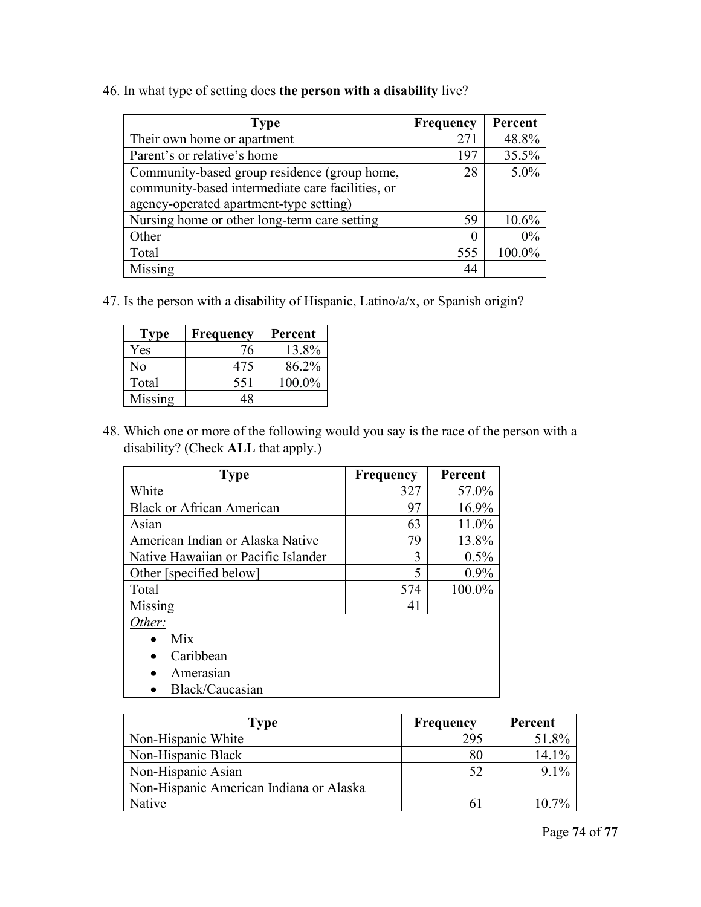46. In what type of setting does **the person with a disability** live?

| Type | Frequency | Percent |
|---|---|---|
| Their own home or apartment | 271 | 48.8% |
| Parent's or relative's home | 197 | 35.5% |
| Community-based group residence (group home, community-based intermediate care facilities, or agency-operated apartment-type setting) | 28 | 5.0% |
| Nursing home or other long-term care setting | 59 | 10.6% |
| Other | 0 | 0% |
| Total | 555 | 100.0% |
| Missing | 44 | |

47. Is the person with a disability of Hispanic, Latino/a/x, or Spanish origin?

| Type | Frequency | Percent |
|---|---|---|
| Yes | 76 | 13.8% |
| No | 475 | 86.2% |
| Total | 551 | 100.0% |
| Missing | 48 | |

48. Which one or more of the following would you say is the race of the person with a disability? (Check **ALL** that apply.)

| Type | Frequency | Percent |
|---|---|---|
| White | 327 | 57.0% |
| Black or African American | 97 | 16.9% |
| Asian | 63 | 11.0% |
| American Indian or Alaska Native | 79 | 13.8% |
| Native Hawaiian or Pacific Islander | 3 | 0.5% |
| Other [specified below] | 5 | 0.9% |
| Total | 574 | 100.0% |
| Missing | 41 | |

*Other:*

- Mix
- Caribbean
- Amerasian
- Black/Caucasian

| Type | Frequency | Percent |
|---|---|---|
| Non-Hispanic White | 295 | 51.8% |
| Non-Hispanic Black | 80 | 14.1% |
| Non-Hispanic Asian | 52 | 9.1% |
| Non-Hispanic American Indiana or Alaska Native | 61 | 10.7% |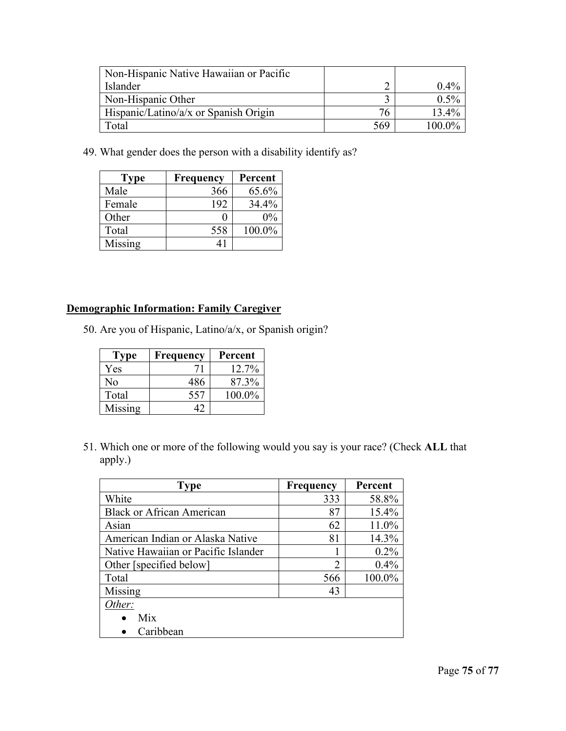| | | |
|---|---|---|
| Non-Hispanic Native Hawaiian or Pacific Islander | 2 | 0.4% |
| Non-Hispanic Other | 3 | 0.5% |
| Hispanic/Latino/a/x or Spanish Origin | 76 | 13.4% |
| Total | 569 | 100.0% |

49. What gender does the person with a disability identify as?

| Type | Frequency | Percent |
|---|---|---|
| Male | 366 | 65.6% |
| Female | 192 | 34.4% |
| Other | 0 | 0% |
| Total | 558 | 100.0% |
| Missing | 41 | |

## Demographic Information: Family Caregiver

50. Are you of Hispanic, Latino/a/x, or Spanish origin?

| Type | Frequency | Percent |
|---|---|---|
| Yes | 71 | 12.7% |
| No | 486 | 87.3% |
| Total | 557 | 100.0% |
| Missing | 42 | |

51. Which one or more of the following would you say is your race? (Check **ALL** that apply.)

| Type | Frequency | Percent |
|---|---|---|
| White | 333 | 58.8% |
| Black or African American | 87 | 15.4% |
| Asian | 62 | 11.0% |
| American Indian or Alaska Native | 81 | 14.3% |
| Native Hawaiian or Pacific Islander | 1 | 0.2% |
| Other [specified below] | 2 | 0.4% |
| Total | 566 | 100.0% |
| Missing | 43 | |
| *Other:* <br> • Mix <br> • Caribbean | | |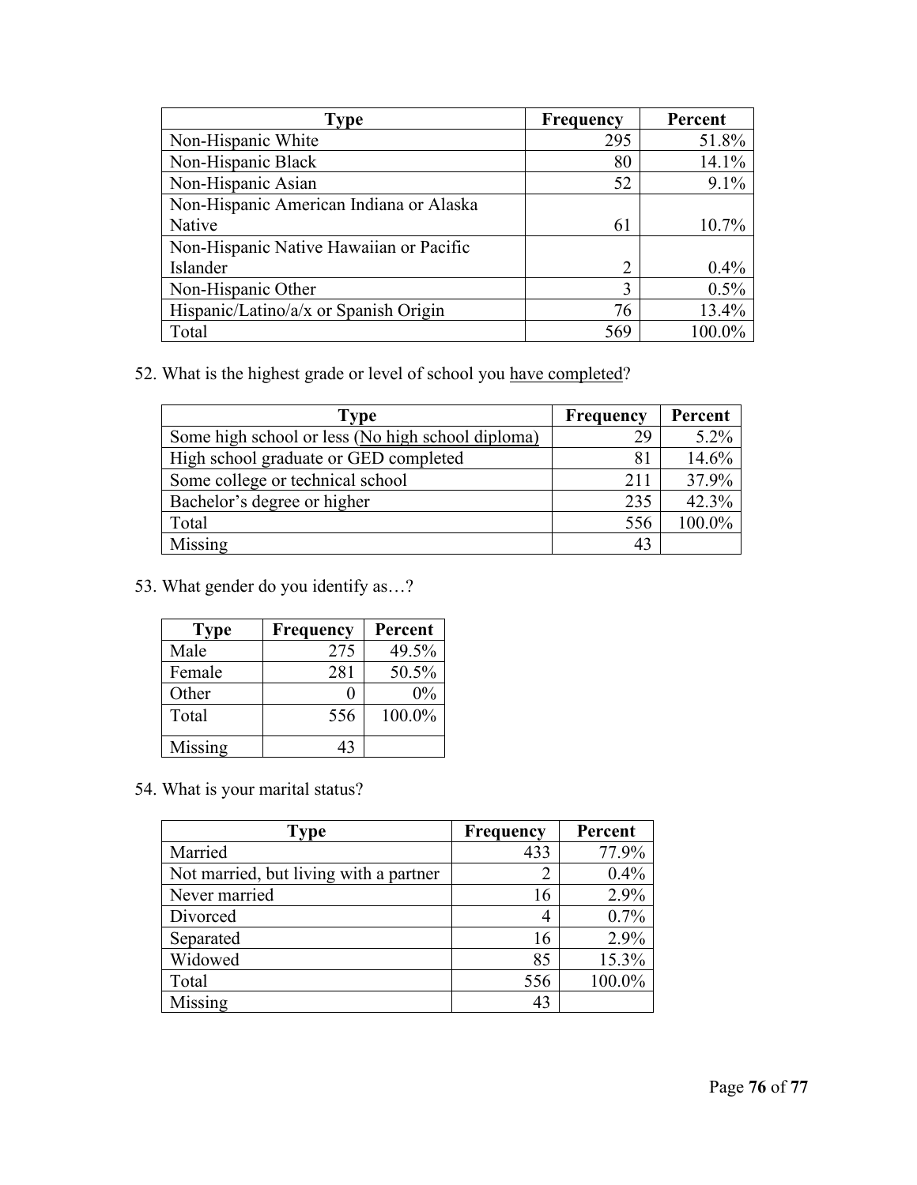| Type | Frequency | Percent |
|---|---|---|
| Non-Hispanic White | 295 | 51.8% |
| Non-Hispanic Black | 80 | 14.1% |
| Non-Hispanic Asian | 52 | 9.1% |
| Non-Hispanic American Indiana or Alaska Native | 61 | 10.7% |
| Non-Hispanic Native Hawaiian or Pacific Islander | 2 | 0.4% |
| Non-Hispanic Other | 3 | 0.5% |
| Hispanic/Latino/a/x or Spanish Origin | 76 | 13.4% |
| Total | 569 | 100.0% |

52. What is the highest grade or level of school you have completed?

| Type | Frequency | Percent |
|---|---|---|
| Some high school or less (No high school diploma) | 29 | 5.2% |
| High school graduate or GED completed | 81 | 14.6% |
| Some college or technical school | 211 | 37.9% |
| Bachelor's degree or higher | 235 | 42.3% |
| Total | 556 | 100.0% |
| Missing | 43 | |

53. What gender do you identify as…?

| Type | Frequency | Percent |
|---|---|---|
| Male | 275 | 49.5% |
| Female | 281 | 50.5% |
| Other | 0 | 0% |
| Total | 556 | 100.0% |
| Missing | 43 | |

54. What is your marital status?

| Type | Frequency | Percent |
|---|---|---|
| Married | 433 | 77.9% |
| Not married, but living with a partner | 2 | 0.4% |
| Never married | 16 | 2.9% |
| Divorced | 4 | 0.7% |
| Separated | 16 | 2.9% |
| Widowed | 85 | 15.3% |
| Total | 556 | 100.0% |
| Missing | 43 | |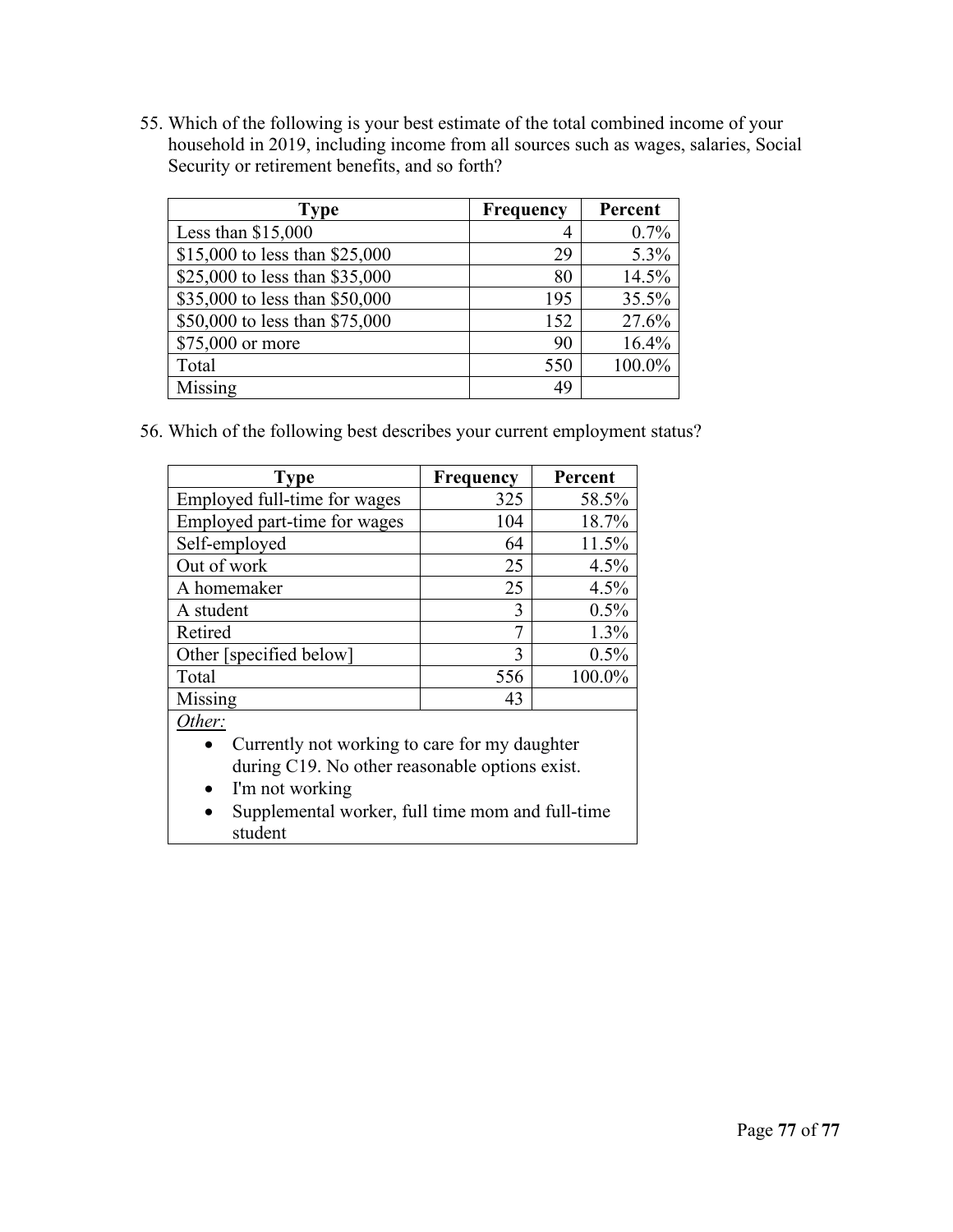55. Which of the following is your best estimate of the total combined income of your household in 2019, including income from all sources such as wages, salaries, Social Security or retirement benefits, and so forth?

| Type | Frequency | Percent |
|---|---|---|
| Less than $15,000 | 4 | 0.7% |
| $15,000 to less than $25,000 | 29 | 5.3% |
| $25,000 to less than $35,000 | 80 | 14.5% |
| $35,000 to less than $50,000 | 195 | 35.5% |
| $50,000 to less than $75,000 | 152 | 27.6% |
| $75,000 or more | 90 | 16.4% |
| Total | 550 | 100.0% |
| Missing | 49 | |

56. Which of the following best describes your current employment status?

| Type | Frequency | Percent |
|---|---|---|
| Employed full-time for wages | 325 | 58.5% |
| Employed part-time for wages | 104 | 18.7% |
| Self-employed | 64 | 11.5% |
| Out of work | 25 | 4.5% |
| A homemaker | 25 | 4.5% |
| A student | 3 | 0.5% |
| Retired | 7 | 1.3% |
| Other [specified below] | 3 | 0.5% |
| Total | 556 | 100.0% |
| Missing | 43 | |

*Other:*

- Currently not working to care for my daughter during C19. No other reasonable options exist.
- I'm not working
- Supplemental worker, full time mom and full-time student